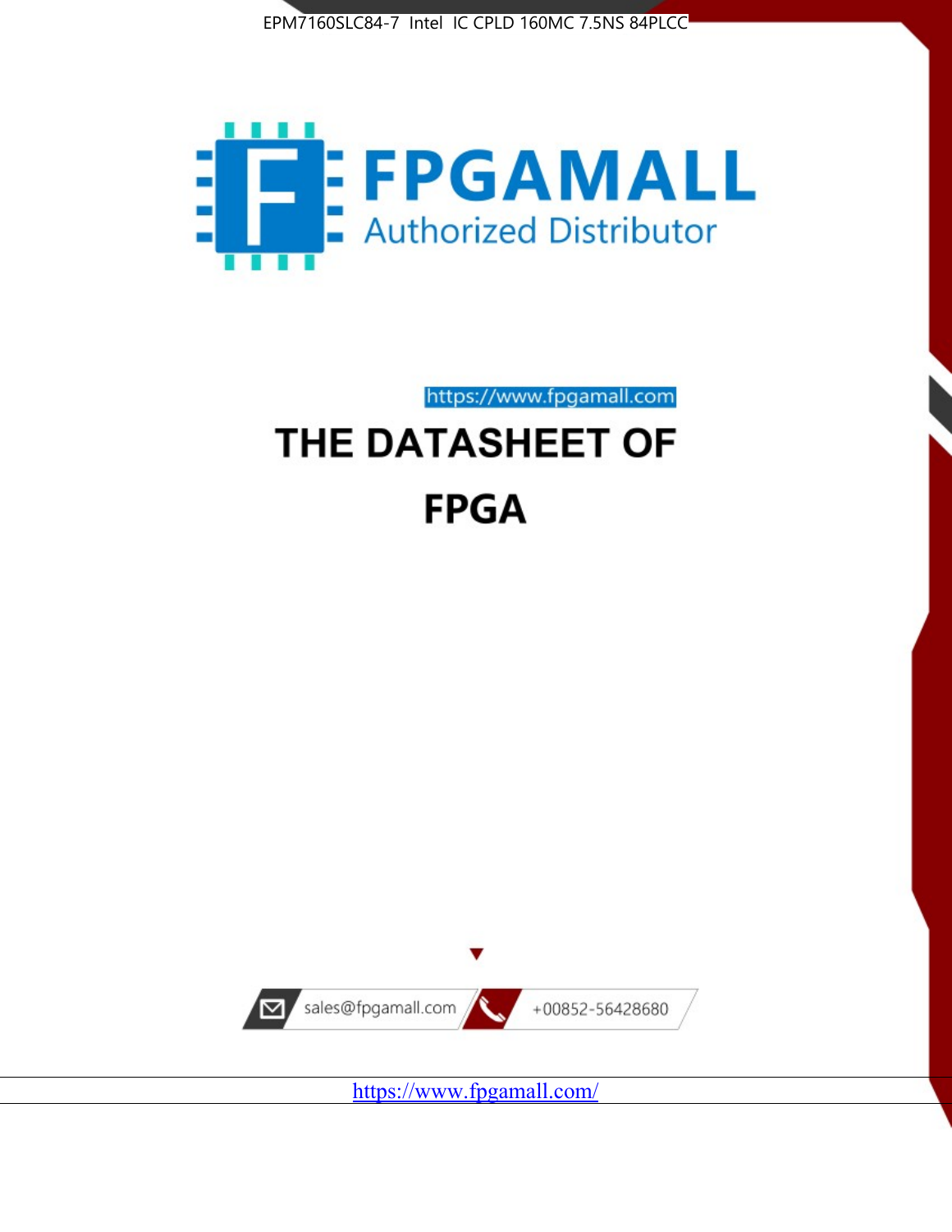EPM7160SLC84-7 Intel IC CPLD 160MC 7.5NS 84PLCC

FPGAMALL

Authorized Distributor

https://www.fpgamall.com

# THE DATASHEET OF

# FPGA

sales@fpgamall.com

+00852-56428680

https://www.fpgamall.com/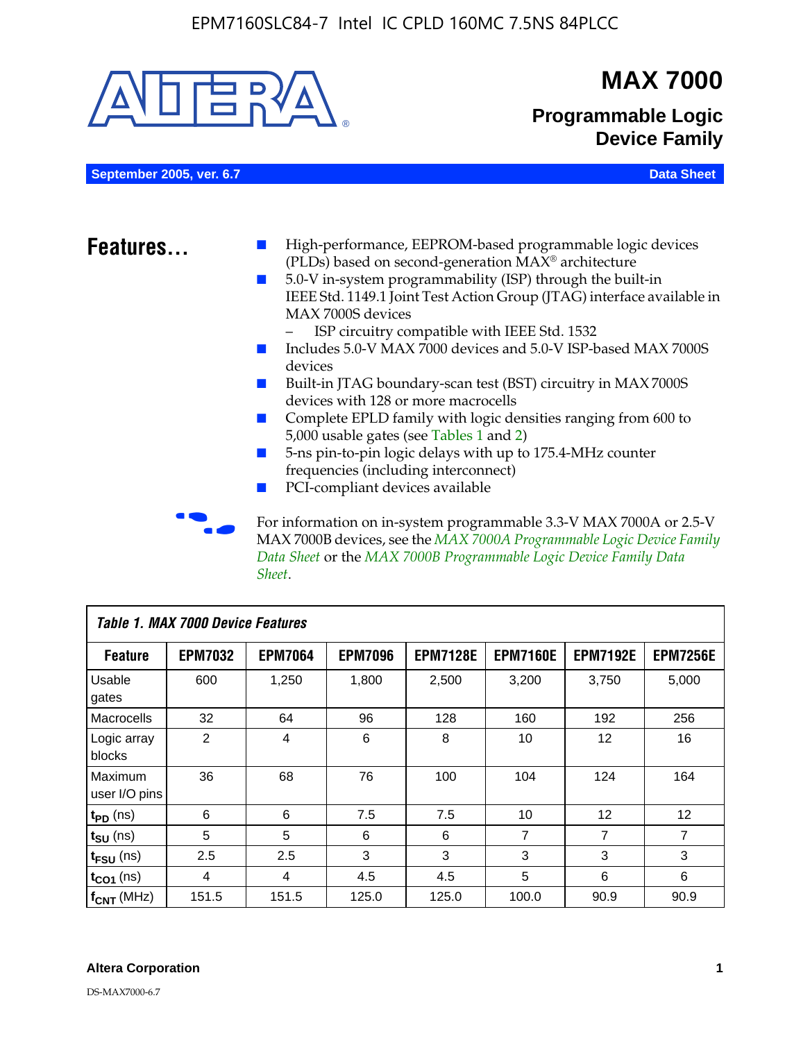# MAX 7000

## Programmable Logic Device Family

September 2005, ver. 6.7 — Data Sheet

## Features...

- High-performance, EEPROM-based programmable logic devices (PLDs) based on second-generation MAX® architecture
- 5.0-V in-system programmability (ISP) through the built-in IEEE Std. 1149.1 Joint Test Action Group (JTAG) interface available in MAX 7000S devices
  - ISP circuitry compatible with IEEE Std. 1532
- Includes 5.0-V MAX 7000 devices and 5.0-V ISP-based MAX 7000S devices
- Built-in JTAG boundary-scan test (BST) circuitry in MAX 7000S devices with 128 or more macrocells
- Complete EPLD family with logic densities ranging from 600 to 5,000 usable gates (see Tables 1 and 2)
- 5-ns pin-to-pin logic delays with up to 175.4-MHz counter frequencies (including interconnect)
- PCI-compliant devices available

For information on in-system programmable 3.3-V MAX 7000A or 2.5-V MAX 7000B devices, see the *MAX 7000A Programmable Logic Device Family Data Sheet* or the *MAX 7000B Programmable Logic Device Family Data Sheet*.

**Table 1. MAX 7000 Device Features**

| Feature | EPM7032 | EPM7064 | EPM7096 | EPM7128E | EPM7160E | EPM7192E | EPM7256E |
|---|---|---|---|---|---|---|---|
| Usable gates | 600 | 1,250 | 1,800 | 2,500 | 3,200 | 3,750 | 5,000 |
| Macrocells | 32 | 64 | 96 | 128 | 160 | 192 | 256 |
| Logic array blocks | 2 | 4 | 6 | 8 | 10 | 12 | 16 |
| Maximum user I/O pins | 36 | 68 | 76 | 100 | 104 | 124 | 164 |
| $t_{PD}$ (ns) | 6 | 6 | 7.5 | 7.5 | 10 | 12 | 12 |
| $t_{SU}$ (ns) | 5 | 5 | 6 | 6 | 7 | 7 | 7 |
| $t_{FSU}$ (ns) | 2.5 | 2.5 | 3 | 3 | 3 | 3 | 3 |
| $t_{CO1}$ (ns) | 4 | 4 | 4.5 | 4.5 | 5 | 6 | 6 |
| $f_{CNT}$ (MHz) | 151.5 | 151.5 | 125.0 | 125.0 | 100.0 | 90.9 | 90.9 |

Altera Corporation

DS-MAX7000-6.7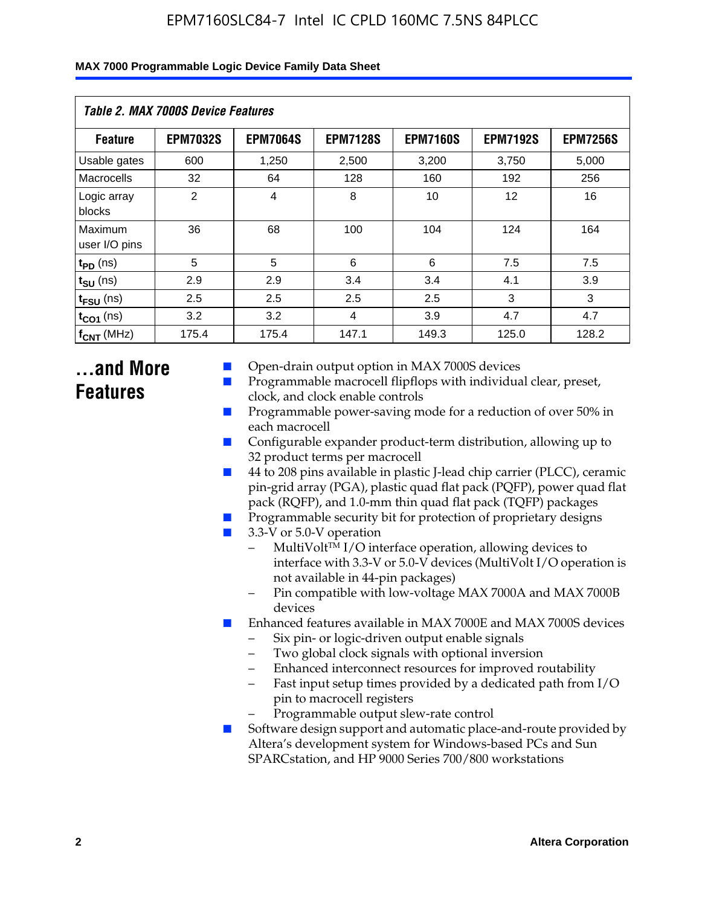*Table 2. MAX 7000S Device Features*

| Feature | EPM7032S | EPM7064S | EPM7128S | EPM7160S | EPM7192S | EPM7256S |
|---|---|---|---|---|---|---|
| Usable gates | 600 | 1,250 | 2,500 | 3,200 | 3,750 | 5,000 |
| Macrocells | 32 | 64 | 128 | 160 | 192 | 256 |
| Logic array blocks | 2 | 4 | 8 | 10 | 12 | 16 |
| Maximum user I/O pins | 36 | 68 | 100 | 104 | 124 | 164 |
| $t_{PD}$ (ns) | 5 | 5 | 6 | 6 | 7.5 | 7.5 |
| $t_{SU}$ (ns) | 2.9 | 2.9 | 3.4 | 3.4 | 4.1 | 3.9 |
| $t_{FSU}$ (ns) | 2.5 | 2.5 | 2.5 | 2.5 | 3 | 3 |
| $t_{CO1}$ (ns) | 3.2 | 3.2 | 4 | 3.9 | 4.7 | 4.7 |
| $f_{CNT}$ (MHz) | 175.4 | 175.4 | 147.1 | 149.3 | 125.0 | 128.2 |

## ...and More Features

- Open-drain output option in MAX 7000S devices
- Programmable macrocell flipflops with individual clear, preset, clock, and clock enable controls
- Programmable power-saving mode for a reduction of over 50% in each macrocell
- Configurable expander product-term distribution, allowing up to 32 product terms per macrocell
- 44 to 208 pins available in plastic J-lead chip carrier (PLCC), ceramic pin-grid array (PGA), plastic quad flat pack (PQFP), power quad flat pack (RQFP), and 1.0-mm thin quad flat pack (TQFP) packages
- Programmable security bit for protection of proprietary designs
- 3.3-V or 5.0-V operation
  - MultiVolt™ I/O interface operation, allowing devices to interface with 3.3-V or 5.0-V devices (MultiVolt I/O operation is not available in 44-pin packages)
  - Pin compatible with low-voltage MAX 7000A and MAX 7000B devices
- Enhanced features available in MAX 7000E and MAX 7000S devices
  - Six pin- or logic-driven output enable signals
  - Two global clock signals with optional inversion
  - Enhanced interconnect resources for improved routability
  - Fast input setup times provided by a dedicated path from I/O pin to macrocell registers
  - Programmable output slew-rate control
- Software design support and automatic place-and-route provided by Altera's development system for Windows-based PCs and Sun SPARCstation, and HP 9000 Series 700/800 workstations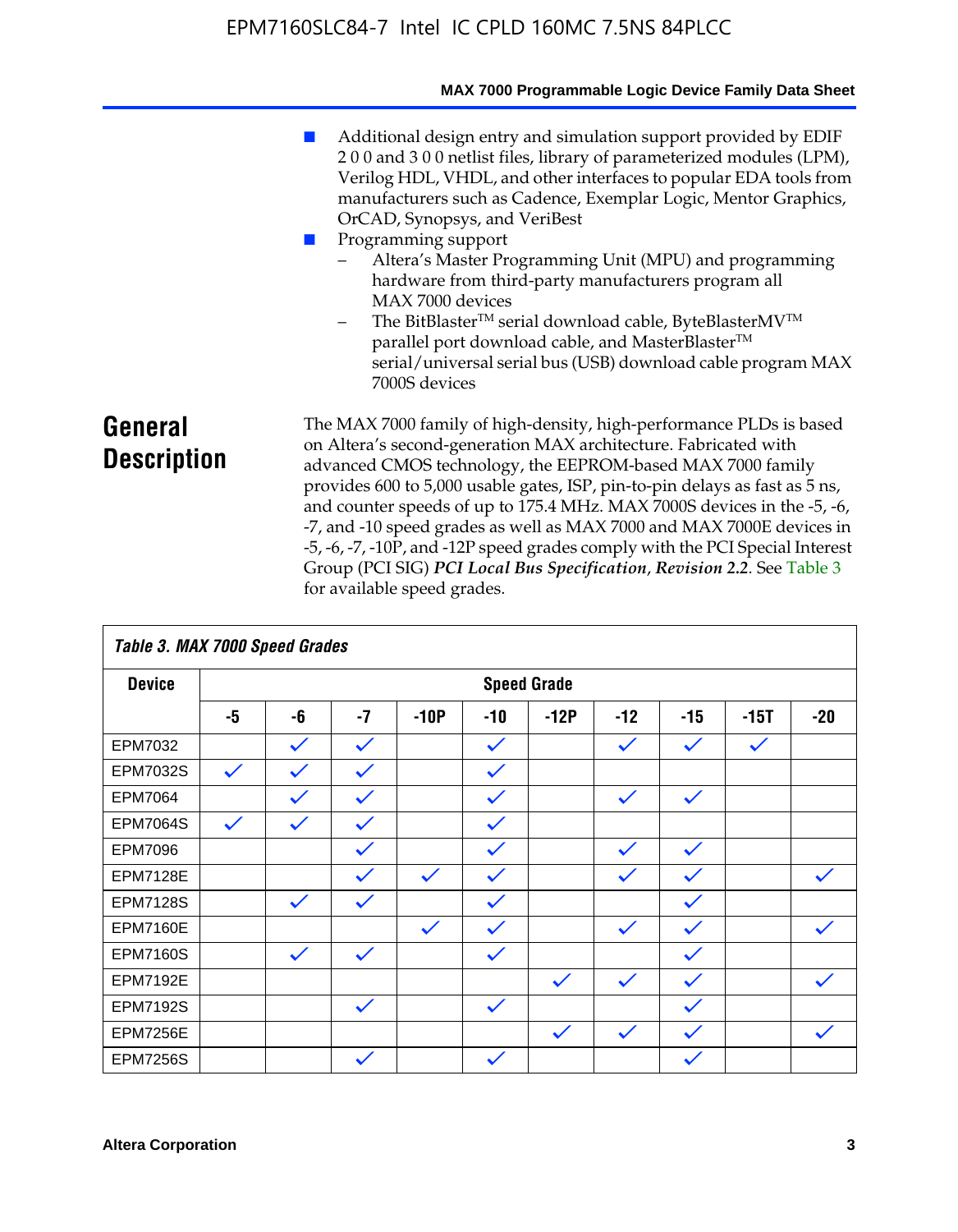- Additional design entry and simulation support provided by EDIF 2 0 0 and 3 0 0 netlist files, library of parameterized modules (LPM), Verilog HDL, VHDL, and other interfaces to popular EDA tools from manufacturers such as Cadence, Exemplar Logic, Mentor Graphics, OrCAD, Synopsys, and VeriBest
- Programming support
  - Altera's Master Programming Unit (MPU) and programming hardware from third-party manufacturers program all MAX 7000 devices
  - The BitBlaster™ serial download cable, ByteBlasterMV™ parallel port download cable, and MasterBlaster™ serial/universal serial bus (USB) download cable program MAX 7000S devices

## General Description

The MAX 7000 family of high-density, high-performance PLDs is based on Altera's second-generation MAX architecture. Fabricated with advanced CMOS technology, the EEPROM-based MAX 7000 family provides 600 to 5,000 usable gates, ISP, pin-to-pin delays as fast as 5 ns, and counter speeds of up to 175.4 MHz. MAX 7000S devices in the -5, -6, -7, and -10 speed grades as well as MAX 7000 and MAX 7000E devices in -5, -6, -7, -10P, and -12P speed grades comply with the PCI Special Interest Group (PCI SIG) ***PCI Local Bus Specification*, *Revision 2.2***. See Table 3 for available speed grades.

**Table 3. MAX 7000 Speed Grades**

| Device | Speed Grade | | | | | | | | | |
|---|---|---|---|---|---|---|---|---|---|---|
| | -5 | -6 | -7 | -10P | -10 | -12P | -12 | -15 | -15T | -20 |
| EPM7032 | | ✓ | ✓ | | ✓ | | ✓ | ✓ | ✓ | |
| EPM7032S | ✓ | ✓ | ✓ | | ✓ | | | | | |
| EPM7064 | | ✓ | ✓ | | ✓ | | ✓ | ✓ | | |
| EPM7064S | ✓ | ✓ | ✓ | | ✓ | | | | | |
| EPM7096 | | | ✓ | | ✓ | | ✓ | ✓ | | |
| EPM7128E | | | ✓ | ✓ | ✓ | | ✓ | ✓ | | ✓ |
| EPM7128S | | ✓ | ✓ | | ✓ | | | ✓ | | |
| EPM7160E | | | | ✓ | ✓ | | ✓ | ✓ | | ✓ |
| EPM7160S | | ✓ | ✓ | | ✓ | | | ✓ | | |
| EPM7192E | | | | | | ✓ | ✓ | ✓ | | ✓ |
| EPM7192S | | | ✓ | | ✓ | | | ✓ | | |
| EPM7256E | | | | | | ✓ | ✓ | ✓ | | ✓ |
| EPM7256S | | | ✓ | | ✓ | | | ✓ | | |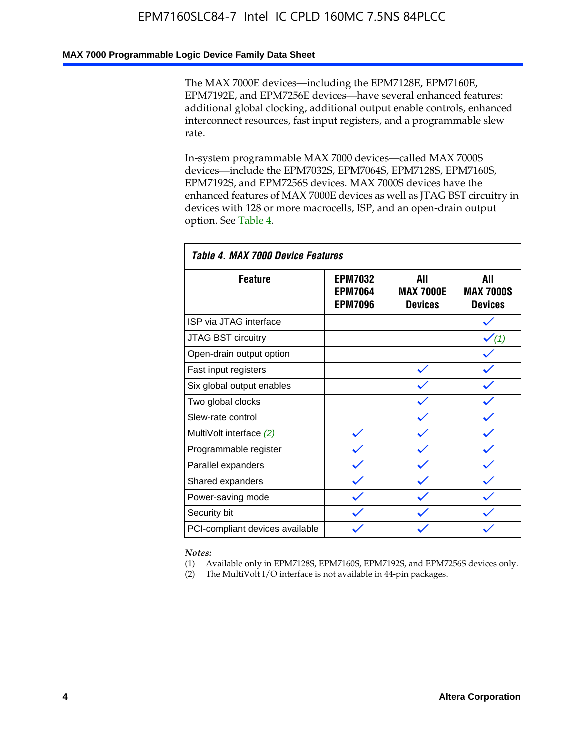The MAX 7000E devices—including the EPM7128E, EPM7160E, EPM7192E, and EPM7256E devices—have several enhanced features: additional global clocking, additional output enable controls, enhanced interconnect resources, fast input registers, and a programmable slew rate.

In-system programmable MAX 7000 devices—called MAX 7000S devices—include the EPM7032S, EPM7064S, EPM7128S, EPM7160S, EPM7192S, and EPM7256S devices. MAX 7000S devices have the enhanced features of MAX 7000E devices as well as JTAG BST circuitry in devices with 128 or more macrocells, ISP, and an open-drain output option. See Table 4.

*Table 4. MAX 7000 Device Features*

| Feature | EPM7032 EPM7064 EPM7096 | All MAX 7000E Devices | All MAX 7000S Devices |
|---|---|---|---|
| ISP via JTAG interface | | | ✓ |
| JTAG BST circuitry | | | ✓ *(1)* |
| Open-drain output option | | | ✓ |
| Fast input registers | | ✓ | ✓ |
| Six global output enables | | ✓ | ✓ |
| Two global clocks | | ✓ | ✓ |
| Slew-rate control | | ✓ | ✓ |
| MultiVolt interface *(2)* | ✓ | ✓ | ✓ |
| Programmable register | ✓ | ✓ | ✓ |
| Parallel expanders | ✓ | ✓ | ✓ |
| Shared expanders | ✓ | ✓ | ✓ |
| Power-saving mode | ✓ | ✓ | ✓ |
| Security bit | ✓ | ✓ | ✓ |
| PCI-compliant devices available | ✓ | ✓ | ✓ |

*Notes:*
(1) Available only in EPM7128S, EPM7160S, EPM7192S, and EPM7256S devices only.
(2) The MultiVolt I/O interface is not available in 44-pin packages.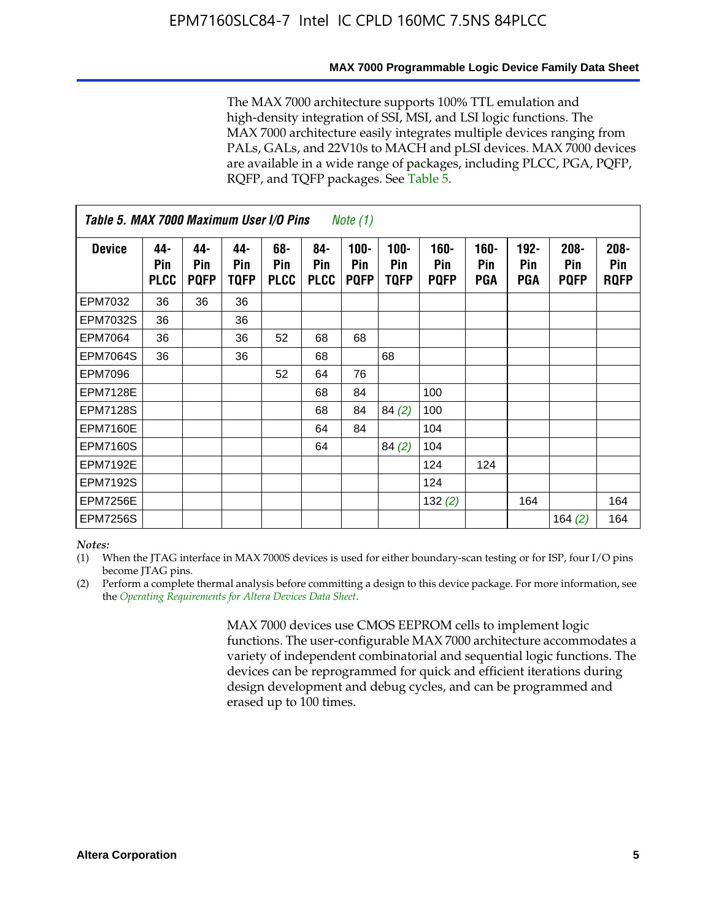The MAX 7000 architecture supports 100% TTL emulation and high-density integration of SSI, MSI, and LSI logic functions. The MAX 7000 architecture easily integrates multiple devices ranging from PALs, GALs, and 22V10s to MACH and pLSI devices. MAX 7000 devices are available in a wide range of packages, including PLCC, PGA, PQFP, RQFP, and TQFP packages. See Table 5.

**Table 5. MAX 7000 Maximum User I/O Pins** *Note (1)*

| Device | 44-Pin PLCC | 44-Pin PQFP | 44-Pin TQFP | 68-Pin PLCC | 84-Pin PLCC | 100-Pin PQFP | 100-Pin TQFP | 160-Pin PQFP | 160-Pin PGA | 192-Pin PGA | 208-Pin PQFP | 208-Pin RQFP |
|---|---|---|---|---|---|---|---|---|---|---|---|---|
| EPM7032 | 36 | 36 | 36 | | | | | | | | | |
| EPM7032S | 36 | | 36 | | | | | | | | | |
| EPM7064 | 36 | | 36 | 52 | 68 | 68 | | | | | | |
| EPM7064S | 36 | | 36 | | 68 | | 68 | | | | | |
| EPM7096 | | | | 52 | 64 | 76 | | | | | | |
| EPM7128E | | | | | 68 | 84 | | 100 | | | | |
| EPM7128S | | | | | 68 | 84 | 84 *(2)* | 100 | | | | |
| EPM7160E | | | | | 64 | 84 | | 104 | | | | |
| EPM7160S | | | | | 64 | | 84 *(2)* | 104 | | | | |
| EPM7192E | | | | | | | | 124 | 124 | | | |
| EPM7192S | | | | | | | | 124 | | | | |
| EPM7256E | | | | | | | | 132 *(2)* | | 164 | | 164 |
| EPM7256S | | | | | | | | | | | 164 *(2)* | 164 |

*Notes:*

(1) When the JTAG interface in MAX 7000S devices is used for either boundary-scan testing or for ISP, four I/O pins become JTAG pins.

(2) Perform a complete thermal analysis before committing a design to this device package. For more information, see the *Operating Requirements for Altera Devices Data Sheet*.

MAX 7000 devices use CMOS EEPROM cells to implement logic functions. The user-configurable MAX 7000 architecture accommodates a variety of independent combinatorial and sequential logic functions. The devices can be reprogrammed for quick and efficient iterations during design development and debug cycles, and can be programmed and erased up to 100 times.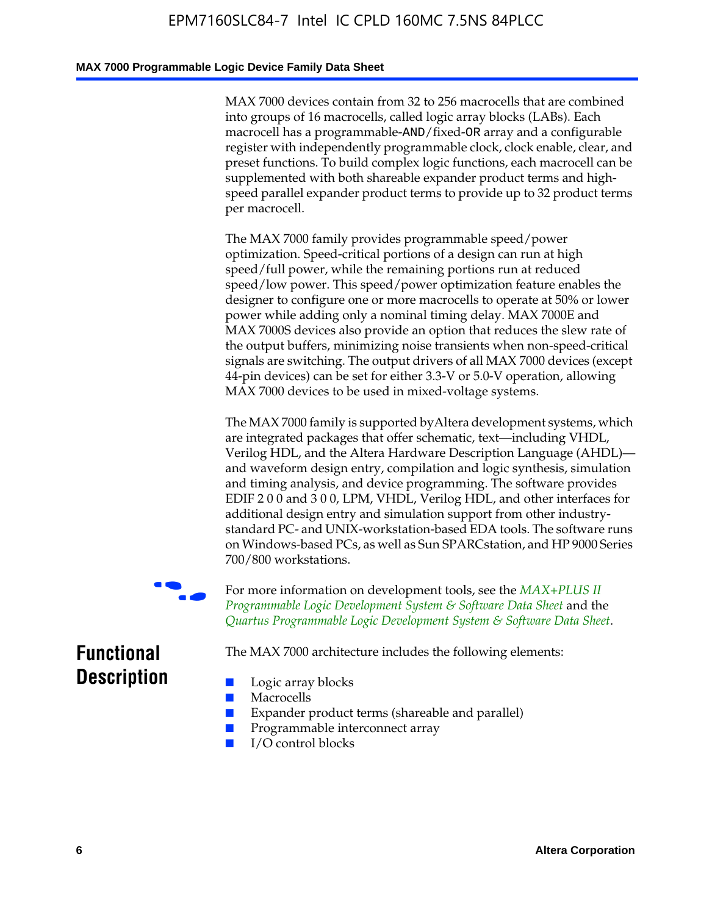MAX 7000 devices contain from 32 to 256 macrocells that are combined into groups of 16 macrocells, called logic array blocks (LABs). Each macrocell has a programmable-AND/fixed-OR array and a configurable register with independently programmable clock, clock enable, clear, and preset functions. To build complex logic functions, each macrocell can be supplemented with both shareable expander product terms and high-speed parallel expander product terms to provide up to 32 product terms per macrocell.

The MAX 7000 family provides programmable speed/power optimization. Speed-critical portions of a design can run at high speed/full power, while the remaining portions run at reduced speed/low power. This speed/power optimization feature enables the designer to configure one or more macrocells to operate at 50% or lower power while adding only a nominal timing delay. MAX 7000E and MAX 7000S devices also provide an option that reduces the slew rate of the output buffers, minimizing noise transients when non-speed-critical signals are switching. The output drivers of all MAX 7000 devices (except 44-pin devices) can be set for either 3.3-V or 5.0-V operation, allowing MAX 7000 devices to be used in mixed-voltage systems.

The MAX 7000 family is supported byAltera development systems, which are integrated packages that offer schematic, text—including VHDL, Verilog HDL, and the Altera Hardware Description Language (AHDL)—and waveform design entry, compilation and logic synthesis, simulation and timing analysis, and device programming. The software provides EDIF 2 0 0 and 3 0 0, LPM, VHDL, Verilog HDL, and other interfaces for additional design entry and simulation support from other industry-standard PC- and UNIX-workstation-based EDA tools. The software runs on Windows-based PCs, as well as Sun SPARCstation, and HP 9000 Series 700/800 workstations.

For more information on development tools, see the *MAX+PLUS II Programmable Logic Development System & Software Data Sheet* and the *Quartus Programmable Logic Development System & Software Data Sheet*.

## Functional Description

The MAX 7000 architecture includes the following elements:

- Logic array blocks
- Macrocells
- Expander product terms (shareable and parallel)
- Programmable interconnect array
- I/O control blocks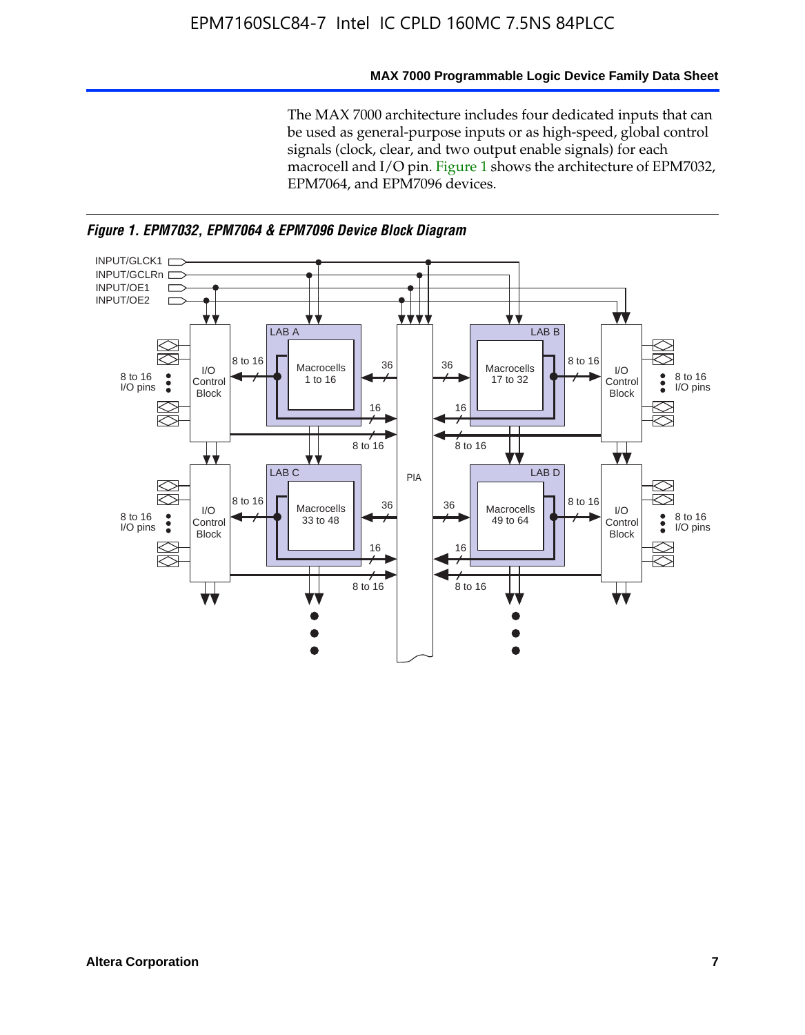The MAX 7000 architecture includes four dedicated inputs that can be used as general-purpose inputs or as high-speed, global control signals (clock, clear, and two output enable signals) for each macrocell and I/O pin. Figure 1 shows the architecture of EPM7032, EPM7064, and EPM7096 devices.

*Figure 1. EPM7032, EPM7064 & EPM7096 Device Block Diagram*

INPUT/GLCK1
INPUT/GCLRn
INPUT/OE1
INPUT/OE2

LAB A — Macrocells 1 to 16
LAB B — Macrocells 17 to 32
LAB C — Macrocells 33 to 48
LAB D — Macrocells 49 to 64

PIA

I/O Control Block

8 to 16 I/O pins

8 to 16

36

16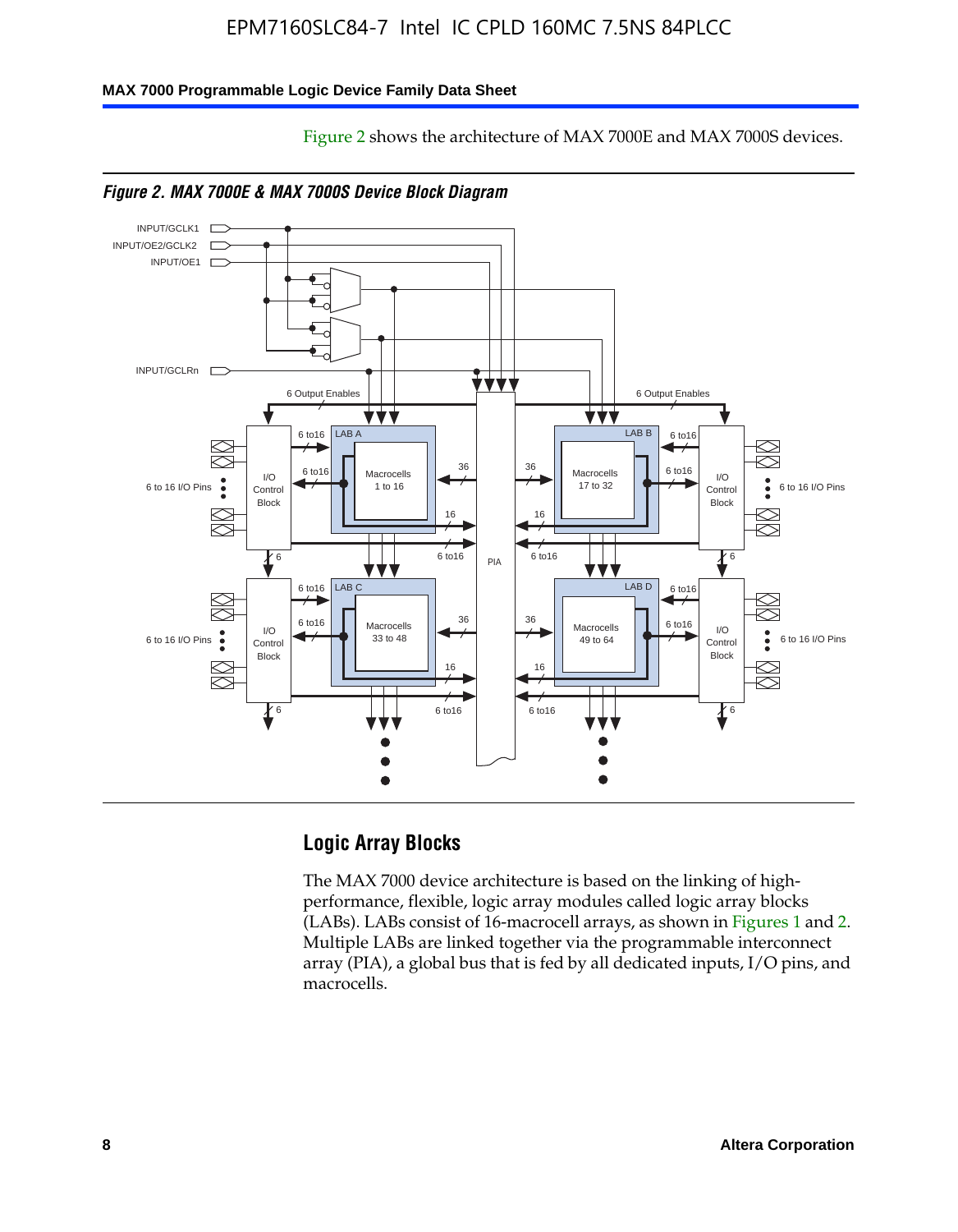Figure 2 shows the architecture of MAX 7000E and MAX 7000S devices.

*Figure 2. MAX 7000E & MAX 7000S Device Block Diagram*

## Logic Array Blocks

The MAX 7000 device architecture is based on the linking of high-performance, flexible, logic array modules called logic array blocks (LABs). LABs consist of 16-macrocell arrays, as shown in Figures 1 and 2. Multiple LABs are linked together via the programmable interconnect array (PIA), a global bus that is fed by all dedicated inputs, I/O pins, and macrocells.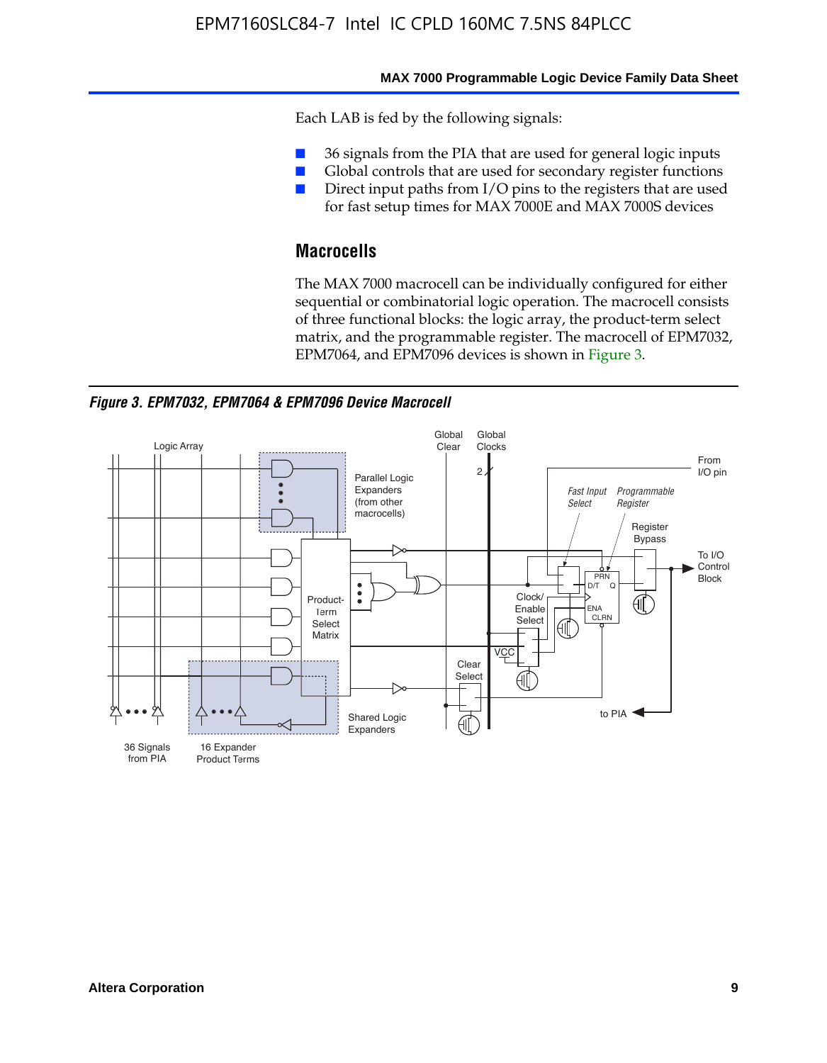Each LAB is fed by the following signals:

- 36 signals from the PIA that are used for general logic inputs
- Global controls that are used for secondary register functions
- Direct input paths from I/O pins to the registers that are used for fast setup times for MAX 7000E and MAX 7000S devices

## Macrocells

The MAX 7000 macrocell can be individually configured for either sequential or combinatorial logic operation. The macrocell consists of three functional blocks: the logic array, the product-term select matrix, and the programmable register. The macrocell of EPM7032, EPM7064, and EPM7096 devices is shown in Figure 3.

***Figure 3. EPM7032, EPM7064 & EPM7096 Device Macrocell***

Logic Array, Global Clear, Global Clocks, 2, From I/O pin, Parallel Logic Expanders (from other macrocells), *Fast Input Select*, *Programmable Register*, Register Bypass, To I/O Control Block, PRN, D/T, Q, ENA, CLRN, Product-Term Select Matrix, Clock/Enable Select, VCC, Clear Select, to PIA, Shared Logic Expanders, 36 Signals from PIA, 16 Expander Product Terms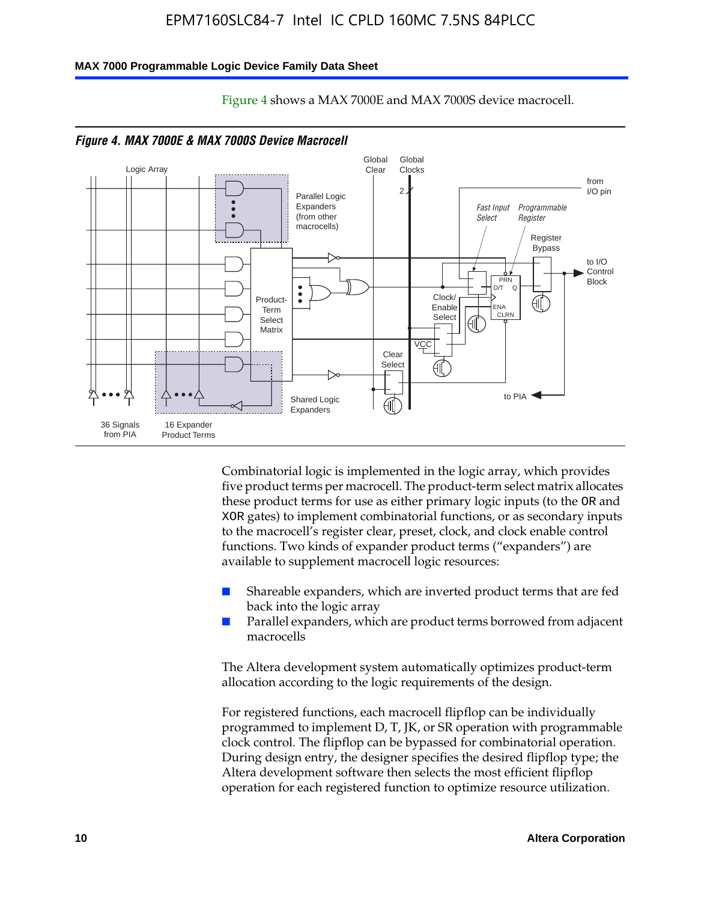Figure 4 shows a MAX 7000E and MAX 7000S device macrocell.

*Figure 4. MAX 7000E & MAX 7000S Device Macrocell*

Combinatorial logic is implemented in the logic array, which provides five product terms per macrocell. The product-term select matrix allocates these product terms for use as either primary logic inputs (to the OR and XOR gates) to implement combinatorial functions, or as secondary inputs to the macrocell's register clear, preset, clock, and clock enable control functions. Two kinds of expander product terms ("expanders") are available to supplement macrocell logic resources:

- Shareable expanders, which are inverted product terms that are fed back into the logic array
- Parallel expanders, which are product terms borrowed from adjacent macrocells

The Altera development system automatically optimizes product-term allocation according to the logic requirements of the design.

For registered functions, each macrocell flipflop can be individually programmed to implement D, T, JK, or SR operation with programmable clock control. The flipflop can be bypassed for combinatorial operation. During design entry, the designer specifies the desired flipflop type; the Altera development software then selects the most efficient flipflop operation for each registered function to optimize resource utilization.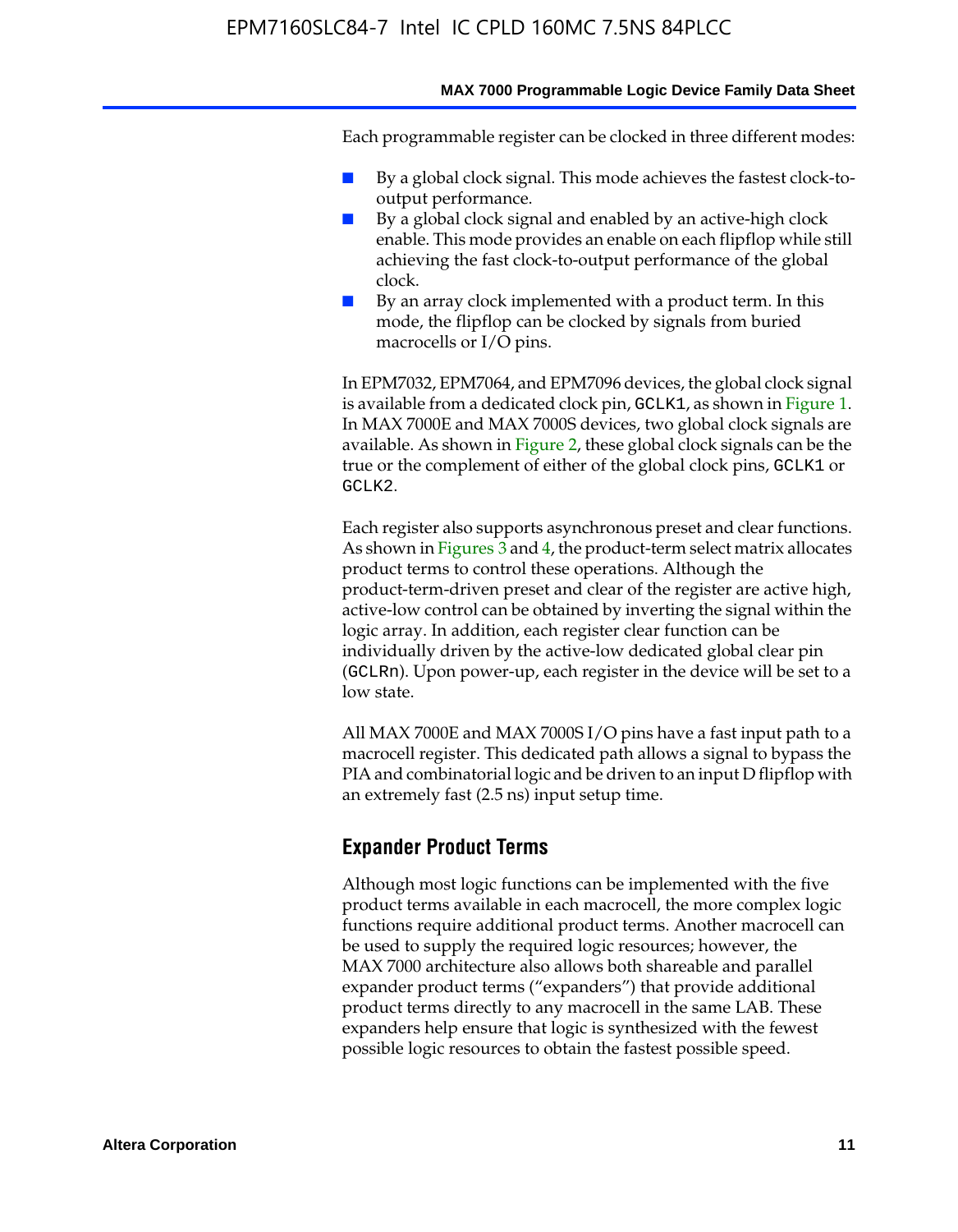Each programmable register can be clocked in three different modes:

- By a global clock signal. This mode achieves the fastest clock-to-output performance.
- By a global clock signal and enabled by an active-high clock enable. This mode provides an enable on each flipflop while still achieving the fast clock-to-output performance of the global clock.
- By an array clock implemented with a product term. In this mode, the flipflop can be clocked by signals from buried macrocells or I/O pins.

In EPM7032, EPM7064, and EPM7096 devices, the global clock signal is available from a dedicated clock pin, GCLK1, as shown in Figure 1. In MAX 7000E and MAX 7000S devices, two global clock signals are available. As shown in Figure 2, these global clock signals can be the true or the complement of either of the global clock pins, GCLK1 or GCLK2.

Each register also supports asynchronous preset and clear functions. As shown in Figures 3 and 4, the product-term select matrix allocates product terms to control these operations. Although the product-term-driven preset and clear of the register are active high, active-low control can be obtained by inverting the signal within the logic array. In addition, each register clear function can be individually driven by the active-low dedicated global clear pin (GCLRn). Upon power-up, each register in the device will be set to a low state.

All MAX 7000E and MAX 7000S I/O pins have a fast input path to a macrocell register. This dedicated path allows a signal to bypass the PIA and combinatorial logic and be driven to an input D flipflop with an extremely fast (2.5 ns) input setup time.

## Expander Product Terms

Although most logic functions can be implemented with the five product terms available in each macrocell, the more complex logic functions require additional product terms. Another macrocell can be used to supply the required logic resources; however, the MAX 7000 architecture also allows both shareable and parallel expander product terms ("expanders") that provide additional product terms directly to any macrocell in the same LAB. These expanders help ensure that logic is synthesized with the fewest possible logic resources to obtain the fastest possible speed.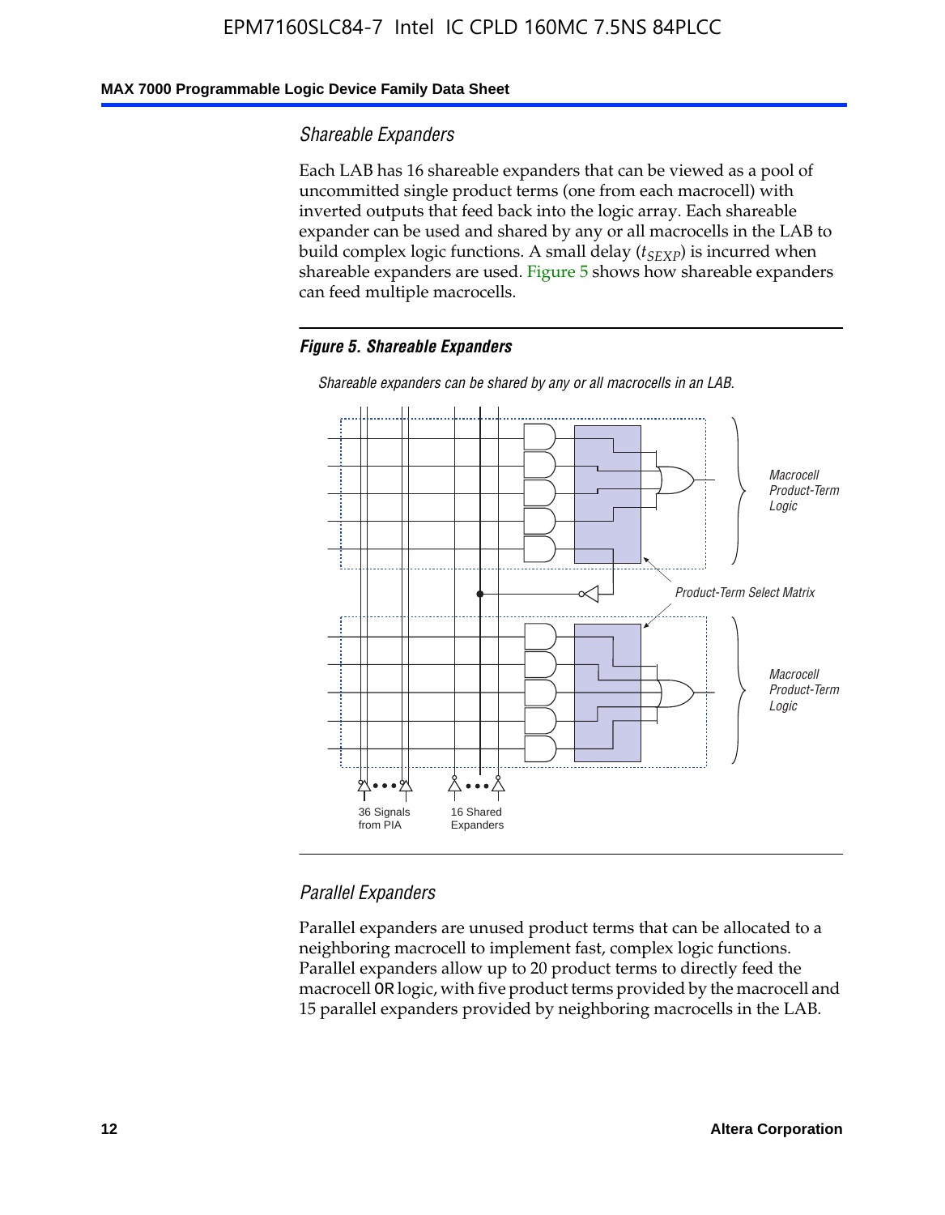### Shareable Expanders

Each LAB has 16 shareable expanders that can be viewed as a pool of uncommitted single product terms (one from each macrocell) with inverted outputs that feed back into the logic array. Each shareable expander can be used and shared by any or all macrocells in the LAB to build complex logic functions. A small delay ($t_{SEXP}$) is incurred when shareable expanders are used. Figure 5 shows how shareable expanders can feed multiple macrocells.

***Figure 5. Shareable Expanders***

*Shareable expanders can be shared by any or all macrocells in an LAB.*

*Macrocell Product-Term Logic*

*Product-Term Select Matrix*

*Macrocell Product-Term Logic*

36 Signals from PIA

16 Shared Expanders

### Parallel Expanders

Parallel expanders are unused product terms that can be allocated to a neighboring macrocell to implement fast, complex logic functions. Parallel expanders allow up to 20 product terms to directly feed the macrocell OR logic, with five product terms provided by the macrocell and 15 parallel expanders provided by neighboring macrocells in the LAB.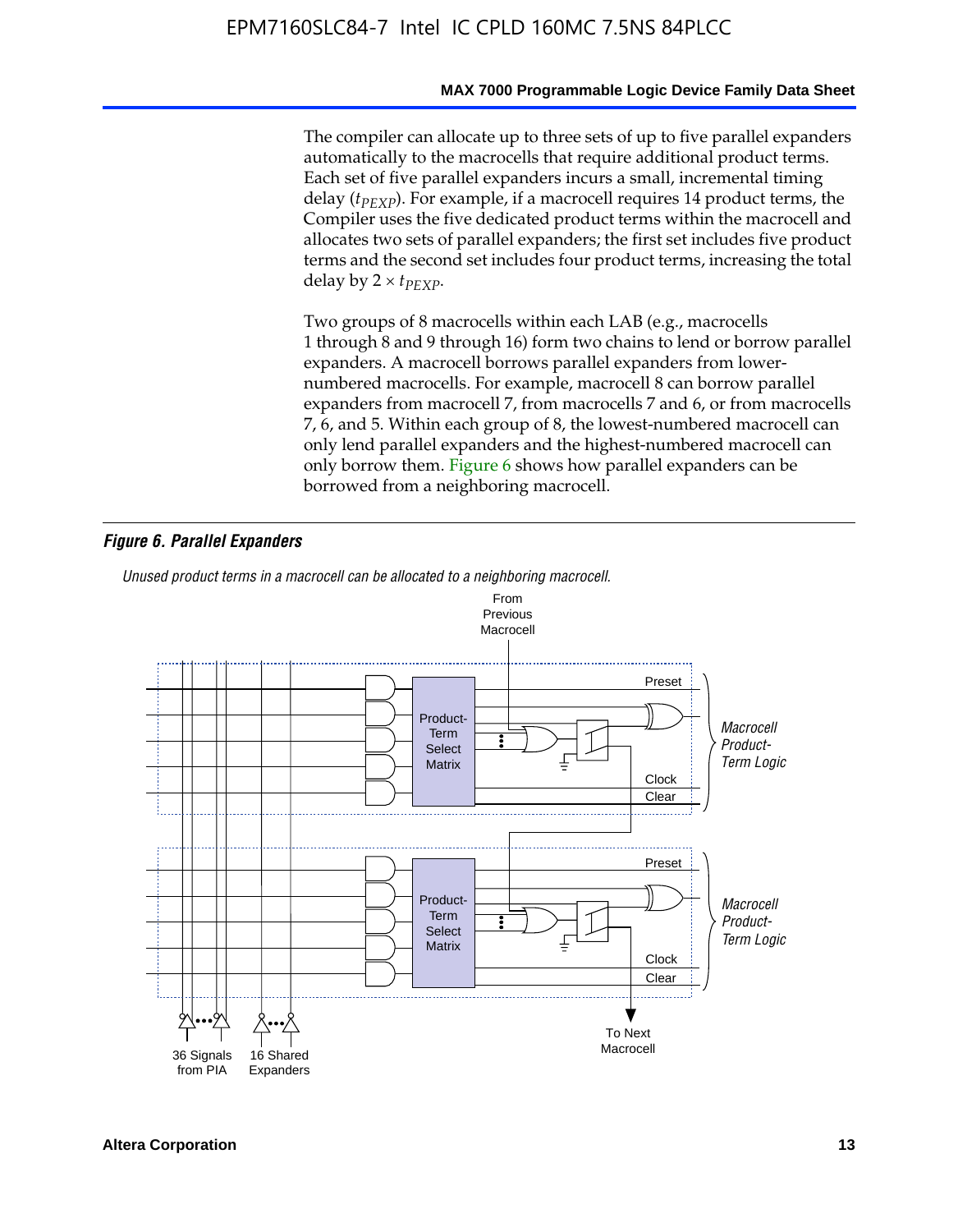The compiler can allocate up to three sets of up to five parallel expanders automatically to the macrocells that require additional product terms. Each set of five parallel expanders incurs a small, incremental timing delay ($t_{PEXP}$). For example, if a macrocell requires 14 product terms, the Compiler uses the five dedicated product terms within the macrocell and allocates two sets of parallel expanders; the first set includes five product terms and the second set includes four product terms, increasing the total delay by $2 \times t_{PEXP}$.

Two groups of 8 macrocells within each LAB (e.g., macrocells 1 through 8 and 9 through 16) form two chains to lend or borrow parallel expanders. A macrocell borrows parallel expanders from lower-numbered macrocells. For example, macrocell 8 can borrow parallel expanders from macrocell 7, from macrocells 7 and 6, or from macrocells 7, 6, and 5. Within each group of 8, the lowest-numbered macrocell can only lend parallel expanders and the highest-numbered macrocell can only borrow them. Figure 6 shows how parallel expanders can be borrowed from a neighboring macrocell.

***Figure 6. Parallel Expanders***

*Unused product terms in a macrocell can be allocated to a neighboring macrocell.*

From Previous Macrocell

Product-Term Select Matrix

Preset

Clock

Clear

*Macrocell Product-Term Logic*

Product-Term Select Matrix

Preset

Clock

Clear

*Macrocell Product-Term Logic*

36 Signals from PIA

16 Shared Expanders

To Next Macrocell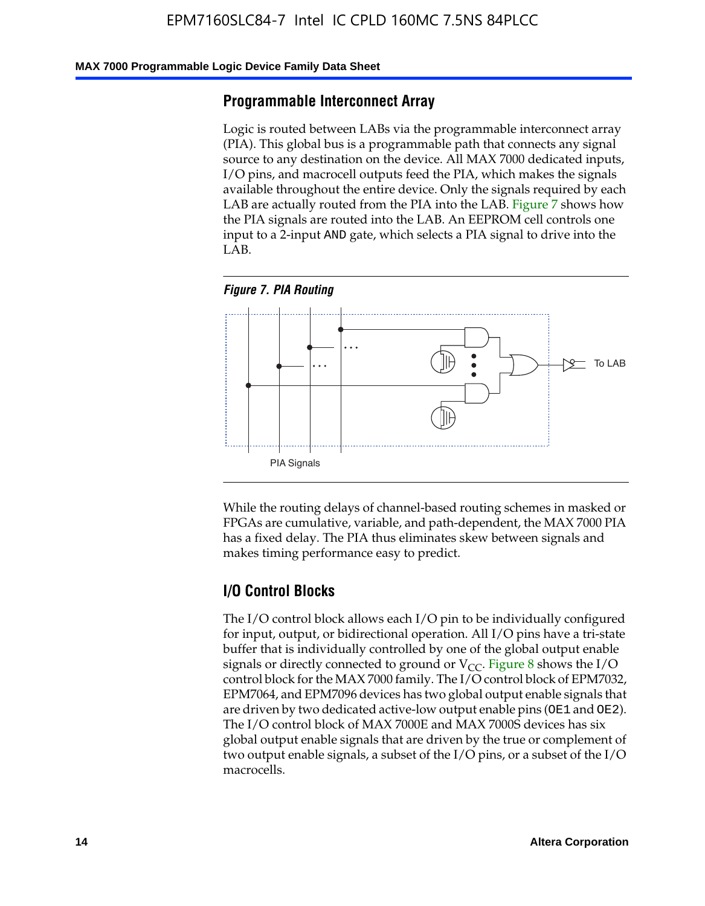## Programmable Interconnect Array

Logic is routed between LABs via the programmable interconnect array (PIA). This global bus is a programmable path that connects any signal source to any destination on the device. All MAX 7000 dedicated inputs, I/O pins, and macrocell outputs feed the PIA, which makes the signals available throughout the entire device. Only the signals required by each LAB are actually routed from the PIA into the LAB. Figure 7 shows how the PIA signals are routed into the LAB. An EEPROM cell controls one input to a 2-input AND gate, which selects a PIA signal to drive into the LAB.

*Figure 7. PIA Routing*

To LAB

PIA Signals

While the routing delays of channel-based routing schemes in masked or FPGAs are cumulative, variable, and path-dependent, the MAX 7000 PIA has a fixed delay. The PIA thus eliminates skew between signals and makes timing performance easy to predict.

## I/O Control Blocks

The I/O control block allows each I/O pin to be individually configured for input, output, or bidirectional operation. All I/O pins have a tri-state buffer that is individually controlled by one of the global output enable signals or directly connected to ground or $V_{CC}$. Figure 8 shows the I/O control block for the MAX 7000 family. The I/O control block of EPM7032, EPM7064, and EPM7096 devices has two global output enable signals that are driven by two dedicated active-low output enable pins (OE1 and OE2). The I/O control block of MAX 7000E and MAX 7000S devices has six global output enable signals that are driven by the true or complement of two output enable signals, a subset of the I/O pins, or a subset of the I/O macrocells.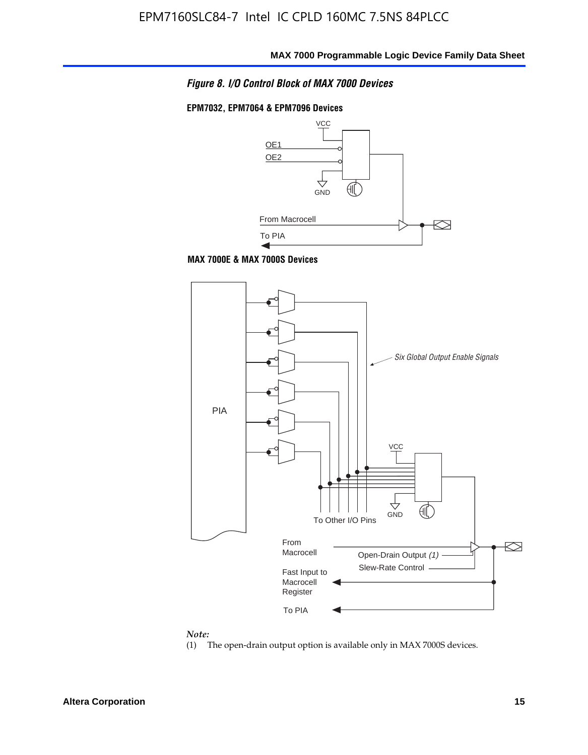*Figure 8. I/O Control Block of MAX 7000 Devices*

**EPM7032, EPM7064 & EPM7096 Devices**

VCC

OE1

OE2

GND

From Macrocell

To PIA

**MAX 7000E & MAX 7000S Devices**

PIA

*Six Global Output Enable Signals*

VCC

GND

To Other I/O Pins

From Macrocell

Open-Drain Output *(1)*

Slew-Rate Control

Fast Input to Macrocell Register

To PIA

*Note:*

(1) The open-drain output option is available only in MAX 7000S devices.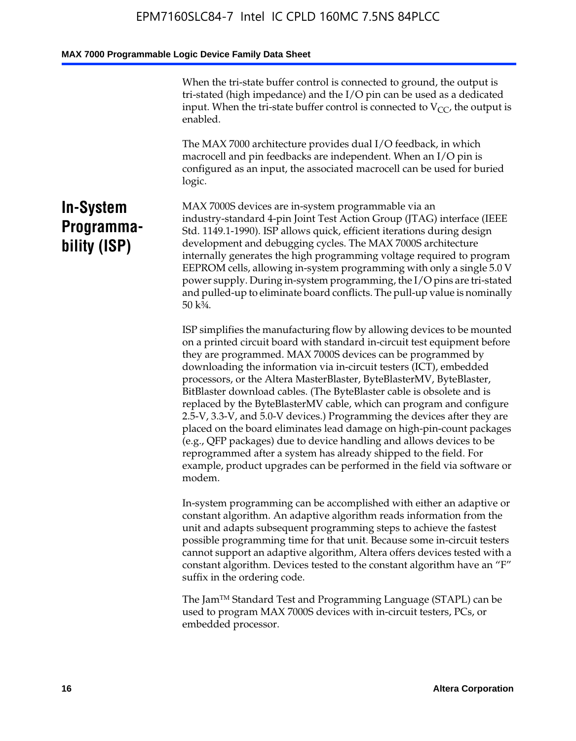When the tri-state buffer control is connected to ground, the output is tri-stated (high impedance) and the I/O pin can be used as a dedicated input. When the tri-state buffer control is connected to $V_{CC}$, the output is enabled.

The MAX 7000 architecture provides dual I/O feedback, in which macrocell and pin feedbacks are independent. When an I/O pin is configured as an input, the associated macrocell can be used for buried logic.

## In-System Programmability (ISP)

MAX 7000S devices are in-system programmable via an industry-standard 4-pin Joint Test Action Group (JTAG) interface (IEEE Std. 1149.1-1990). ISP allows quick, efficient iterations during design development and debugging cycles. The MAX 7000S architecture internally generates the high programming voltage required to program EEPROM cells, allowing in-system programming with only a single 5.0 V power supply. During in-system programming, the I/O pins are tri-stated and pulled-up to eliminate board conflicts. The pull-up value is nominally 50 k¾.

ISP simplifies the manufacturing flow by allowing devices to be mounted on a printed circuit board with standard in-circuit test equipment before they are programmed. MAX 7000S devices can be programmed by downloading the information via in-circuit testers (ICT), embedded processors, or the Altera MasterBlaster, ByteBlasterMV, ByteBlaster, BitBlaster download cables. (The ByteBlaster cable is obsolete and is replaced by the ByteBlasterMV cable, which can program and configure 2.5-V, 3.3-V, and 5.0-V devices.) Programming the devices after they are placed on the board eliminates lead damage on high-pin-count packages (e.g., QFP packages) due to device handling and allows devices to be reprogrammed after a system has already shipped to the field. For example, product upgrades can be performed in the field via software or modem.

In-system programming can be accomplished with either an adaptive or constant algorithm. An adaptive algorithm reads information from the unit and adapts subsequent programming steps to achieve the fastest possible programming time for that unit. Because some in-circuit testers cannot support an adaptive algorithm, Altera offers devices tested with a constant algorithm. Devices tested to the constant algorithm have an "F" suffix in the ordering code.

The Jam™ Standard Test and Programming Language (STAPL) can be used to program MAX 7000S devices with in-circuit testers, PCs, or embedded processor.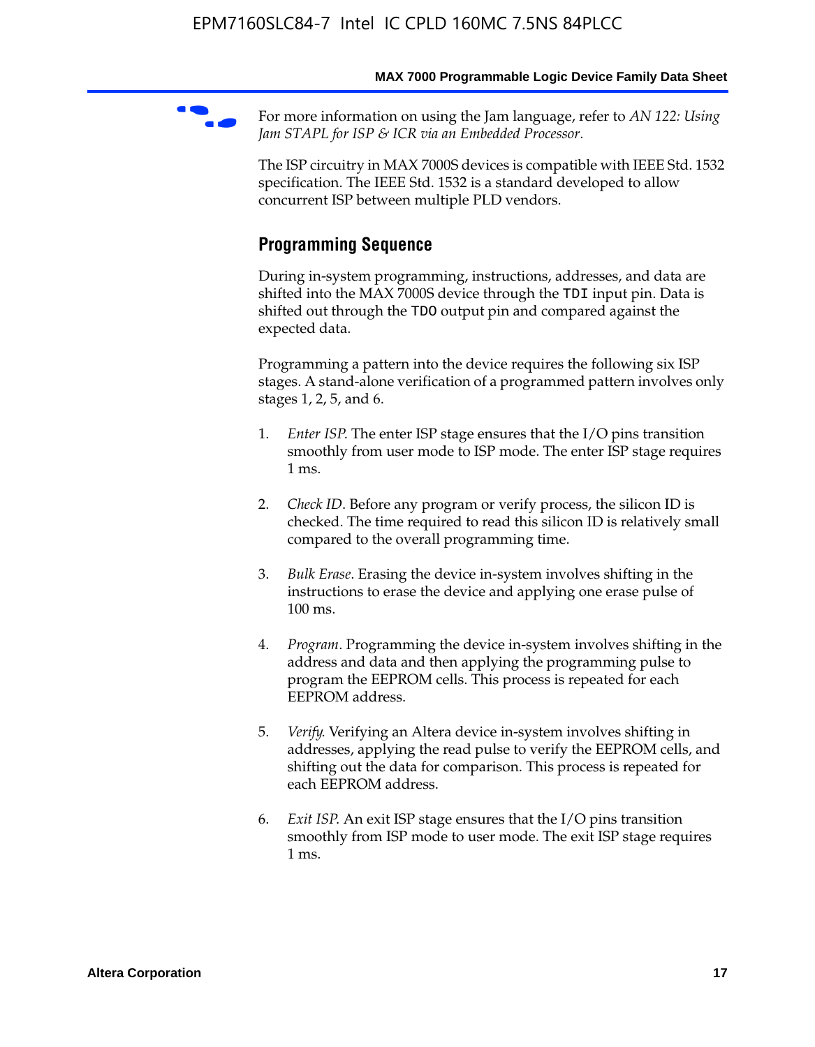For more information on using the Jam language, refer to *AN 122: Using Jam STAPL for ISP & ICR via an Embedded Processor*.

The ISP circuitry in MAX 7000S devices is compatible with IEEE Std. 1532 specification. The IEEE Std. 1532 is a standard developed to allow concurrent ISP between multiple PLD vendors.

## Programming Sequence

During in-system programming, instructions, addresses, and data are shifted into the MAX 7000S device through the `TDI` input pin. Data is shifted out through the `TDO` output pin and compared against the expected data.

Programming a pattern into the device requires the following six ISP stages. A stand-alone verification of a programmed pattern involves only stages 1, 2, 5, and 6.

1. *Enter ISP*. The enter ISP stage ensures that the I/O pins transition smoothly from user mode to ISP mode. The enter ISP stage requires 1 ms.

2. *Check ID*. Before any program or verify process, the silicon ID is checked. The time required to read this silicon ID is relatively small compared to the overall programming time.

3. *Bulk Erase*. Erasing the device in-system involves shifting in the instructions to erase the device and applying one erase pulse of 100 ms.

4. *Program*. Programming the device in-system involves shifting in the address and data and then applying the programming pulse to program the EEPROM cells. This process is repeated for each EEPROM address.

5. *Verify*. Verifying an Altera device in-system involves shifting in addresses, applying the read pulse to verify the EEPROM cells, and shifting out the data for comparison. This process is repeated for each EEPROM address.

6. *Exit ISP*. An exit ISP stage ensures that the I/O pins transition smoothly from ISP mode to user mode. The exit ISP stage requires 1 ms.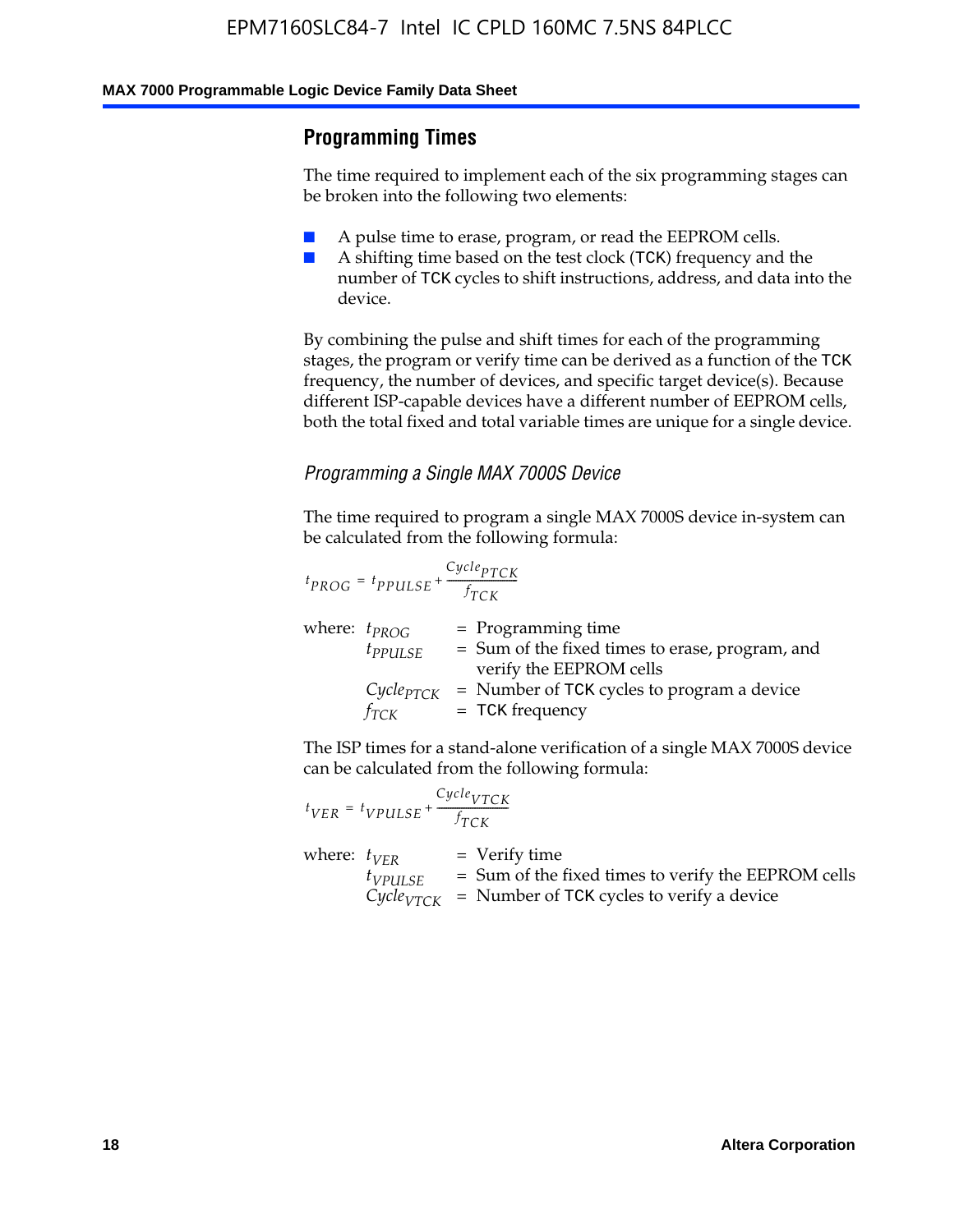## Programming Times

The time required to implement each of the six programming stages can be broken into the following two elements:

- A pulse time to erase, program, or read the EEPROM cells.
- A shifting time based on the test clock (TCK) frequency and the number of TCK cycles to shift instructions, address, and data into the device.

By combining the pulse and shift times for each of the programming stages, the program or verify time can be derived as a function of the TCK frequency, the number of devices, and specific target device(s). Because different ISP-capable devices have a different number of EEPROM cells, both the total fixed and total variable times are unique for a single device.

### *Programming a Single MAX 7000S Device*

The time required to program a single MAX 7000S device in-system can be calculated from the following formula:

$$t_{PROG} = t_{PPULSE} + \frac{Cycle_{PTCK}}{f_{TCK}}$$

where: $t_{PROG}$ = Programming time
$t_{PPULSE}$ = Sum of the fixed times to erase, program, and verify the EEPROM cells
$Cycle_{PTCK}$ = Number of TCK cycles to program a device
$f_{TCK}$ = TCK frequency

The ISP times for a stand-alone verification of a single MAX 7000S device can be calculated from the following formula:

$$t_{VER} = t_{VPULSE} + \frac{Cycle_{VTCK}}{f_{TCK}}$$

where: $t_{VER}$ = Verify time
$t_{VPULSE}$ = Sum of the fixed times to verify the EEPROM cells
$Cycle_{VTCK}$ = Number of TCK cycles to verify a device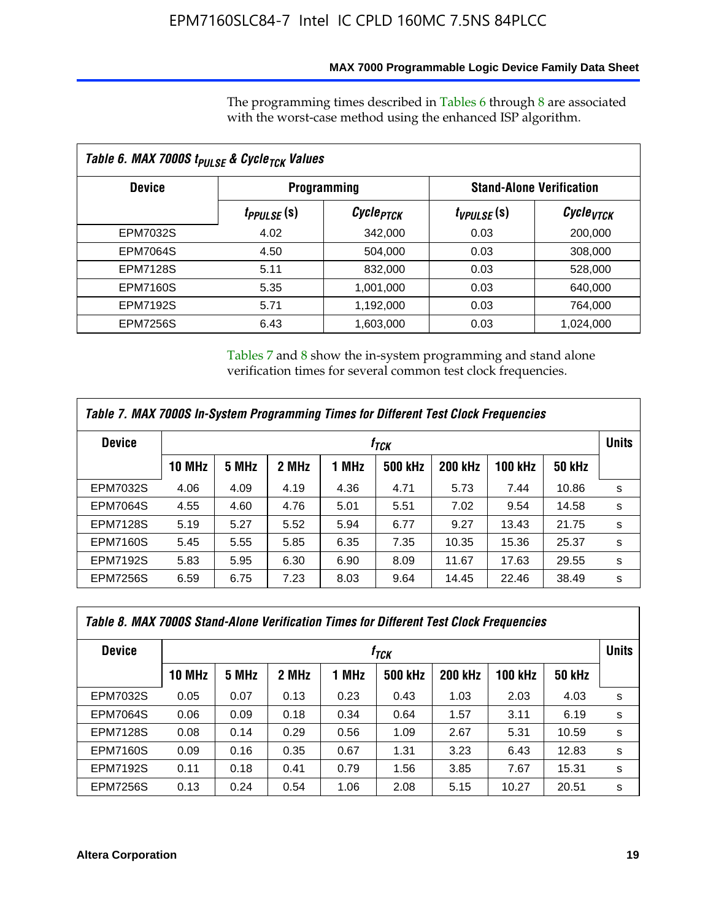The programming times described in Tables 6 through 8 are associated with the worst-case method using the enhanced ISP algorithm.

**Table 6. MAX 7000S $t_{PULSE}$ & $Cycle_{TCK}$ Values**

| Device | Programming | | Stand-Alone Verification | |
|---|---|---|---|---|
| | $t_{PPULSE}$ (s) | $Cycle_{PTCK}$ | $t_{VPULSE}$ (s) | $Cycle_{VTCK}$ |
| EPM7032S | 4.02 | 342,000 | 0.03 | 200,000 |
| EPM7064S | 4.50 | 504,000 | 0.03 | 308,000 |
| EPM7128S | 5.11 | 832,000 | 0.03 | 528,000 |
| EPM7160S | 5.35 | 1,001,000 | 0.03 | 640,000 |
| EPM7192S | 5.71 | 1,192,000 | 0.03 | 764,000 |
| EPM7256S | 6.43 | 1,603,000 | 0.03 | 1,024,000 |

Tables 7 and 8 show the in-system programming and stand alone verification times for several common test clock frequencies.

**Table 7. MAX 7000S In-System Programming Times for Different Test Clock Frequencies**

| Device | $f_{TCK}$ | | | | | | | | Units |
|---|---|---|---|---|---|---|---|---|---|
| | 10 MHz | 5 MHz | 2 MHz | 1 MHz | 500 kHz | 200 kHz | 100 kHz | 50 kHz | |
| EPM7032S | 4.06 | 4.09 | 4.19 | 4.36 | 4.71 | 5.73 | 7.44 | 10.86 | s |
| EPM7064S | 4.55 | 4.60 | 4.76 | 5.01 | 5.51 | 7.02 | 9.54 | 14.58 | s |
| EPM7128S | 5.19 | 5.27 | 5.52 | 5.94 | 6.77 | 9.27 | 13.43 | 21.75 | s |
| EPM7160S | 5.45 | 5.55 | 5.85 | 6.35 | 7.35 | 10.35 | 15.36 | 25.37 | s |
| EPM7192S | 5.83 | 5.95 | 6.30 | 6.90 | 8.09 | 11.67 | 17.63 | 29.55 | s |
| EPM7256S | 6.59 | 6.75 | 7.23 | 8.03 | 9.64 | 14.45 | 22.46 | 38.49 | s |

**Table 8. MAX 7000S Stand-Alone Verification Times for Different Test Clock Frequencies**

| Device | $f_{TCK}$ | | | | | | | | Units |
|---|---|---|---|---|---|---|---|---|---|
| | 10 MHz | 5 MHz | 2 MHz | 1 MHz | 500 kHz | 200 kHz | 100 kHz | 50 kHz | |
| EPM7032S | 0.05 | 0.07 | 0.13 | 0.23 | 0.43 | 1.03 | 2.03 | 4.03 | s |
| EPM7064S | 0.06 | 0.09 | 0.18 | 0.34 | 0.64 | 1.57 | 3.11 | 6.19 | s |
| EPM7128S | 0.08 | 0.14 | 0.29 | 0.56 | 1.09 | 2.67 | 5.31 | 10.59 | s |
| EPM7160S | 0.09 | 0.16 | 0.35 | 0.67 | 1.31 | 3.23 | 6.43 | 12.83 | s |
| EPM7192S | 0.11 | 0.18 | 0.41 | 0.79 | 1.56 | 3.85 | 7.67 | 15.31 | s |
| EPM7256S | 0.13 | 0.24 | 0.54 | 1.06 | 2.08 | 5.15 | 10.27 | 20.51 | s |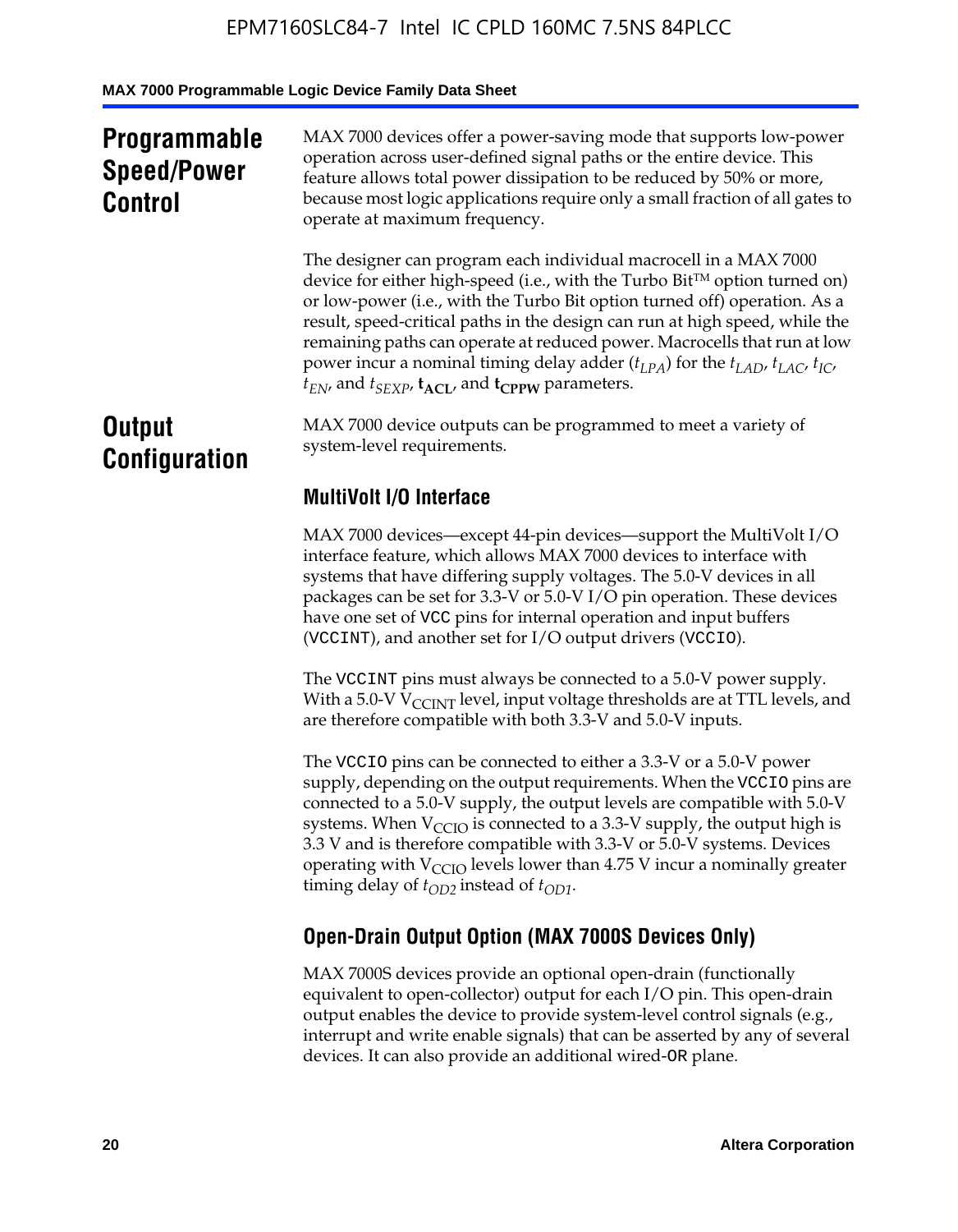## Programmable Speed/Power Control

MAX 7000 devices offer a power-saving mode that supports low-power operation across user-defined signal paths or the entire device. This feature allows total power dissipation to be reduced by 50% or more, because most logic applications require only a small fraction of all gates to operate at maximum frequency.

The designer can program each individual macrocell in a MAX 7000 device for either high-speed (i.e., with the Turbo Bit™ option turned on) or low-power (i.e., with the Turbo Bit option turned off) operation. As a result, speed-critical paths in the design can run at high speed, while the remaining paths can operate at reduced power. Macrocells that run at low power incur a nominal timing delay adder ($t_{LPA}$) for the $t_{LAD}$, $t_{LAC}$, $t_{IC}$, $t_{EN}$, and $t_{SEXP}$, $\mathbf{t_{ACL}}$, and $\mathbf{t_{CPPW}}$ parameters.

## Output Configuration

MAX 7000 device outputs can be programmed to meet a variety of system-level requirements.

### MultiVolt I/O Interface

MAX 7000 devices—except 44-pin devices—support the MultiVolt I/O interface feature, which allows MAX 7000 devices to interface with systems that have differing supply voltages. The 5.0-V devices in all packages can be set for 3.3-V or 5.0-V I/O pin operation. These devices have one set of VCC pins for internal operation and input buffers (VCCINT), and another set for I/O output drivers (VCCIO).

The VCCINT pins must always be connected to a 5.0-V power supply. With a 5.0-V $V_{CCINT}$ level, input voltage thresholds are at TTL levels, and are therefore compatible with both 3.3-V and 5.0-V inputs.

The VCCIO pins can be connected to either a 3.3-V or a 5.0-V power supply, depending on the output requirements. When the VCCIO pins are connected to a 5.0-V supply, the output levels are compatible with 5.0-V systems. When $V_{CCIO}$ is connected to a 3.3-V supply, the output high is 3.3 V and is therefore compatible with 3.3-V or 5.0-V systems. Devices operating with $V_{CCIO}$ levels lower than 4.75 V incur a nominally greater timing delay of $t_{OD2}$ instead of $t_{OD1}$.

### Open-Drain Output Option (MAX 7000S Devices Only)

MAX 7000S devices provide an optional open-drain (functionally equivalent to open-collector) output for each I/O pin. This open-drain output enables the device to provide system-level control signals (e.g., interrupt and write enable signals) that can be asserted by any of several devices. It can also provide an additional wired-OR plane.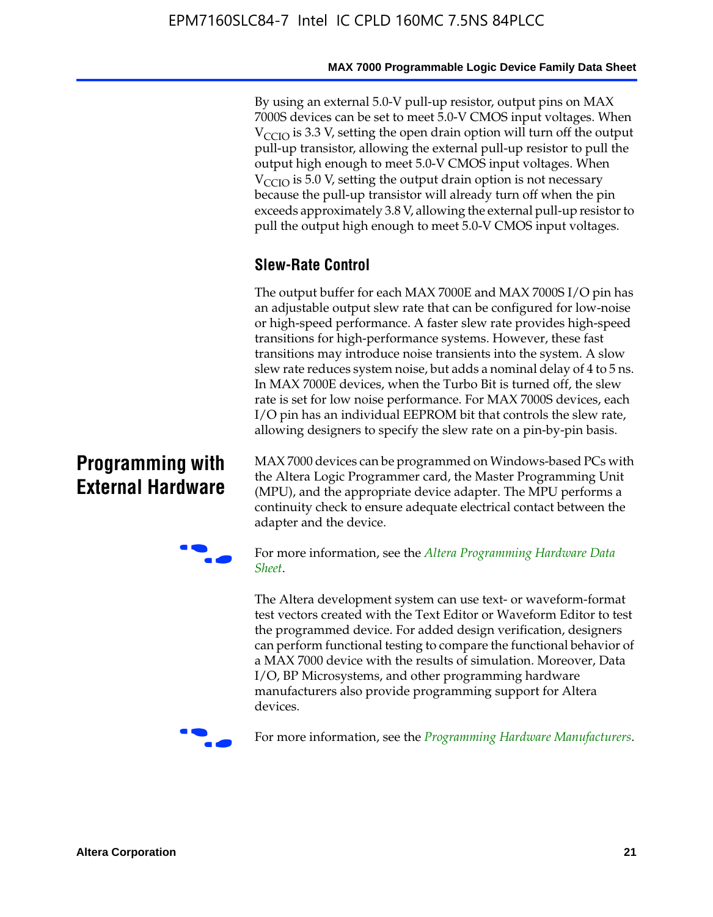By using an external 5.0-V pull-up resistor, output pins on MAX 7000S devices can be set to meet 5.0-V CMOS input voltages. When $V_{CCIO}$ is 3.3 V, setting the open drain option will turn off the output pull-up transistor, allowing the external pull-up resistor to pull the output high enough to meet 5.0-V CMOS input voltages. When $V_{CCIO}$ is 5.0 V, setting the output drain option is not necessary because the pull-up transistor will already turn off when the pin exceeds approximately 3.8 V, allowing the external pull-up resistor to pull the output high enough to meet 5.0-V CMOS input voltages.

### Slew-Rate Control

The output buffer for each MAX 7000E and MAX 7000S I/O pin has an adjustable output slew rate that can be configured for low-noise or high-speed performance. A faster slew rate provides high-speed transitions for high-performance systems. However, these fast transitions may introduce noise transients into the system. A slow slew rate reduces system noise, but adds a nominal delay of 4 to 5 ns. In MAX 7000E devices, when the Turbo Bit is turned off, the slew rate is set for low noise performance. For MAX 7000S devices, each I/O pin has an individual EEPROM bit that controls the slew rate, allowing designers to specify the slew rate on a pin-by-pin basis.

## Programming with External Hardware

MAX 7000 devices can be programmed on Windows-based PCs with the Altera Logic Programmer card, the Master Programming Unit (MPU), and the appropriate device adapter. The MPU performs a continuity check to ensure adequate electrical contact between the adapter and the device.

For more information, see the *Altera Programming Hardware Data Sheet*.

The Altera development system can use text- or waveform-format test vectors created with the Text Editor or Waveform Editor to test the programmed device. For added design verification, designers can perform functional testing to compare the functional behavior of a MAX 7000 device with the results of simulation. Moreover, Data I/O, BP Microsystems, and other programming hardware manufacturers also provide programming support for Altera devices.

For more information, see the *Programming Hardware Manufacturers*.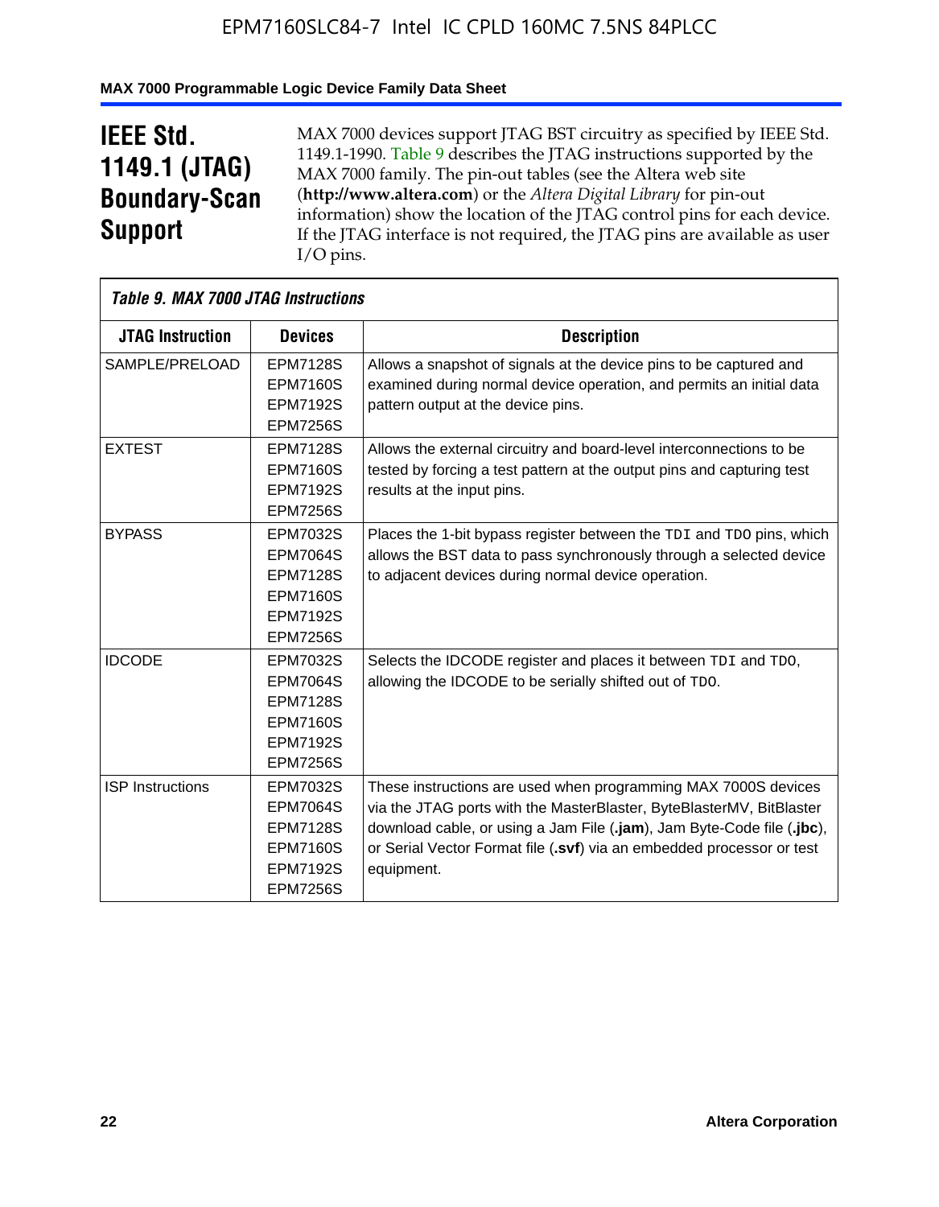## IEEE Std. 1149.1 (JTAG) Boundary-Scan Support

MAX 7000 devices support JTAG BST circuitry as specified by IEEE Std. 1149.1-1990. Table 9 describes the JTAG instructions supported by the MAX 7000 family. The pin-out tables (see the Altera web site (**http://www.altera.com**) or the *Altera Digital Library* for pin-out information) show the location of the JTAG control pins for each device. If the JTAG interface is not required, the JTAG pins are available as user I/O pins.

*Table 9. MAX 7000 JTAG Instructions*

| JTAG Instruction | Devices | Description |
|---|---|---|
| SAMPLE/PRELOAD | EPM7128S<br>EPM7160S<br>EPM7192S<br>EPM7256S | Allows a snapshot of signals at the device pins to be captured and examined during normal device operation, and permits an initial data pattern output at the device pins. |
| EXTEST | EPM7128S<br>EPM7160S<br>EPM7192S<br>EPM7256S | Allows the external circuitry and board-level interconnections to be tested by forcing a test pattern at the output pins and capturing test results at the input pins. |
| BYPASS | EPM7032S<br>EPM7064S<br>EPM7128S<br>EPM7160S<br>EPM7192S<br>EPM7256S | Places the 1-bit bypass register between the TDI and TDO pins, which allows the BST data to pass synchronously through a selected device to adjacent devices during normal device operation. |
| IDCODE | EPM7032S<br>EPM7064S<br>EPM7128S<br>EPM7160S<br>EPM7192S<br>EPM7256S | Selects the IDCODE register and places it between TDI and TDO, allowing the IDCODE to be serially shifted out of TDO. |
| ISP Instructions | EPM7032S<br>EPM7064S<br>EPM7128S<br>EPM7160S<br>EPM7192S<br>EPM7256S | These instructions are used when programming MAX 7000S devices via the JTAG ports with the MasterBlaster, ByteBlasterMV, BitBlaster download cable, or using a Jam File (**.jam**), Jam Byte-Code file (**.jbc**), or Serial Vector Format file (**.svf**) via an embedded processor or test equipment. |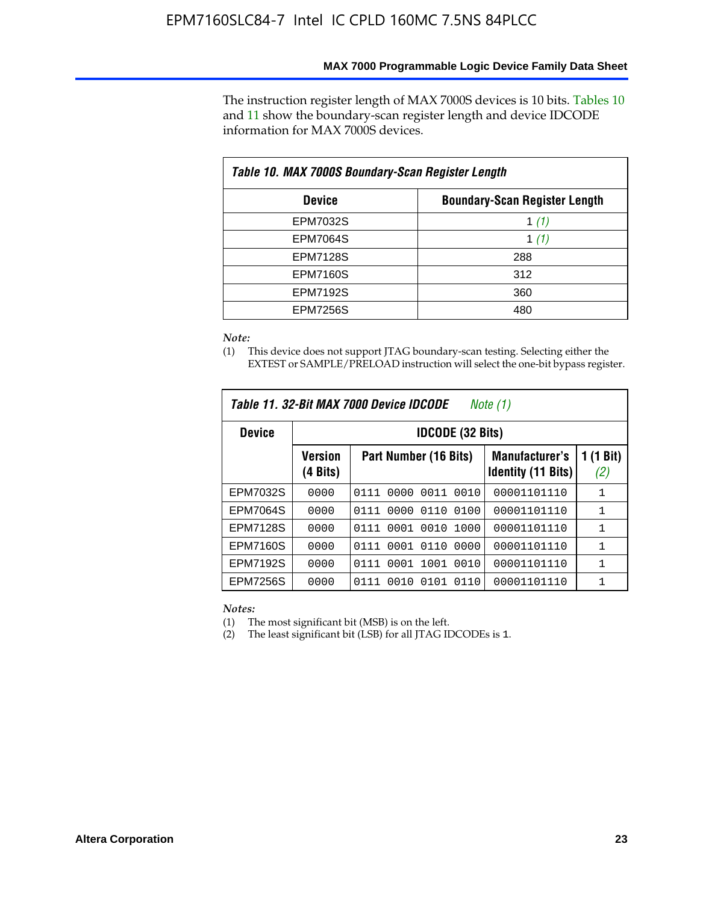The instruction register length of MAX 7000S devices is 10 bits. Tables 10 and 11 show the boundary-scan register length and device IDCODE information for MAX 7000S devices.

**Table 10. MAX 7000S Boundary-Scan Register Length**

| Device | Boundary-Scan Register Length |
|---|---|
| EPM7032S | 1 *(1)* |
| EPM7064S | 1 *(1)* |
| EPM7128S | 288 |
| EPM7160S | 312 |
| EPM7192S | 360 |
| EPM7256S | 480 |

*Note:*

(1) This device does not support JTAG boundary-scan testing. Selecting either the EXTEST or SAMPLE/PRELOAD instruction will select the one-bit bypass register.

**Table 11. 32-Bit MAX 7000 Device IDCODE** *Note (1)*

| Device | IDCODE (32 Bits) | | | |
|---|---|---|---|---|
| | Version (4 Bits) | Part Number (16 Bits) | Manufacturer's Identity (11 Bits) | 1 (1 Bit) *(2)* |
| EPM7032S | 0000 | 0111 0000 0011 0010 | 00001101110 | 1 |
| EPM7064S | 0000 | 0111 0000 0110 0100 | 00001101110 | 1 |
| EPM7128S | 0000 | 0111 0001 0010 1000 | 00001101110 | 1 |
| EPM7160S | 0000 | 0111 0001 0110 0000 | 00001101110 | 1 |
| EPM7192S | 0000 | 0111 0001 1001 0010 | 00001101110 | 1 |
| EPM7256S | 0000 | 0111 0010 0101 0110 | 00001101110 | 1 |

*Notes:*

(1) The most significant bit (MSB) is on the left.

(2) The least significant bit (LSB) for all JTAG IDCODEs is 1.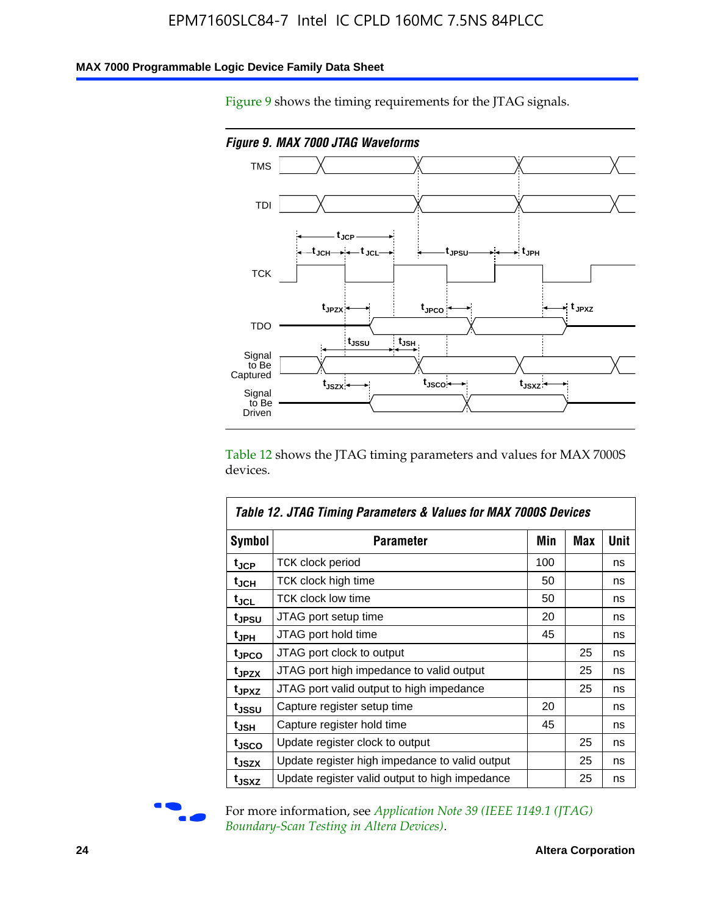Figure 9 shows the timing requirements for the JTAG signals.

*Figure 9. MAX 7000 JTAG Waveforms*

Table 12 shows the JTAG timing parameters and values for MAX 7000S devices.

*Table 12. JTAG Timing Parameters & Values for MAX 7000S Devices*

| Symbol | Parameter | Min | Max | Unit |
|---|---|---|---|---|
| $t_{JCP}$ | TCK clock period | 100 | | ns |
| $t_{JCH}$ | TCK clock high time | 50 | | ns |
| $t_{JCL}$ | TCK clock low time | 50 | | ns |
| $t_{JPSU}$ | JTAG port setup time | 20 | | ns |
| $t_{JPH}$ | JTAG port hold time | 45 | | ns |
| $t_{JPCO}$ | JTAG port clock to output | | 25 | ns |
| $t_{JPZX}$ | JTAG port high impedance to valid output | | 25 | ns |
| $t_{JPXZ}$ | JTAG port valid output to high impedance | | 25 | ns |
| $t_{JSSU}$ | Capture register setup time | 20 | | ns |
| $t_{JSH}$ | Capture register hold time | 45 | | ns |
| $t_{JSCO}$ | Update register clock to output | | 25 | ns |
| $t_{JSZX}$ | Update register high impedance to valid output | | 25 | ns |
| $t_{JSXZ}$ | Update register valid output to high impedance | | 25 | ns |

For more information, see *Application Note 39 (IEEE 1149.1 (JTAG) Boundary-Scan Testing in Altera Devices)*.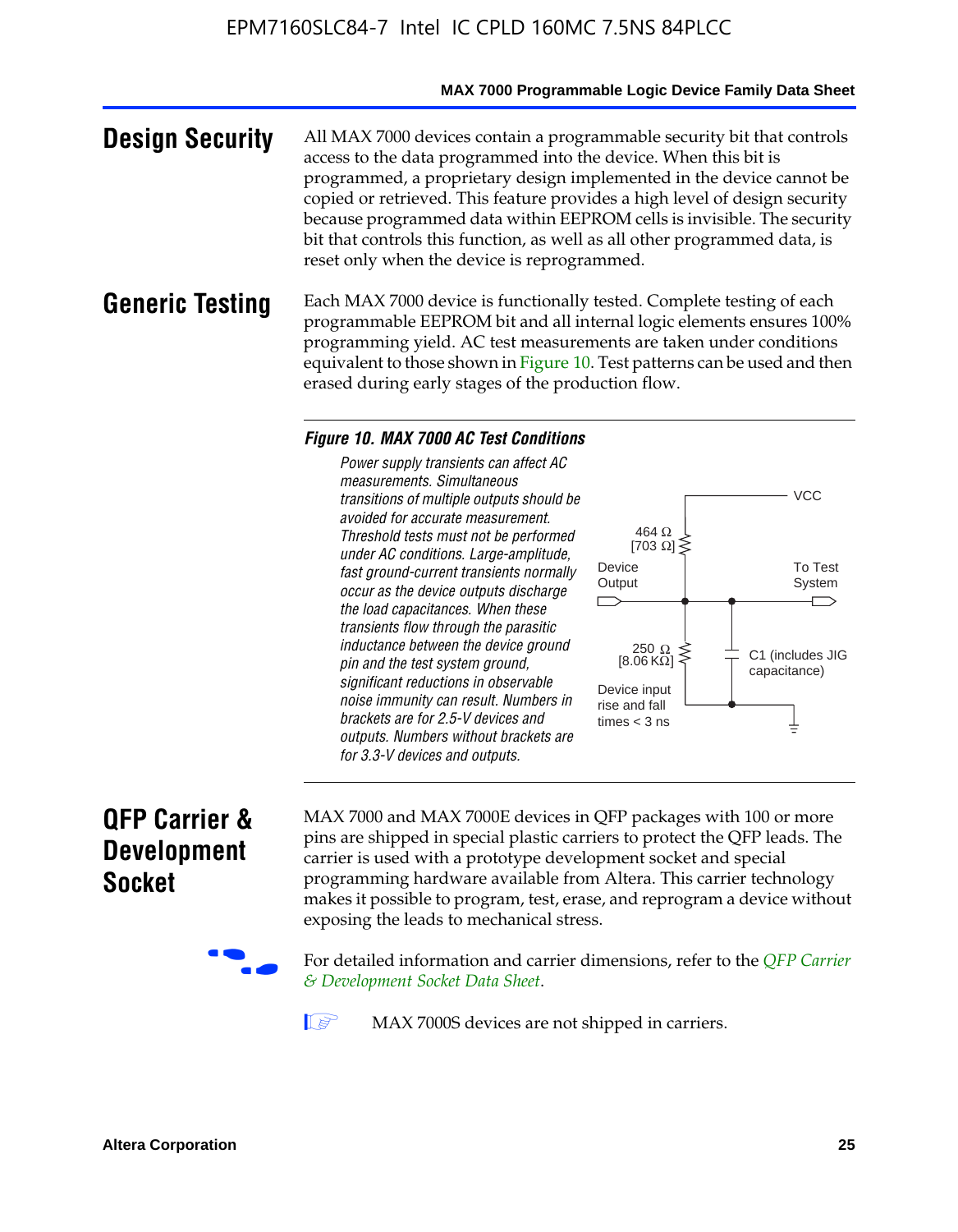## Design Security

All MAX 7000 devices contain a programmable security bit that controls access to the data programmed into the device. When this bit is programmed, a proprietary design implemented in the device cannot be copied or retrieved. This feature provides a high level of design security because programmed data within EEPROM cells is invisible. The security bit that controls this function, as well as all other programmed data, is reset only when the device is reprogrammed.

## Generic Testing

Each MAX 7000 device is functionally tested. Complete testing of each programmable EEPROM bit and all internal logic elements ensures 100% programming yield. AC test measurements are taken under conditions equivalent to those shown in Figure 10. Test patterns can be used and then erased during early stages of the production flow.

**Figure 10. MAX 7000 AC Test Conditions**

*Power supply transients can affect AC measurements. Simultaneous transitions of multiple outputs should be avoided for accurate measurement. Threshold tests must not be performed under AC conditions. Large-amplitude, fast ground-current transients normally occur as the device outputs discharge the load capacitances. When these transients flow through the parasitic inductance between the device ground pin and the test system ground, significant reductions in observable noise immunity can result. Numbers in brackets are for 2.5-V devices and outputs. Numbers without brackets are for 3.3-V devices and outputs.*

VCC

464 Ω [703 Ω]

Device Output

To Test System

250 Ω [8.06 KΩ]

C1 (includes JIG capacitance)

Device input rise and fall times < 3 ns

## QFP Carrier & Development Socket

MAX 7000 and MAX 7000E devices in QFP packages with 100 or more pins are shipped in special plastic carriers to protect the QFP leads. The carrier is used with a prototype development socket and special programming hardware available from Altera. This carrier technology makes it possible to program, test, erase, and reprogram a device without exposing the leads to mechanical stress.

For detailed information and carrier dimensions, refer to the *QFP Carrier & Development Socket Data Sheet*.

MAX 7000S devices are not shipped in carriers.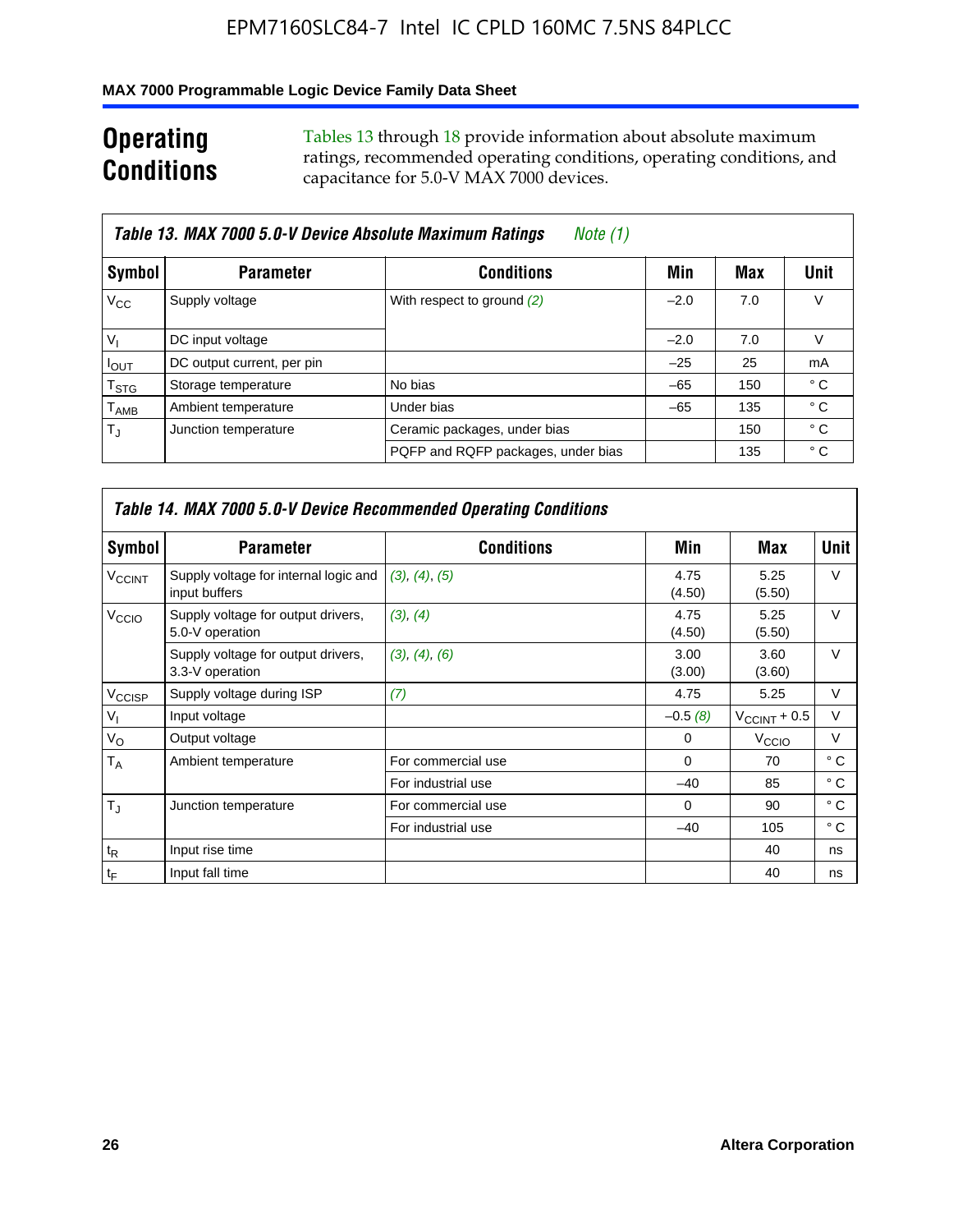## Operating Conditions

Tables 13 through 18 provide information about absolute maximum ratings, recommended operating conditions, operating conditions, and capacitance for 5.0-V MAX 7000 devices.

**Table 13. MAX 7000 5.0-V Device Absolute Maximum Ratings** *Note (1)*

| Symbol | Parameter | Conditions | Min | Max | Unit |
|---|---|---|---|---|---|
| $V_{CC}$ | Supply voltage | With respect to ground *(2)* | –2.0 | 7.0 | V |
| $V_I$ | DC input voltage | | –2.0 | 7.0 | V |
| $I_{OUT}$ | DC output current, per pin | | –25 | 25 | mA |
| $T_{STG}$ | Storage temperature | No bias | –65 | 150 | ° C |
| $T_{AMB}$ | Ambient temperature | Under bias | –65 | 135 | ° C |
| $T_J$ | Junction temperature | Ceramic packages, under bias | | 150 | ° C |
| | | PQFP and RQFP packages, under bias | | 135 | ° C |

**Table 14. MAX 7000 5.0-V Device Recommended Operating Conditions**

| Symbol | Parameter | Conditions | Min | Max | Unit |
|---|---|---|---|---|---|
| $V_{CCINT}$ | Supply voltage for internal logic and input buffers | *(3)*, *(4)*, *(5)* | 4.75 (4.50) | 5.25 (5.50) | V |
| $V_{CCIO}$ | Supply voltage for output drivers, 5.0-V operation | *(3)*, *(4)* | 4.75 (4.50) | 5.25 (5.50) | V |
| | Supply voltage for output drivers, 3.3-V operation | *(3)*, *(4)*, *(6)* | 3.00 (3.00) | 3.60 (3.60) | V |
| $V_{CCISP}$ | Supply voltage during ISP | *(7)* | 4.75 | 5.25 | V |
| $V_I$ | Input voltage | | –0.5 *(8)* | $V_{CCINT}$ + 0.5 | V |
| $V_O$ | Output voltage | | 0 | $V_{CCIO}$ | V |
| $T_A$ | Ambient temperature | For commercial use | 0 | 70 | ° C |
| | | For industrial use | –40 | 85 | ° C |
| $T_J$ | Junction temperature | For commercial use | 0 | 90 | ° C |
| | | For industrial use | –40 | 105 | ° C |
| $t_R$ | Input rise time | | | 40 | ns |
| $t_F$ | Input fall time | | | 40 | ns |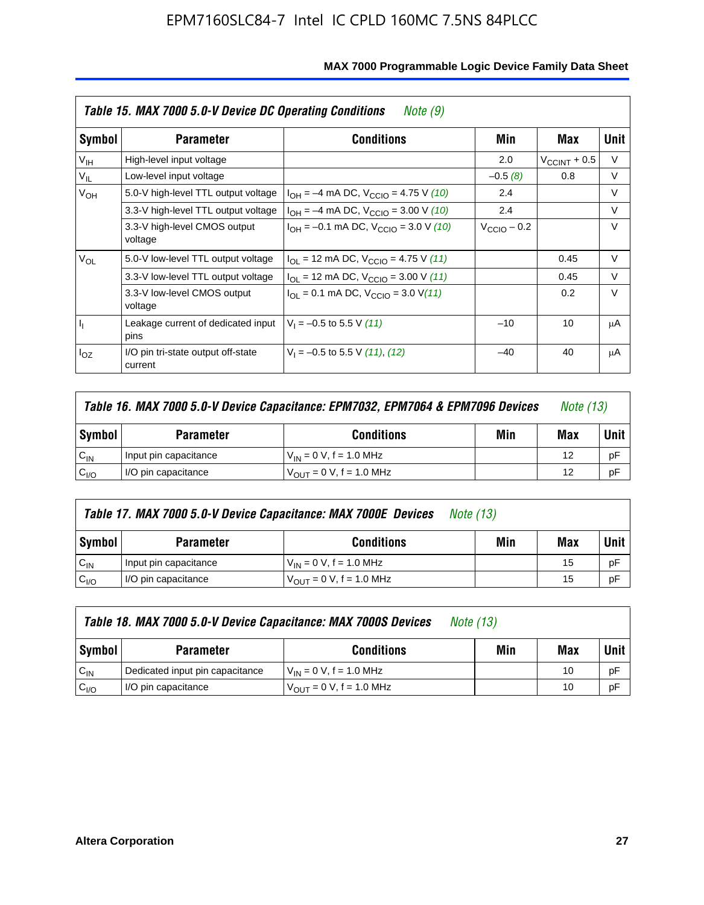## Table 15. MAX 7000 5.0-V Device DC Operating Conditions *Note (9)*

| Symbol | Parameter | Conditions | Min | Max | Unit |
|---|---|---|---|---|---|
| $V_{IH}$ | High-level input voltage | | 2.0 | $V_{CCINT}$ + 0.5 | V |
| $V_{IL}$ | Low-level input voltage | | –0.5 *(8)* | 0.8 | V |
| $V_{OH}$ | 5.0-V high-level TTL output voltage | $I_{OH}$ = –4 mA DC, $V_{CCIO}$ = 4.75 V *(10)* | 2.4 | | V |
| | 3.3-V high-level TTL output voltage | $I_{OH}$ = –4 mA DC, $V_{CCIO}$ = 3.00 V *(10)* | 2.4 | | V |
| | 3.3-V high-level CMOS output voltage | $I_{OH}$ = –0.1 mA DC, $V_{CCIO}$ = 3.0 V *(10)* | $V_{CCIO}$ – 0.2 | | V |
| $V_{OL}$ | 5.0-V low-level TTL output voltage | $I_{OL}$ = 12 mA DC, $V_{CCIO}$ = 4.75 V *(11)* | | 0.45 | V |
| | 3.3-V low-level TTL output voltage | $I_{OL}$ = 12 mA DC, $V_{CCIO}$ = 3.00 V *(11)* | | 0.45 | V |
| | 3.3-V low-level CMOS output voltage | $I_{OL}$ = 0.1 mA DC, $V_{CCIO}$ = 3.0 V *(11)* | | 0.2 | V |
| $I_I$ | Leakage current of dedicated input pins | $V_I$ = –0.5 to 5.5 V *(11)* | –10 | 10 | μA |
| $I_{OZ}$ | I/O pin tri-state output off-state current | $V_I$ = –0.5 to 5.5 V *(11), (12)* | –40 | 40 | μA |

## Table 16. MAX 7000 5.0-V Device Capacitance: EPM7032, EPM7064 & EPM7096 Devices *Note (13)*

| Symbol | Parameter | Conditions | Min | Max | Unit |
|---|---|---|---|---|---|
| $C_{IN}$ | Input pin capacitance | $V_{IN}$ = 0 V, f = 1.0 MHz | | 12 | pF |
| $C_{I/O}$ | I/O pin capacitance | $V_{OUT}$ = 0 V, f = 1.0 MHz | | 12 | pF |

## Table 17. MAX 7000 5.0-V Device Capacitance: MAX 7000E Devices *Note (13)*

| Symbol | Parameter | Conditions | Min | Max | Unit |
|---|---|---|---|---|---|
| $C_{IN}$ | Input pin capacitance | $V_{IN}$ = 0 V, f = 1.0 MHz | | 15 | pF |
| $C_{I/O}$ | I/O pin capacitance | $V_{OUT}$ = 0 V, f = 1.0 MHz | | 15 | pF |

## Table 18. MAX 7000 5.0-V Device Capacitance: MAX 7000S Devices *Note (13)*

| Symbol | Parameter | Conditions | Min | Max | Unit |
|---|---|---|---|---|---|
| $C_{IN}$ | Dedicated input pin capacitance | $V_{IN}$ = 0 V, f = 1.0 MHz | | 10 | pF |
| $C_{I/O}$ | I/O pin capacitance | $V_{OUT}$ = 0 V, f = 1.0 MHz | | 10 | pF |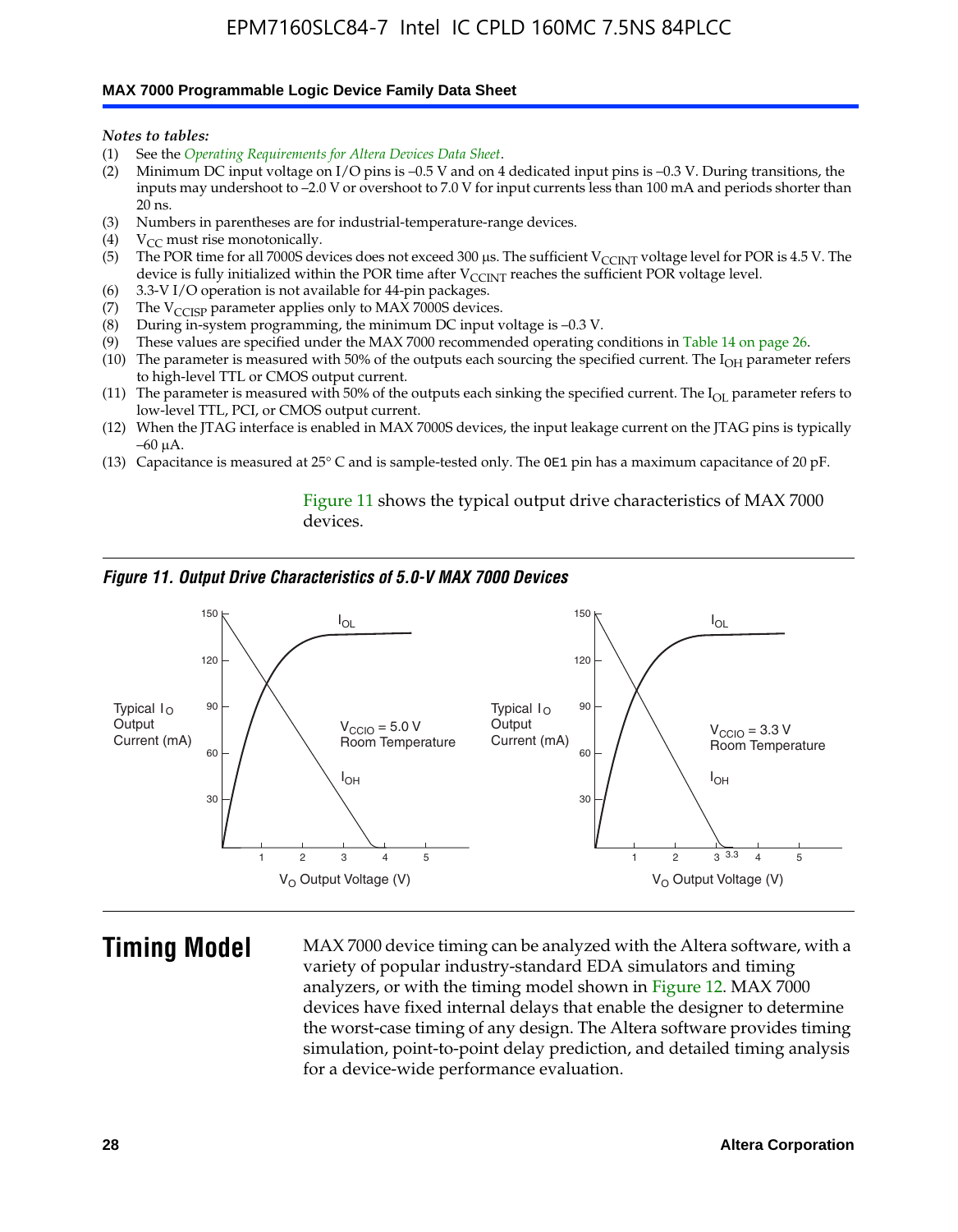*Notes to tables:*

(1) See the *Operating Requirements for Altera Devices Data Sheet*.
(2) Minimum DC input voltage on I/O pins is –0.5 V and on 4 dedicated input pins is –0.3 V. During transitions, the inputs may undershoot to –2.0 V or overshoot to 7.0 V for input currents less than 100 mA and periods shorter than 20 ns.
(3) Numbers in parentheses are for industrial-temperature-range devices.
(4) $V_{CC}$ must rise monotonically.
(5) The POR time for all 7000S devices does not exceed 300 µs. The sufficient $V_{CCINT}$ voltage level for POR is 4.5 V. The device is fully initialized within the POR time after $V_{CCINT}$ reaches the sufficient POR voltage level.
(6) 3.3-V I/O operation is not available for 44-pin packages.
(7) The $V_{CCISP}$ parameter applies only to MAX 7000S devices.
(8) During in-system programming, the minimum DC input voltage is –0.3 V.
(9) These values are specified under the MAX 7000 recommended operating conditions in Table 14 on page 26.
(10) The parameter is measured with 50% of the outputs each sourcing the specified current. The $I_{OH}$ parameter refers to high-level TTL or CMOS output current.
(11) The parameter is measured with 50% of the outputs each sinking the specified current. The $I_{OL}$ parameter refers to low-level TTL, PCI, or CMOS output current.
(12) When the JTAG interface is enabled in MAX 7000S devices, the input leakage current on the JTAG pins is typically –60 µA.
(13) Capacitance is measured at 25° C and is sample-tested only. The OE1 pin has a maximum capacitance of 20 pF.

Figure 11 shows the typical output drive characteristics of MAX 7000 devices.

*Figure 11. Output Drive Characteristics of 5.0-V MAX 7000 Devices*

# Timing Model

MAX 7000 device timing can be analyzed with the Altera software, with a variety of popular industry-standard EDA simulators and timing analyzers, or with the timing model shown in Figure 12. MAX 7000 devices have fixed internal delays that enable the designer to determine the worst-case timing of any design. The Altera software provides timing simulation, point-to-point delay prediction, and detailed timing analysis for a device-wide performance evaluation.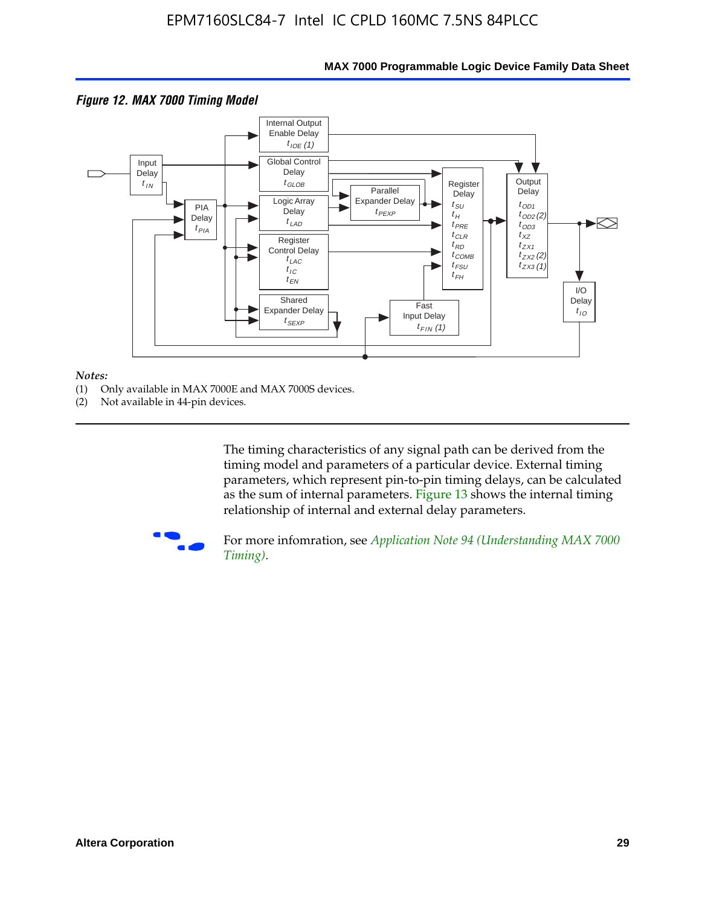**Figure 12. MAX 7000 Timing Model**

Input Delay $t_{IN}$

PIA Delay $t_{PIA}$

Internal Output Enable Delay $t_{IOE}$ (1)

Global Control Delay $t_{GLOB}$

Logic Array Delay $t_{LAD}$

Register Control Delay $t_{LAC}$ $t_{IC}$ $t_{EN}$

Shared Expander Delay $t_{SEXP}$

Parallel Expander Delay $t_{PEXP}$

Fast Input Delay $t_{FIN}$ (1)

Register Delay $t_{SU}$ $t_{H}$ $t_{PRE}$ $t_{CLR}$ $t_{RD}$ $t_{COMB}$ $t_{FSU}$ $t_{FH}$

Output Delay $t_{OD1}$ $t_{OD2}$ (2) $t_{OD3}$ $t_{XZ}$ $t_{ZX1}$ $t_{ZX2}$ (2) $t_{ZX3}$ (1)

I/O Delay $t_{IO}$

*Notes:*

(1) Only available in MAX 7000E and MAX 7000S devices.

(2) Not available in 44-pin devices.

The timing characteristics of any signal path can be derived from the timing model and parameters of a particular device. External timing parameters, which represent pin-to-pin timing delays, can be calculated as the sum of internal parameters. Figure 13 shows the internal timing relationship of internal and external delay parameters.

For more infomration, see *Application Note 94 (Understanding MAX 7000 Timing)*.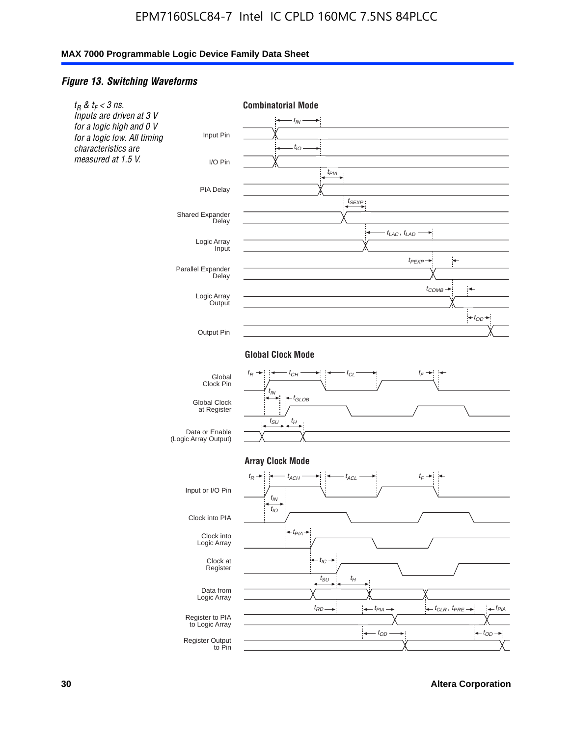## Figure 13. Switching Waveforms

*$t_R$ & $t_F$ < 3 ns. Inputs are driven at 3 V for a logic high and 0 V for a logic low. All timing characteristics are measured at 1.5 V.*

**Combinatorial Mode**

Input Pin — $t_{IN}$
I/O Pin — $t_{IO}$
PIA Delay — $t_{PIA}$
Shared Expander Delay — $t_{SEXP}$
Logic Array Input — $t_{LAC}$, $t_{LAD}$
Parallel Expander Delay — $t_{PEXP}$
Logic Array Output — $t_{COMB}$
Output Pin — $t_{OD}$

**Global Clock Mode**

Global Clock Pin — $t_R$, $t_{CH}$, $t_{CL}$, $t_F$
Global Clock at Register — $t_{IN}$, $t_{GLOB}$
Data or Enable (Logic Array Output) — $t_{SU}$, $t_H$

**Array Clock Mode**

Input or I/O Pin — $t_R$, $t_{ACH}$, $t_{ACL}$, $t_F$
Clock into PIA — $t_{IN}$, $t_{IO}$
Clock into Logic Array — $t_{PIA}$
Clock at Register — $t_{IC}$
Data from Logic Array — $t_{SU}$, $t_H$
Register to PIA to Logic Array — $t_{RD}$, $t_{PIA}$, $t_{CLR}$, $t_{PRE}$, $t_{PIA}$
Register Output to Pin — $t_{OD}$, $t_{OD}$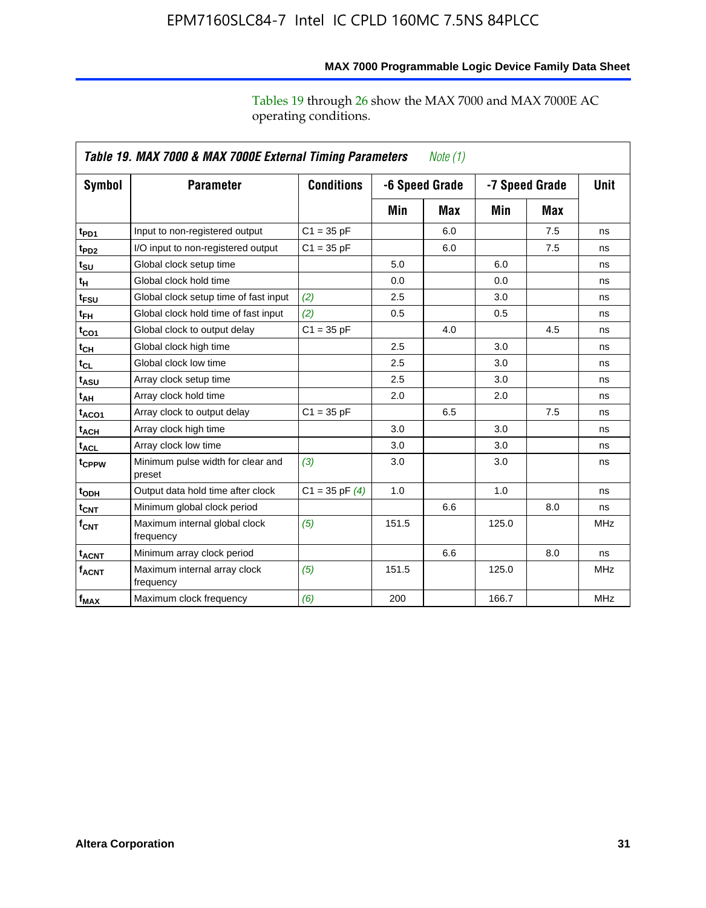Tables 19 through 26 show the MAX 7000 and MAX 7000E AC operating conditions.

| Table 19. MAX 7000 & MAX 7000E External Timing Parameters *Note (1)* | | | | | | | |
|---|---|---|---|---|---|---|---|
| **Symbol** | **Parameter** | **Conditions** | **-6 Speed Grade** | | **-7 Speed Grade** | | **Unit** |
| | | | **Min** | **Max** | **Min** | **Max** | |
| $t_{PD1}$ | Input to non-registered output | C1 = 35 pF | | 6.0 | | 7.5 | ns |
| $t_{PD2}$ | I/O input to non-registered output | C1 = 35 pF | | 6.0 | | 7.5 | ns |
| $t_{SU}$ | Global clock setup time | | 5.0 | | 6.0 | | ns |
| $t_{H}$ | Global clock hold time | | 0.0 | | 0.0 | | ns |
| $t_{FSU}$ | Global clock setup time of fast input | *(2)* | 2.5 | | 3.0 | | ns |
| $t_{FH}$ | Global clock hold time of fast input | *(2)* | 0.5 | | 0.5 | | ns |
| $t_{CO1}$ | Global clock to output delay | C1 = 35 pF | | 4.0 | | 4.5 | ns |
| $t_{CH}$ | Global clock high time | | 2.5 | | 3.0 | | ns |
| $t_{CL}$ | Global clock low time | | 2.5 | | 3.0 | | ns |
| $t_{ASU}$ | Array clock setup time | | 2.5 | | 3.0 | | ns |
| $t_{AH}$ | Array clock hold time | | 2.0 | | 2.0 | | ns |
| $t_{ACO1}$ | Array clock to output delay | C1 = 35 pF | | 6.5 | | 7.5 | ns |
| $t_{ACH}$ | Array clock high time | | 3.0 | | 3.0 | | ns |
| $t_{ACL}$ | Array clock low time | | 3.0 | | 3.0 | | ns |
| $t_{CPPW}$ | Minimum pulse width for clear and preset | *(3)* | 3.0 | | 3.0 | | ns |
| $t_{ODH}$ | Output data hold time after clock | C1 = 35 pF *(4)* | 1.0 | | 1.0 | | ns |
| $t_{CNT}$ | Minimum global clock period | | | 6.6 | | 8.0 | ns |
| $f_{CNT}$ | Maximum internal global clock frequency | *(5)* | 151.5 | | 125.0 | | MHz |
| $t_{ACNT}$ | Minimum array clock period | | | 6.6 | | 8.0 | ns |
| $f_{ACNT}$ | Maximum internal array clock frequency | *(5)* | 151.5 | | 125.0 | | MHz |
| $f_{MAX}$ | Maximum clock frequency | *(6)* | 200 | | 166.7 | | MHz |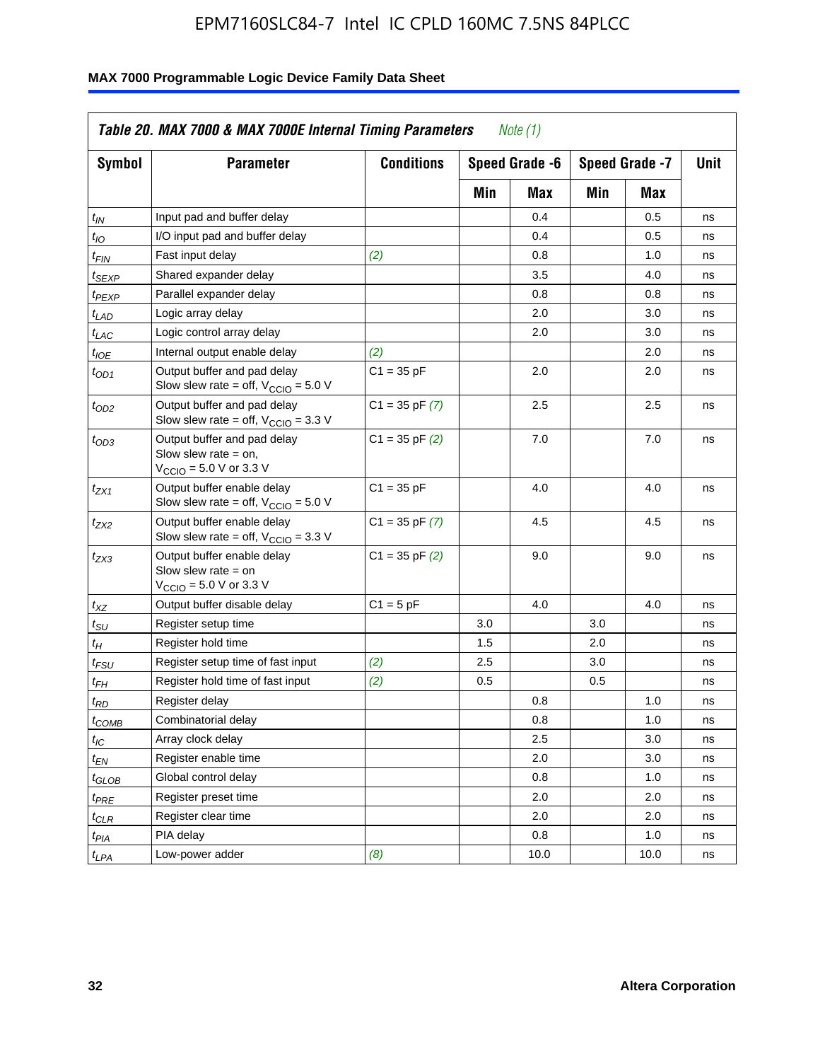**Table 20. MAX 7000 & MAX 7000E Internal Timing Parameters** *Note (1)*

| Symbol | Parameter | Conditions | Speed Grade -6 | | Speed Grade -7 | | Unit |
|---|---|---|---|---|---|---|---|
| | | | Min | Max | Min | Max | |
| $t_{IN}$ | Input pad and buffer delay | | | 0.4 | | 0.5 | ns |
| $t_{IO}$ | I/O input pad and buffer delay | | | 0.4 | | 0.5 | ns |
| $t_{FIN}$ | Fast input delay | *(2)* | | 0.8 | | 1.0 | ns |
| $t_{SEXP}$ | Shared expander delay | | | 3.5 | | 4.0 | ns |
| $t_{PEXP}$ | Parallel expander delay | | | 0.8 | | 0.8 | ns |
| $t_{LAD}$ | Logic array delay | | | 2.0 | | 3.0 | ns |
| $t_{LAC}$ | Logic control array delay | | | 2.0 | | 3.0 | ns |
| $t_{IOE}$ | Internal output enable delay | *(2)* | | | | 2.0 | ns |
| $t_{OD1}$ | Output buffer and pad delay Slow slew rate = off, $V_{CCIO}$ = 5.0 V | C1 = 35 pF | | 2.0 | | 2.0 | ns |
| $t_{OD2}$ | Output buffer and pad delay Slow slew rate = off, $V_{CCIO}$ = 3.3 V | C1 = 35 pF *(7)* | | 2.5 | | 2.5 | ns |
| $t_{OD3}$ | Output buffer and pad delay Slow slew rate = on, $V_{CCIO}$ = 5.0 V or 3.3 V | C1 = 35 pF *(2)* | | 7.0 | | 7.0 | ns |
| $t_{ZX1}$ | Output buffer enable delay Slow slew rate = off, $V_{CCIO}$ = 5.0 V | C1 = 35 pF | | 4.0 | | 4.0 | ns |
| $t_{ZX2}$ | Output buffer enable delay Slow slew rate = off, $V_{CCIO}$ = 3.3 V | C1 = 35 pF *(7)* | | 4.5 | | 4.5 | ns |
| $t_{ZX3}$ | Output buffer enable delay Slow slew rate = on $V_{CCIO}$ = 5.0 V or 3.3 V | C1 = 35 pF *(2)* | | 9.0 | | 9.0 | ns |
| $t_{XZ}$ | Output buffer disable delay | C1 = 5 pF | | 4.0 | | 4.0 | ns |
| $t_{SU}$ | Register setup time | | 3.0 | | 3.0 | | ns |
| $t_{H}$ | Register hold time | | 1.5 | | 2.0 | | ns |
| $t_{FSU}$ | Register setup time of fast input | *(2)* | 2.5 | | 3.0 | | ns |
| $t_{FH}$ | Register hold time of fast input | *(2)* | 0.5 | | 0.5 | | ns |
| $t_{RD}$ | Register delay | | | 0.8 | | 1.0 | ns |
| $t_{COMB}$ | Combinatorial delay | | | 0.8 | | 1.0 | ns |
| $t_{IC}$ | Array clock delay | | | 2.5 | | 3.0 | ns |
| $t_{EN}$ | Register enable time | | | 2.0 | | 3.0 | ns |
| $t_{GLOB}$ | Global control delay | | | 0.8 | | 1.0 | ns |
| $t_{PRE}$ | Register preset time | | | 2.0 | | 2.0 | ns |
| $t_{CLR}$ | Register clear time | | | 2.0 | | 2.0 | ns |
| $t_{PIA}$ | PIA delay | | | 0.8 | | 1.0 | ns |
| $t_{LPA}$ | Low-power adder | *(8)* | | 10.0 | | 10.0 | ns |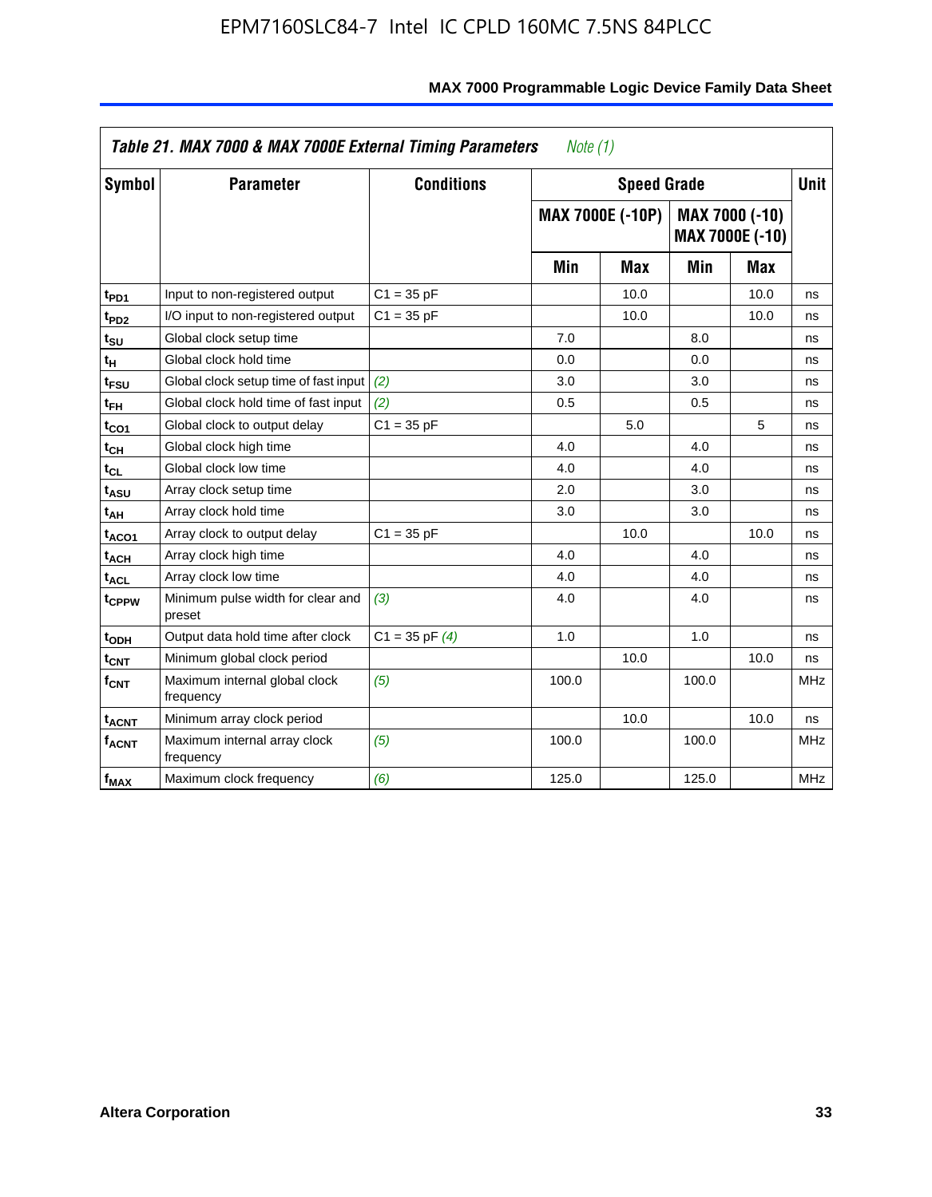**Table 21. MAX 7000 & MAX 7000E External Timing Parameters** *Note (1)*

| Symbol | Parameter | Conditions | Speed Grade | | | | Unit |
|---|---|---|---|---|---|---|---|
| | | | MAX 7000E (-10P) | | MAX 7000 (-10) MAX 7000E (-10) | | |
| | | | Min | Max | Min | Max | |
| $t_{PD1}$ | Input to non-registered output | C1 = 35 pF | | 10.0 | | 10.0 | ns |
| $t_{PD2}$ | I/O input to non-registered output | C1 = 35 pF | | 10.0 | | 10.0 | ns |
| $t_{SU}$ | Global clock setup time | | 7.0 | | 8.0 | | ns |
| $t_{H}$ | Global clock hold time | | 0.0 | | 0.0 | | ns |
| $t_{FSU}$ | Global clock setup time of fast input | *(2)* | 3.0 | | 3.0 | | ns |
| $t_{FH}$ | Global clock hold time of fast input | *(2)* | 0.5 | | 0.5 | | ns |
| $t_{CO1}$ | Global clock to output delay | C1 = 35 pF | | 5.0 | | 5 | ns |
| $t_{CH}$ | Global clock high time | | 4.0 | | 4.0 | | ns |
| $t_{CL}$ | Global clock low time | | 4.0 | | 4.0 | | ns |
| $t_{ASU}$ | Array clock setup time | | 2.0 | | 3.0 | | ns |
| $t_{AH}$ | Array clock hold time | | 3.0 | | 3.0 | | ns |
| $t_{ACO1}$ | Array clock to output delay | C1 = 35 pF | | 10.0 | | 10.0 | ns |
| $t_{ACH}$ | Array clock high time | | 4.0 | | 4.0 | | ns |
| $t_{ACL}$ | Array clock low time | | 4.0 | | 4.0 | | ns |
| $t_{CPPW}$ | Minimum pulse width for clear and preset | *(3)* | 4.0 | | 4.0 | | ns |
| $t_{ODH}$ | Output data hold time after clock | C1 = 35 pF *(4)* | 1.0 | | 1.0 | | ns |
| $t_{CNT}$ | Minimum global clock period | | | 10.0 | | 10.0 | ns |
| $f_{CNT}$ | Maximum internal global clock frequency | *(5)* | 100.0 | | 100.0 | | MHz |
| $t_{ACNT}$ | Minimum array clock period | | | 10.0 | | 10.0 | ns |
| $f_{ACNT}$ | Maximum internal array clock frequency | *(5)* | 100.0 | | 100.0 | | MHz |
| $f_{MAX}$ | Maximum clock frequency | *(6)* | 125.0 | | 125.0 | | MHz |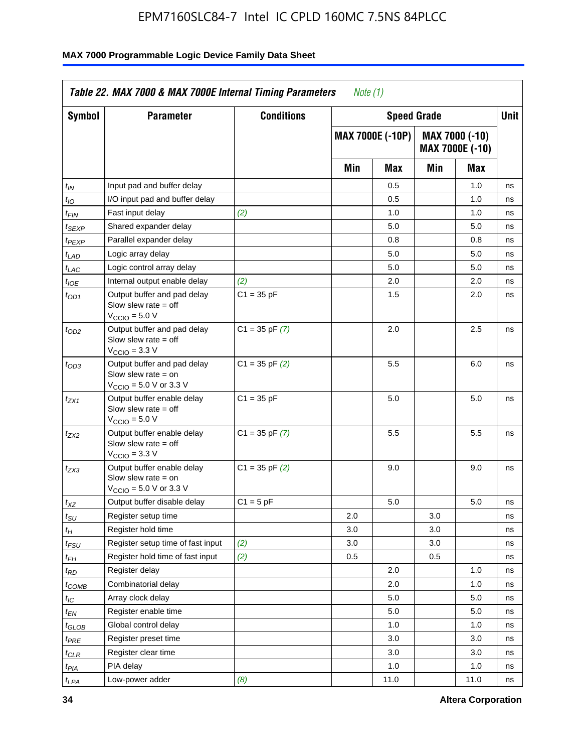**Table 22. MAX 7000 & MAX 7000E Internal Timing Parameters** *Note (1)*

| Symbol | Parameter | Conditions | Speed Grade | | | | Unit |
|---|---|---|---|---|---|---|---|
| | | | MAX 7000E (-10P) | | MAX 7000 (-10) MAX 7000E (-10) | | |
| | | | Min | Max | Min | Max | |
| $t_{IN}$ | Input pad and buffer delay | | | 0.5 | | 1.0 | ns |
| $t_{IO}$ | I/O input pad and buffer delay | | | 0.5 | | 1.0 | ns |
| $t_{FIN}$ | Fast input delay | *(2)* | | 1.0 | | 1.0 | ns |
| $t_{SEXP}$ | Shared expander delay | | | 5.0 | | 5.0 | ns |
| $t_{PEXP}$ | Parallel expander delay | | | 0.8 | | 0.8 | ns |
| $t_{LAD}$ | Logic array delay | | | 5.0 | | 5.0 | ns |
| $t_{LAC}$ | Logic control array delay | | | 5.0 | | 5.0 | ns |
| $t_{IOE}$ | Internal output enable delay | *(2)* | | 2.0 | | 2.0 | ns |
| $t_{OD1}$ | Output buffer and pad delay Slow slew rate = off $V_{CCIO}$ = 5.0 V | C1 = 35 pF | | 1.5 | | 2.0 | ns |
| $t_{OD2}$ | Output buffer and pad delay Slow slew rate = off $V_{CCIO}$ = 3.3 V | C1 = 35 pF *(7)* | | 2.0 | | 2.5 | ns |
| $t_{OD3}$ | Output buffer and pad delay Slow slew rate = on $V_{CCIO}$ = 5.0 V or 3.3 V | C1 = 35 pF *(2)* | | 5.5 | | 6.0 | ns |
| $t_{ZX1}$ | Output buffer enable delay Slow slew rate = off $V_{CCIO}$ = 5.0 V | C1 = 35 pF | | 5.0 | | 5.0 | ns |
| $t_{ZX2}$ | Output buffer enable delay Slow slew rate = off $V_{CCIO}$ = 3.3 V | C1 = 35 pF *(7)* | | 5.5 | | 5.5 | ns |
| $t_{ZX3}$ | Output buffer enable delay Slow slew rate = on $V_{CCIO}$ = 5.0 V or 3.3 V | C1 = 35 pF *(2)* | | 9.0 | | 9.0 | ns |
| $t_{XZ}$ | Output buffer disable delay | C1 = 5 pF | | 5.0 | | 5.0 | ns |
| $t_{SU}$ | Register setup time | | 2.0 | | 3.0 | | ns |
| $t_{H}$ | Register hold time | | 3.0 | | 3.0 | | ns |
| $t_{FSU}$ | Register setup time of fast input | *(2)* | 3.0 | | 3.0 | | ns |
| $t_{FH}$ | Register hold time of fast input | *(2)* | 0.5 | | 0.5 | | ns |
| $t_{RD}$ | Register delay | | | 2.0 | | 1.0 | ns |
| $t_{COMB}$ | Combinatorial delay | | | 2.0 | | 1.0 | ns |
| $t_{IC}$ | Array clock delay | | | 5.0 | | 5.0 | ns |
| $t_{EN}$ | Register enable time | | | 5.0 | | 5.0 | ns |
| $t_{GLOB}$ | Global control delay | | | 1.0 | | 1.0 | ns |
| $t_{PRE}$ | Register preset time | | | 3.0 | | 3.0 | ns |
| $t_{CLR}$ | Register clear time | | | 3.0 | | 3.0 | ns |
| $t_{PIA}$ | PIA delay | | | 1.0 | | 1.0 | ns |
| $t_{LPA}$ | Low-power adder | *(8)* | | 11.0 | | 11.0 | ns |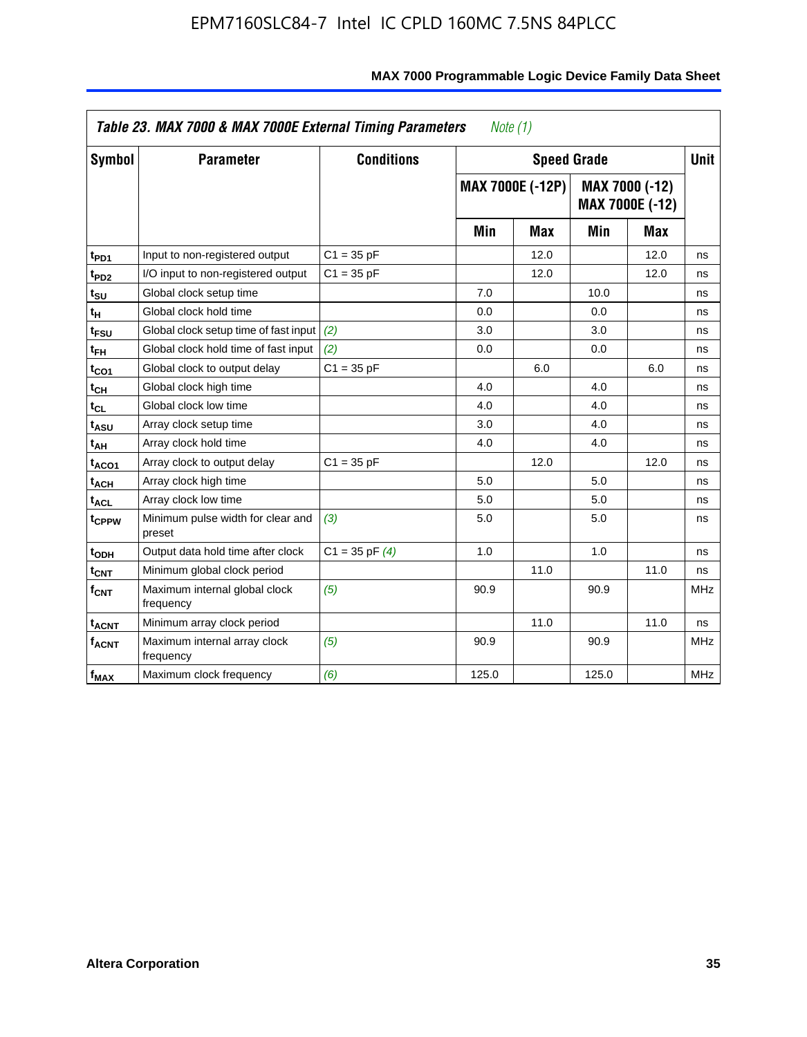| Table 23. MAX 7000 & MAX 7000E External Timing Parameters *Note (1)* | | | | | | | |
|---|---|---|---|---|---|---|---|
| Symbol | Parameter | Conditions | Speed Grade | | | | Unit |
| | | | MAX 7000E (-12P) | | MAX 7000 (-12) MAX 7000E (-12) | | |
| | | | Min | Max | Min | Max | |
| $t_{PD1}$ | Input to non-registered output | C1 = 35 pF | | 12.0 | | 12.0 | ns |
| $t_{PD2}$ | I/O input to non-registered output | C1 = 35 pF | | 12.0 | | 12.0 | ns |
| $t_{SU}$ | Global clock setup time | | 7.0 | | 10.0 | | ns |
| $t_{H}$ | Global clock hold time | | 0.0 | | 0.0 | | ns |
| $t_{FSU}$ | Global clock setup time of fast input | *(2)* | 3.0 | | 3.0 | | ns |
| $t_{FH}$ | Global clock hold time of fast input | *(2)* | 0.0 | | 0.0 | | ns |
| $t_{CO1}$ | Global clock to output delay | C1 = 35 pF | | 6.0 | | 6.0 | ns |
| $t_{CH}$ | Global clock high time | | 4.0 | | 4.0 | | ns |
| $t_{CL}$ | Global clock low time | | 4.0 | | 4.0 | | ns |
| $t_{ASU}$ | Array clock setup time | | 3.0 | | 4.0 | | ns |
| $t_{AH}$ | Array clock hold time | | 4.0 | | 4.0 | | ns |
| $t_{ACO1}$ | Array clock to output delay | C1 = 35 pF | | 12.0 | | 12.0 | ns |
| $t_{ACH}$ | Array clock high time | | 5.0 | | 5.0 | | ns |
| $t_{ACL}$ | Array clock low time | | 5.0 | | 5.0 | | ns |
| $t_{CPPW}$ | Minimum pulse width for clear and preset | *(3)* | 5.0 | | 5.0 | | ns |
| $t_{ODH}$ | Output data hold time after clock | C1 = 35 pF *(4)* | 1.0 | | 1.0 | | ns |
| $t_{CNT}$ | Minimum global clock period | | | 11.0 | | 11.0 | ns |
| $f_{CNT}$ | Maximum internal global clock frequency | *(5)* | 90.9 | | 90.9 | | MHz |
| $t_{ACNT}$ | Minimum array clock period | | | 11.0 | | 11.0 | ns |
| $f_{ACNT}$ | Maximum internal array clock frequency | *(5)* | 90.9 | | 90.9 | | MHz |
| $f_{MAX}$ | Maximum clock frequency | *(6)* | 125.0 | | 125.0 | | MHz |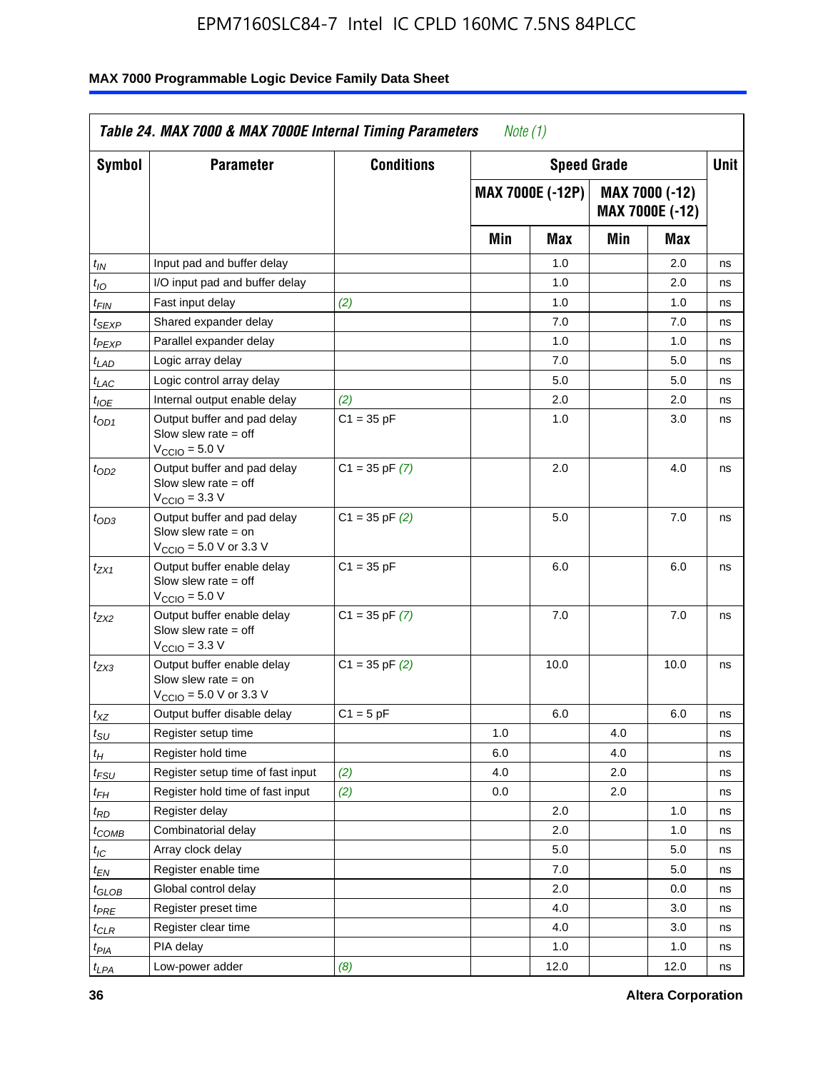| Table 24. MAX 7000 & MAX 7000E Internal Timing Parameters *Note (1)* | | | | | | | |
|---|---|---|---|---|---|---|---|
| Symbol | Parameter | Conditions | Speed Grade | | | | Unit |
| | | | MAX 7000E (-12P) | | MAX 7000 (-12) MAX 7000E (-12) | | |
| | | | Min | Max | Min | Max | |
| $t_{IN}$ | Input pad and buffer delay | | | 1.0 | | 2.0 | ns |
| $t_{IO}$ | I/O input pad and buffer delay | | | 1.0 | | 2.0 | ns |
| $t_{FIN}$ | Fast input delay | *(2)* | | 1.0 | | 1.0 | ns |
| $t_{SEXP}$ | Shared expander delay | | | 7.0 | | 7.0 | ns |
| $t_{PEXP}$ | Parallel expander delay | | | 1.0 | | 1.0 | ns |
| $t_{LAD}$ | Logic array delay | | | 7.0 | | 5.0 | ns |
| $t_{LAC}$ | Logic control array delay | | | 5.0 | | 5.0 | ns |
| $t_{IOE}$ | Internal output enable delay | *(2)* | | 2.0 | | 2.0 | ns |
| $t_{OD1}$ | Output buffer and pad delay Slow slew rate = off $V_{CCIO}$ = 5.0 V | C1 = 35 pF | | 1.0 | | 3.0 | ns |
| $t_{OD2}$ | Output buffer and pad delay Slow slew rate = off $V_{CCIO}$ = 3.3 V | C1 = 35 pF *(7)* | | 2.0 | | 4.0 | ns |
| $t_{OD3}$ | Output buffer and pad delay Slow slew rate = on $V_{CCIO}$ = 5.0 V or 3.3 V | C1 = 35 pF *(2)* | | 5.0 | | 7.0 | ns |
| $t_{ZX1}$ | Output buffer enable delay Slow slew rate = off $V_{CCIO}$ = 5.0 V | C1 = 35 pF | | 6.0 | | 6.0 | ns |
| $t_{ZX2}$ | Output buffer enable delay Slow slew rate = off $V_{CCIO}$ = 3.3 V | C1 = 35 pF *(7)* | | 7.0 | | 7.0 | ns |
| $t_{ZX3}$ | Output buffer enable delay Slow slew rate = on $V_{CCIO}$ = 5.0 V or 3.3 V | C1 = 35 pF *(2)* | | 10.0 | | 10.0 | ns |
| $t_{XZ}$ | Output buffer disable delay | C1 = 5 pF | | 6.0 | | 6.0 | ns |
| $t_{SU}$ | Register setup time | | 1.0 | | 4.0 | | ns |
| $t_{H}$ | Register hold time | | 6.0 | | 4.0 | | ns |
| $t_{FSU}$ | Register setup time of fast input | *(2)* | 4.0 | | 2.0 | | ns |
| $t_{FH}$ | Register hold time of fast input | *(2)* | 0.0 | | 2.0 | | ns |
| $t_{RD}$ | Register delay | | | 2.0 | | 1.0 | ns |
| $t_{COMB}$ | Combinatorial delay | | | 2.0 | | 1.0 | ns |
| $t_{IC}$ | Array clock delay | | | 5.0 | | 5.0 | ns |
| $t_{EN}$ | Register enable time | | | 7.0 | | 5.0 | ns |
| $t_{GLOB}$ | Global control delay | | | 2.0 | | 0.0 | ns |
| $t_{PRE}$ | Register preset time | | | 4.0 | | 3.0 | ns |
| $t_{CLR}$ | Register clear time | | | 4.0 | | 3.0 | ns |
| $t_{PIA}$ | PIA delay | | | 1.0 | | 1.0 | ns |
| $t_{LPA}$ | Low-power adder | *(8)* | | 12.0 | | 12.0 | ns |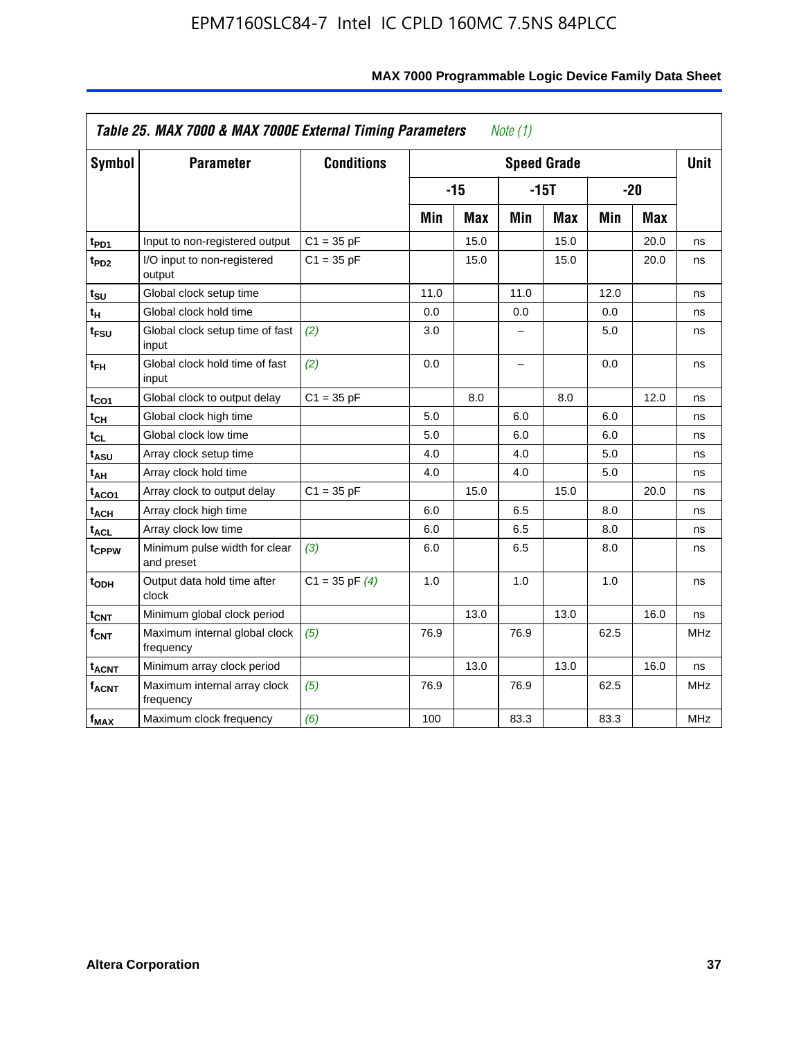**Table 25. MAX 7000 & MAX 7000E External Timing Parameters** *Note (1)*

| Symbol | Parameter | Conditions | Speed Grade | | | | | | Unit |
|---|---|---|---|---|---|---|---|---|---|
| | | | -15 | | -15T | | -20 | | |
| | | | Min | Max | Min | Max | Min | Max | |
| $t_{PD1}$ | Input to non-registered output | C1 = 35 pF | | 15.0 | | 15.0 | | 20.0 | ns |
| $t_{PD2}$ | I/O input to non-registered output | C1 = 35 pF | | 15.0 | | 15.0 | | 20.0 | ns |
| $t_{SU}$ | Global clock setup time | | 11.0 | | 11.0 | | 12.0 | | ns |
| $t_{H}$ | Global clock hold time | | 0.0 | | 0.0 | | 0.0 | | ns |
| $t_{FSU}$ | Global clock setup time of fast input | *(2)* | 3.0 | | – | | 5.0 | | ns |
| $t_{FH}$ | Global clock hold time of fast input | *(2)* | 0.0 | | – | | 0.0 | | ns |
| $t_{CO1}$ | Global clock to output delay | C1 = 35 pF | | 8.0 | | 8.0 | | 12.0 | ns |
| $t_{CH}$ | Global clock high time | | 5.0 | | 6.0 | | 6.0 | | ns |
| $t_{CL}$ | Global clock low time | | 5.0 | | 6.0 | | 6.0 | | ns |
| $t_{ASU}$ | Array clock setup time | | 4.0 | | 4.0 | | 5.0 | | ns |
| $t_{AH}$ | Array clock hold time | | 4.0 | | 4.0 | | 5.0 | | ns |
| $t_{ACO1}$ | Array clock to output delay | C1 = 35 pF | | 15.0 | | 15.0 | | 20.0 | ns |
| $t_{ACH}$ | Array clock high time | | 6.0 | | 6.5 | | 8.0 | | ns |
| $t_{ACL}$ | Array clock low time | | 6.0 | | 6.5 | | 8.0 | | ns |
| $t_{CPPW}$ | Minimum pulse width for clear and preset | *(3)* | 6.0 | | 6.5 | | 8.0 | | ns |
| $t_{ODH}$ | Output data hold time after clock | C1 = 35 pF *(4)* | 1.0 | | 1.0 | | 1.0 | | ns |
| $t_{CNT}$ | Minimum global clock period | | | 13.0 | | 13.0 | | 16.0 | ns |
| $f_{CNT}$ | Maximum internal global clock frequency | *(5)* | 76.9 | | 76.9 | | 62.5 | | MHz |
| $t_{ACNT}$ | Minimum array clock period | | | 13.0 | | 13.0 | | 16.0 | ns |
| $f_{ACNT}$ | Maximum internal array clock frequency | *(5)* | 76.9 | | 76.9 | | 62.5 | | MHz |
| $f_{MAX}$ | Maximum clock frequency | *(6)* | 100 | | 83.3 | | 83.3 | | MHz |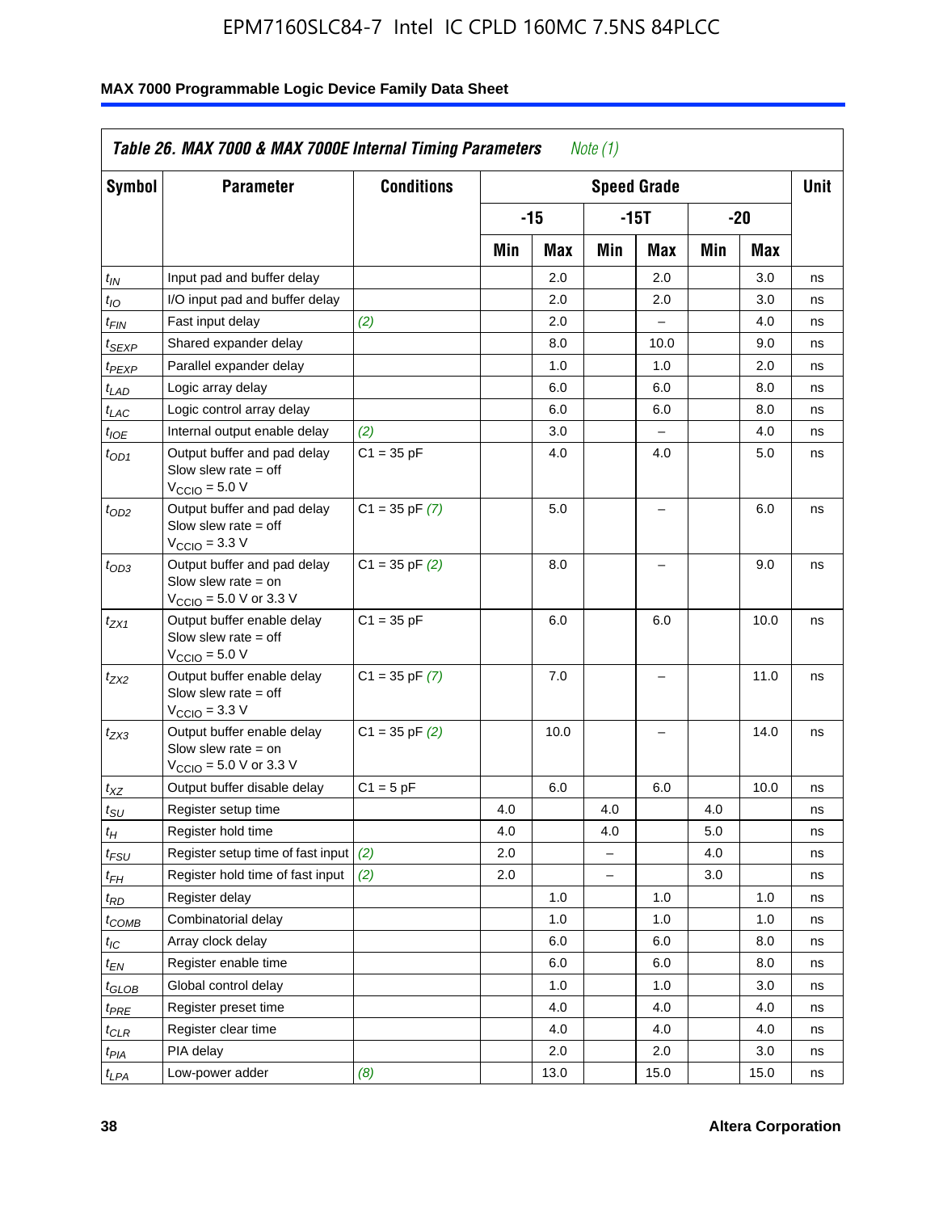**Table 26. MAX 7000 & MAX 7000E Internal Timing Parameters** *Note (1)*

| Symbol | Parameter | Conditions | Speed Grade | | | | | | Unit |
|---|---|---|---|---|---|---|---|---|---|
| | | | -15 | | -15T | | -20 | | |
| | | | Min | Max | Min | Max | Min | Max | |
| $t_{IN}$ | Input pad and buffer delay | | | 2.0 | | 2.0 | | 3.0 | ns |
| $t_{IO}$ | I/O input pad and buffer delay | | | 2.0 | | 2.0 | | 3.0 | ns |
| $t_{FIN}$ | Fast input delay | *(2)* | | 2.0 | | – | | 4.0 | ns |
| $t_{SEXP}$ | Shared expander delay | | | 8.0 | | 10.0 | | 9.0 | ns |
| $t_{PEXP}$ | Parallel expander delay | | | 1.0 | | 1.0 | | 2.0 | ns |
| $t_{LAD}$ | Logic array delay | | | 6.0 | | 6.0 | | 8.0 | ns |
| $t_{LAC}$ | Logic control array delay | | | 6.0 | | 6.0 | | 8.0 | ns |
| $t_{IOE}$ | Internal output enable delay | *(2)* | | 3.0 | | – | | 4.0 | ns |
| $t_{OD1}$ | Output buffer and pad delay Slow slew rate = off $V_{CCIO}$ = 5.0 V | C1 = 35 pF | | 4.0 | | 4.0 | | 5.0 | ns |
| $t_{OD2}$ | Output buffer and pad delay Slow slew rate = off $V_{CCIO}$ = 3.3 V | C1 = 35 pF *(7)* | | 5.0 | | – | | 6.0 | ns |
| $t_{OD3}$ | Output buffer and pad delay Slow slew rate = on $V_{CCIO}$ = 5.0 V or 3.3 V | C1 = 35 pF *(2)* | | 8.0 | | – | | 9.0 | ns |
| $t_{ZX1}$ | Output buffer enable delay Slow slew rate = off $V_{CCIO}$ = 5.0 V | C1 = 35 pF | | 6.0 | | 6.0 | | 10.0 | ns |
| $t_{ZX2}$ | Output buffer enable delay Slow slew rate = off $V_{CCIO}$ = 3.3 V | C1 = 35 pF *(7)* | | 7.0 | | – | | 11.0 | ns |
| $t_{ZX3}$ | Output buffer enable delay Slow slew rate = on $V_{CCIO}$ = 5.0 V or 3.3 V | C1 = 35 pF *(2)* | | 10.0 | | – | | 14.0 | ns |
| $t_{XZ}$ | Output buffer disable delay | C1 = 5 pF | | 6.0 | | 6.0 | | 10.0 | ns |
| $t_{SU}$ | Register setup time | | 4.0 | | 4.0 | | 4.0 | | ns |
| $t_{H}$ | Register hold time | | 4.0 | | 4.0 | | 5.0 | | ns |
| $t_{FSU}$ | Register setup time of fast input | *(2)* | 2.0 | | – | | 4.0 | | ns |
| $t_{FH}$ | Register hold time of fast input | *(2)* | 2.0 | | – | | 3.0 | | ns |
| $t_{RD}$ | Register delay | | | 1.0 | | 1.0 | | 1.0 | ns |
| $t_{COMB}$ | Combinatorial delay | | | 1.0 | | 1.0 | | 1.0 | ns |
| $t_{IC}$ | Array clock delay | | | 6.0 | | 6.0 | | 8.0 | ns |
| $t_{EN}$ | Register enable time | | | 6.0 | | 6.0 | | 8.0 | ns |
| $t_{GLOB}$ | Global control delay | | | 1.0 | | 1.0 | | 3.0 | ns |
| $t_{PRE}$ | Register preset time | | | 4.0 | | 4.0 | | 4.0 | ns |
| $t_{CLR}$ | Register clear time | | | 4.0 | | 4.0 | | 4.0 | ns |
| $t_{PIA}$ | PIA delay | | | 2.0 | | 2.0 | | 3.0 | ns |
| $t_{LPA}$ | Low-power adder | *(8)* | | 13.0 | | 15.0 | | 15.0 | ns |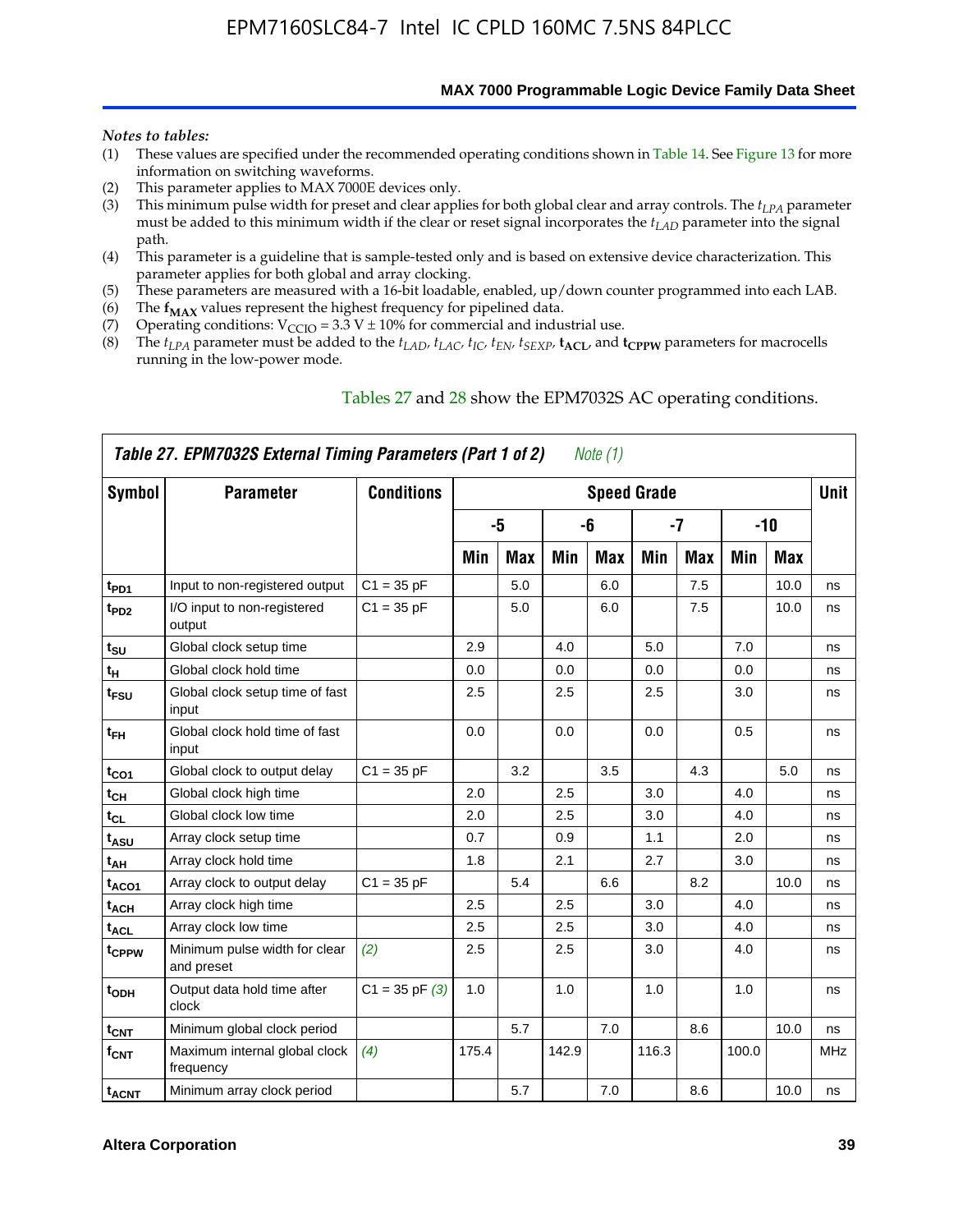*Notes to tables:*

(1) These values are specified under the recommended operating conditions shown in Table 14. See Figure 13 for more information on switching waveforms.
(2) This parameter applies to MAX 7000E devices only.
(3) This minimum pulse width for preset and clear applies for both global clear and array controls. The $t_{LPA}$ parameter must be added to this minimum width if the clear or reset signal incorporates the $t_{LAD}$ parameter into the signal path.
(4) This parameter is a guideline that is sample-tested only and is based on extensive device characterization. This parameter applies for both global and array clocking.
(5) These parameters are measured with a 16-bit loadable, enabled, up/down counter programmed into each LAB.
(6) The $\mathbf{f_{MAX}}$ values represent the highest frequency for pipelined data.
(7) Operating conditions: $V_{CCIO} = 3.3$ V ± 10% for commercial and industrial use.
(8) The $t_{LPA}$ parameter must be added to the $t_{LAD}$, $t_{LAC}$, $t_{IC}$, $t_{EN}$, $t_{SEXP}$, $\mathbf{t_{ACL}}$, and $\mathbf{t_{CPPW}}$ parameters for macrocells running in the low-power mode.

Tables 27 and 28 show the EPM7032S AC operating conditions.

**Table 27. EPM7032S External Timing Parameters (Part 1 of 2)** *Note (1)*

| Symbol | Parameter | Conditions | Speed Grade | | | | | | | | Unit |
|---|---|---|---|---|---|---|---|---|---|---|---|
| | | | -5 | | -6 | | -7 | | -10 | | |
| | | | Min | Max | Min | Max | Min | Max | Min | Max | |
| $t_{PD1}$ | Input to non-registered output | C1 = 35 pF | | 5.0 | | 6.0 | | 7.5 | | 10.0 | ns |
| $t_{PD2}$ | I/O input to non-registered output | C1 = 35 pF | | 5.0 | | 6.0 | | 7.5 | | 10.0 | ns |
| $t_{SU}$ | Global clock setup time | | 2.9 | | 4.0 | | 5.0 | | 7.0 | | ns |
| $t_{H}$ | Global clock hold time | | 0.0 | | 0.0 | | 0.0 | | 0.0 | | ns |
| $t_{FSU}$ | Global clock setup time of fast input | | 2.5 | | 2.5 | | 2.5 | | 3.0 | | ns |
| $t_{FH}$ | Global clock hold time of fast input | | 0.0 | | 0.0 | | 0.0 | | 0.5 | | ns |
| $t_{CO1}$ | Global clock to output delay | C1 = 35 pF | | 3.2 | | 3.5 | | 4.3 | | 5.0 | ns |
| $t_{CH}$ | Global clock high time | | 2.0 | | 2.5 | | 3.0 | | 4.0 | | ns |
| $t_{CL}$ | Global clock low time | | 2.0 | | 2.5 | | 3.0 | | 4.0 | | ns |
| $t_{ASU}$ | Array clock setup time | | 0.7 | | 0.9 | | 1.1 | | 2.0 | | ns |
| $t_{AH}$ | Array clock hold time | | 1.8 | | 2.1 | | 2.7 | | 3.0 | | ns |
| $t_{ACO1}$ | Array clock to output delay | C1 = 35 pF | | 5.4 | | 6.6 | | 8.2 | | 10.0 | ns |
| $t_{ACH}$ | Array clock high time | | 2.5 | | 2.5 | | 3.0 | | 4.0 | | ns |
| $t_{ACL}$ | Array clock low time | | 2.5 | | 2.5 | | 3.0 | | 4.0 | | ns |
| $t_{CPPW}$ | Minimum pulse width for clear and preset | *(2)* | 2.5 | | 2.5 | | 3.0 | | 4.0 | | ns |
| $t_{ODH}$ | Output data hold time after clock | C1 = 35 pF *(3)* | 1.0 | | 1.0 | | 1.0 | | 1.0 | | ns |
| $t_{CNT}$ | Minimum global clock period | | | 5.7 | | 7.0 | | 8.6 | | 10.0 | ns |
| $f_{CNT}$ | Maximum internal global clock frequency | *(4)* | 175.4 | | 142.9 | | 116.3 | | 100.0 | | MHz |
| $t_{ACNT}$ | Minimum array clock period | | | 5.7 | | 7.0 | | 8.6 | | 10.0 | ns |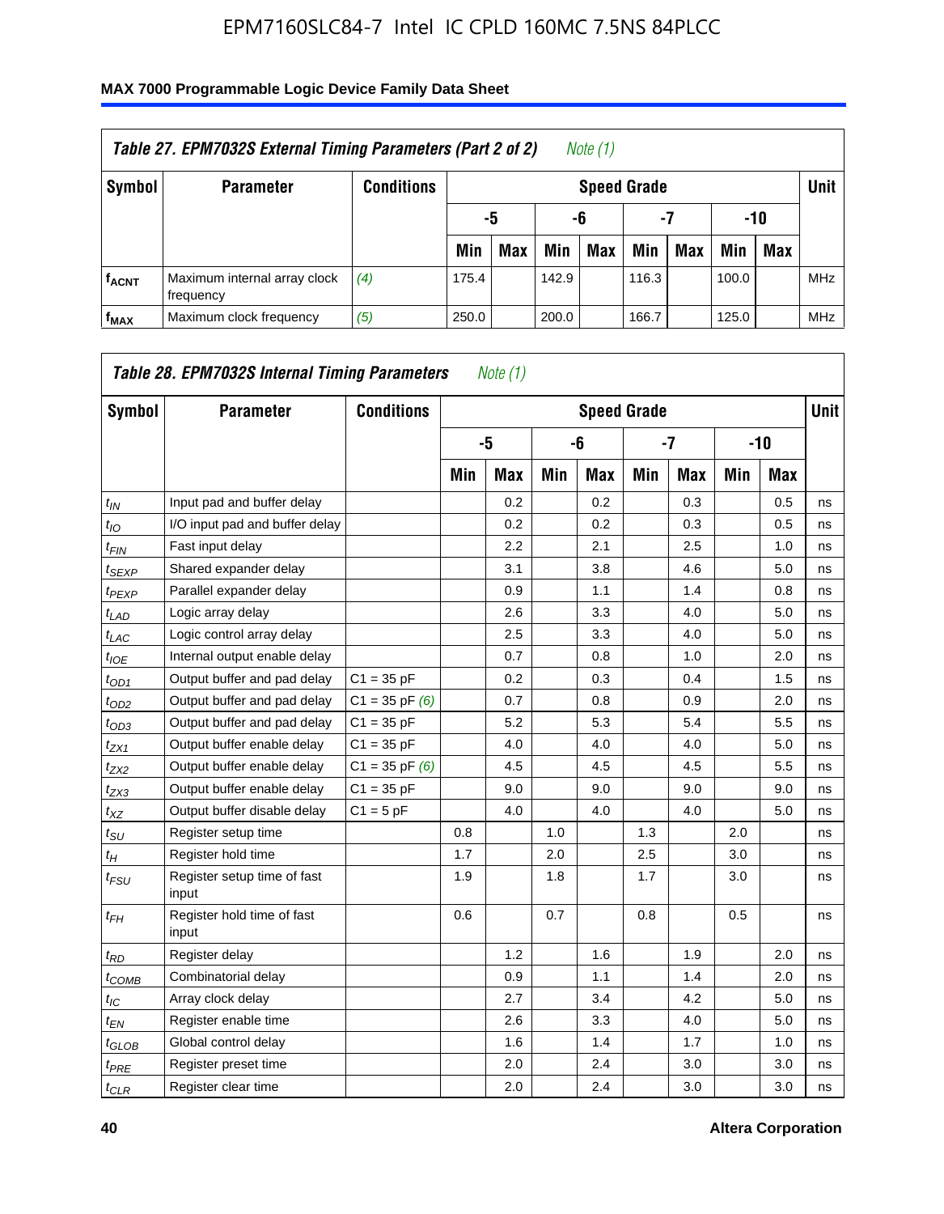## Table 27. EPM7032S External Timing Parameters (Part 2 of 2) *Note (1)*

| Symbol | Parameter | Conditions | Speed Grade | | | | | | | | Unit |
|---|---|---|---|---|---|---|---|---|---|---|---|
| | | | -5 | | -6 | | -7 | | -10 | | |
| | | | Min | Max | Min | Max | Min | Max | Min | Max | |
| $f_{ACNT}$ | Maximum internal array clock frequency | *(4)* | 175.4 | | 142.9 | | 116.3 | | 100.0 | | MHz |
| $f_{MAX}$ | Maximum clock frequency | *(5)* | 250.0 | | 200.0 | | 166.7 | | 125.0 | | MHz |

## Table 28. EPM7032S Internal Timing Parameters *Note (1)*

| Symbol | Parameter | Conditions | Speed Grade | | | | | | | | Unit |
|---|---|---|---|---|---|---|---|---|---|---|---|
| | | | -5 | | -6 | | -7 | | -10 | | |
| | | | Min | Max | Min | Max | Min | Max | Min | Max | |
| $t_{IN}$ | Input pad and buffer delay | | | 0.2 | | 0.2 | | 0.3 | | 0.5 | ns |
| $t_{IO}$ | I/O input pad and buffer delay | | | 0.2 | | 0.2 | | 0.3 | | 0.5 | ns |
| $t_{FIN}$ | Fast input delay | | | 2.2 | | 2.1 | | 2.5 | | 1.0 | ns |
| $t_{SEXP}$ | Shared expander delay | | | 3.1 | | 3.8 | | 4.6 | | 5.0 | ns |
| $t_{PEXP}$ | Parallel expander delay | | | 0.9 | | 1.1 | | 1.4 | | 0.8 | ns |
| $t_{LAD}$ | Logic array delay | | | 2.6 | | 3.3 | | 4.0 | | 5.0 | ns |
| $t_{LAC}$ | Logic control array delay | | | 2.5 | | 3.3 | | 4.0 | | 5.0 | ns |
| $t_{IOE}$ | Internal output enable delay | | | 0.7 | | 0.8 | | 1.0 | | 2.0 | ns |
| $t_{OD1}$ | Output buffer and pad delay | C1 = 35 pF | | 0.2 | | 0.3 | | 0.4 | | 1.5 | ns |
| $t_{OD2}$ | Output buffer and pad delay | C1 = 35 pF *(6)* | | 0.7 | | 0.8 | | 0.9 | | 2.0 | ns |
| $t_{OD3}$ | Output buffer and pad delay | C1 = 35 pF | | 5.2 | | 5.3 | | 5.4 | | 5.5 | ns |
| $t_{ZX1}$ | Output buffer enable delay | C1 = 35 pF | | 4.0 | | 4.0 | | 4.0 | | 5.0 | ns |
| $t_{ZX2}$ | Output buffer enable delay | C1 = 35 pF *(6)* | | 4.5 | | 4.5 | | 4.5 | | 5.5 | ns |
| $t_{ZX3}$ | Output buffer enable delay | C1 = 35 pF | | 9.0 | | 9.0 | | 9.0 | | 9.0 | ns |
| $t_{XZ}$ | Output buffer disable delay | C1 = 5 pF | | 4.0 | | 4.0 | | 4.0 | | 5.0 | ns |
| $t_{SU}$ | Register setup time | | 0.8 | | 1.0 | | 1.3 | | 2.0 | | ns |
| $t_{H}$ | Register hold time | | 1.7 | | 2.0 | | 2.5 | | 3.0 | | ns |
| $t_{FSU}$ | Register setup time of fast input | | 1.9 | | 1.8 | | 1.7 | | 3.0 | | ns |
| $t_{FH}$ | Register hold time of fast input | | 0.6 | | 0.7 | | 0.8 | | 0.5 | | ns |
| $t_{RD}$ | Register delay | | | 1.2 | | 1.6 | | 1.9 | | 2.0 | ns |
| $t_{COMB}$ | Combinatorial delay | | | 0.9 | | 1.1 | | 1.4 | | 2.0 | ns |
| $t_{IC}$ | Array clock delay | | | 2.7 | | 3.4 | | 4.2 | | 5.0 | ns |
| $t_{EN}$ | Register enable time | | | 2.6 | | 3.3 | | 4.0 | | 5.0 | ns |
| $t_{GLOB}$ | Global control delay | | | 1.6 | | 1.4 | | 1.7 | | 1.0 | ns |
| $t_{PRE}$ | Register preset time | | | 2.0 | | 2.4 | | 3.0 | | 3.0 | ns |
| $t_{CLR}$ | Register clear time | | | 2.0 | | 2.4 | | 3.0 | | 3.0 | ns |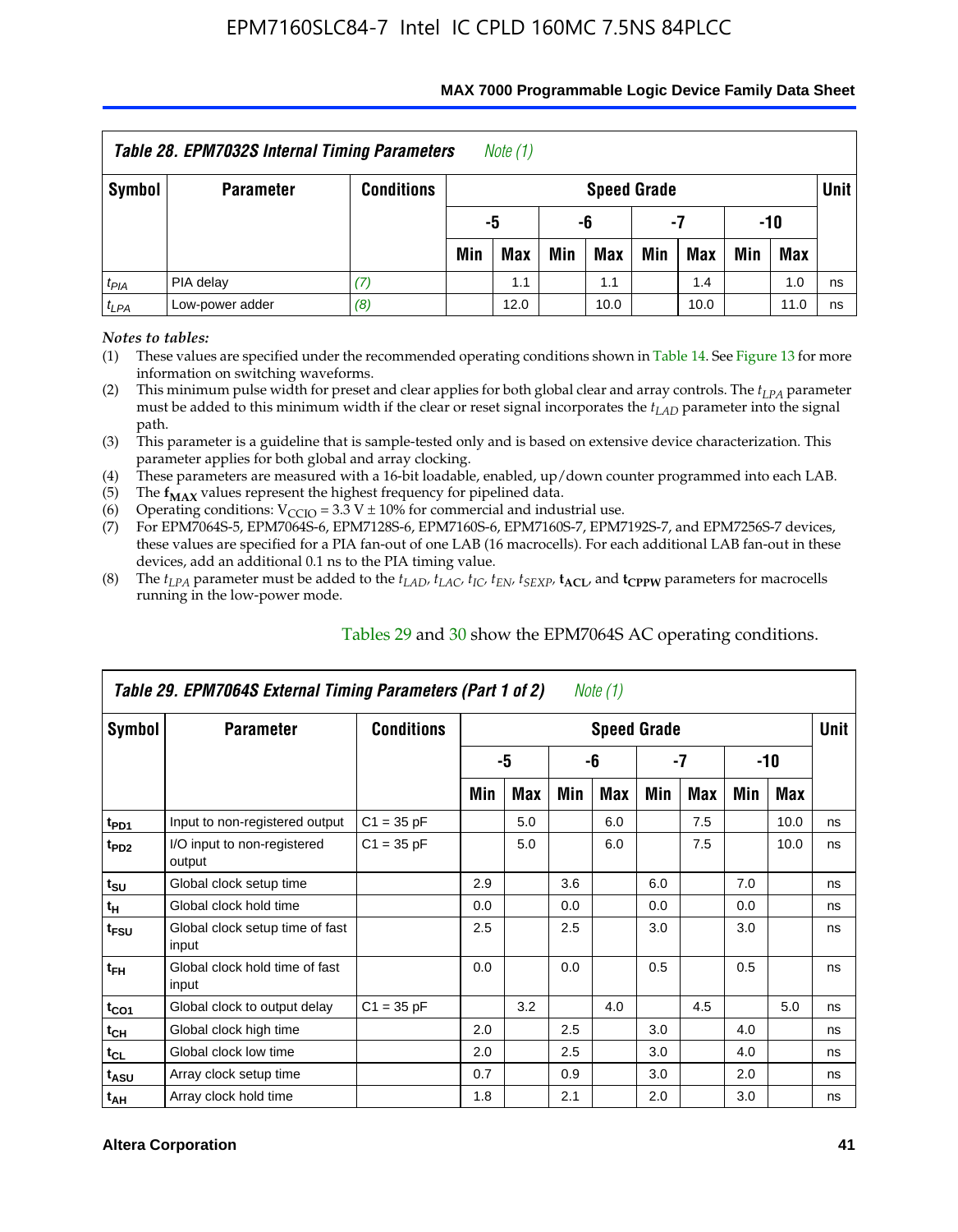## Table 28. EPM7032S Internal Timing Parameters *Note (1)*

| Symbol | Parameter | Conditions | Speed Grade | | | | | | | | Unit |
|---|---|---|---|---|---|---|---|---|---|---|---|
| | | | -5 | | -6 | | -7 | | -10 | | |
| | | | Min | Max | Min | Max | Min | Max | Min | Max | |
| $t_{PIA}$ | PIA delay | *(7)* | | 1.1 | | 1.1 | | 1.4 | | 1.0 | ns |
| $t_{LPA}$ | Low-power adder | *(8)* | | 12.0 | | 10.0 | | 10.0 | | 11.0 | ns |

*Notes to tables:*

(1) These values are specified under the recommended operating conditions shown in Table 14. See Figure 13 for more information on switching waveforms.

(2) This minimum pulse width for preset and clear applies for both global clear and array controls. The $t_{LPA}$ parameter must be added to this minimum width if the clear or reset signal incorporates the $t_{LAD}$ parameter into the signal path.

(3) This parameter is a guideline that is sample-tested only and is based on extensive device characterization. This parameter applies for both global and array clocking.

(4) These parameters are measured with a 16-bit loadable, enabled, up/down counter programmed into each LAB.

(5) The $\mathbf{f_{MAX}}$ values represent the highest frequency for pipelined data.

(6) Operating conditions: $V_{CCIO}$ = 3.3 V ± 10% for commercial and industrial use.

(7) For EPM7064S-5, EPM7064S-6, EPM7128S-6, EPM7160S-6, EPM7160S-7, EPM7192S-7, and EPM7256S-7 devices, these values are specified for a PIA fan-out of one LAB (16 macrocells). For each additional LAB fan-out in these devices, add an additional 0.1 ns to the PIA timing value.

(8) The $t_{LPA}$ parameter must be added to the $t_{LAD}$, $t_{LAC}$, $t_{IC}$, $t_{EN}$, $t_{SEXP}$, $\mathbf{t_{ACL}}$, and $\mathbf{t_{CPPW}}$ parameters for macrocells running in the low-power mode.

Tables 29 and 30 show the EPM7064S AC operating conditions.

## Table 29. EPM7064S External Timing Parameters (Part 1 of 2) *Note (1)*

| Symbol | Parameter | Conditions | Speed Grade | | | | | | | | Unit |
|---|---|---|---|---|---|---|---|---|---|---|---|
| | | | -5 | | -6 | | -7 | | -10 | | |
| | | | Min | Max | Min | Max | Min | Max | Min | Max | |
| $t_{PD1}$ | Input to non-registered output | C1 = 35 pF | | 5.0 | | 6.0 | | 7.5 | | 10.0 | ns |
| $t_{PD2}$ | I/O input to non-registered output | C1 = 35 pF | | 5.0 | | 6.0 | | 7.5 | | 10.0 | ns |
| $t_{SU}$ | Global clock setup time | | 2.9 | | 3.6 | | 6.0 | | 7.0 | | ns |
| $t_{H}$ | Global clock hold time | | 0.0 | | 0.0 | | 0.0 | | 0.0 | | ns |
| $t_{FSU}$ | Global clock setup time of fast input | | 2.5 | | 2.5 | | 3.0 | | 3.0 | | ns |
| $t_{FH}$ | Global clock hold time of fast input | | 0.0 | | 0.0 | | 0.5 | | 0.5 | | ns |
| $t_{CO1}$ | Global clock to output delay | C1 = 35 pF | | 3.2 | | 4.0 | | 4.5 | | 5.0 | ns |
| $t_{CH}$ | Global clock high time | | 2.0 | | 2.5 | | 3.0 | | 4.0 | | ns |
| $t_{CL}$ | Global clock low time | | 2.0 | | 2.5 | | 3.0 | | 4.0 | | ns |
| $t_{ASU}$ | Array clock setup time | | 0.7 | | 0.9 | | 3.0 | | 2.0 | | ns |
| $t_{AH}$ | Array clock hold time | | 1.8 | | 2.1 | | 2.0 | | 3.0 | | ns |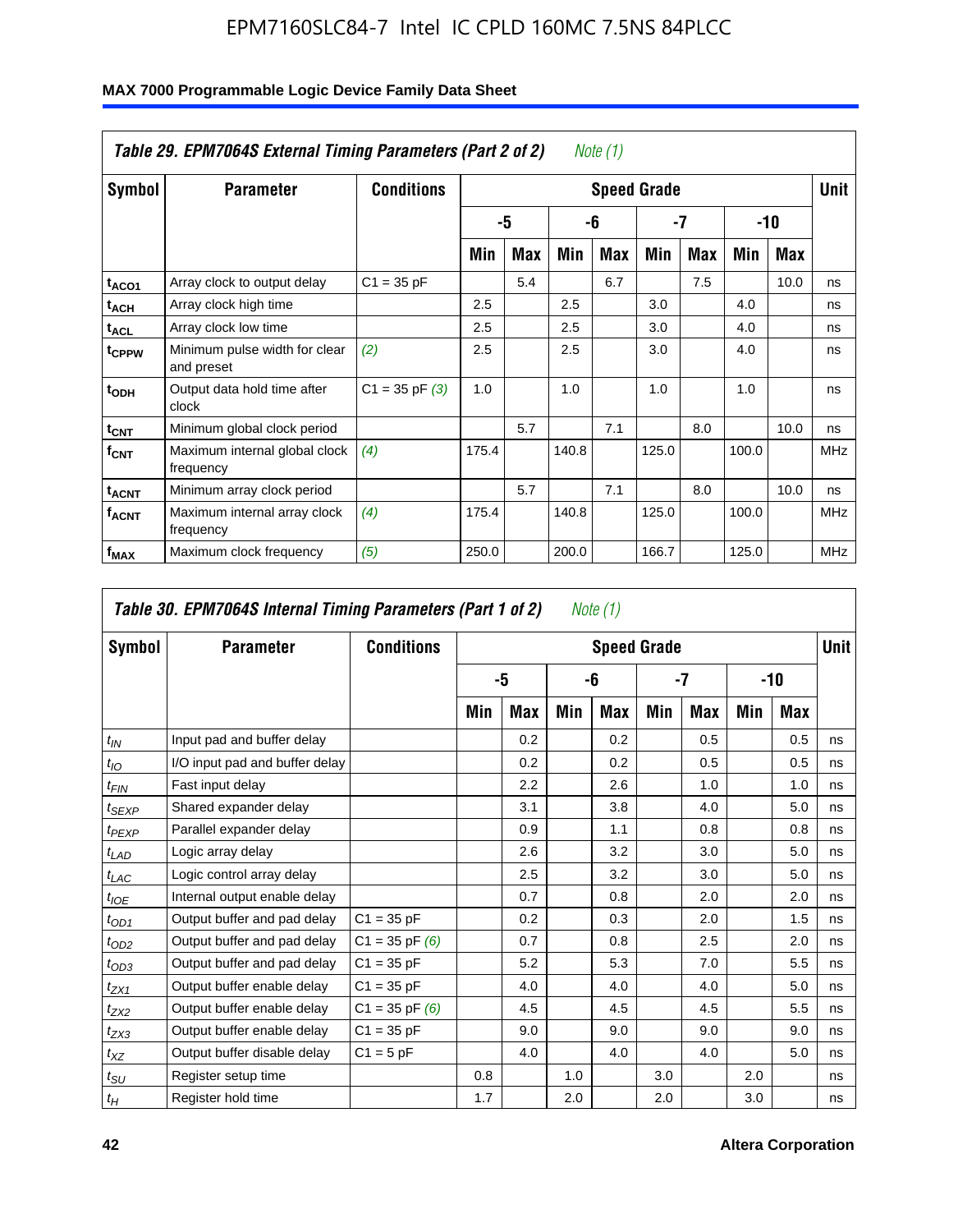**Table 29. EPM7064S External Timing Parameters (Part 2 of 2)** *Note (1)*

| Symbol | Parameter | Conditions | Speed Grade | | | | | | | | Unit |
|---|---|---|---|---|---|---|---|---|---|---|---|
| | | | -5 | | -6 | | -7 | | -10 | | |
| | | | Min | Max | Min | Max | Min | Max | Min | Max | |
| $t_{ACO1}$ | Array clock to output delay | C1 = 35 pF | | 5.4 | | 6.7 | | 7.5 | | 10.0 | ns |
| $t_{ACH}$ | Array clock high time | | 2.5 | | 2.5 | | 3.0 | | 4.0 | | ns |
| $t_{ACL}$ | Array clock low time | | 2.5 | | 2.5 | | 3.0 | | 4.0 | | ns |
| $t_{CPPW}$ | Minimum pulse width for clear and preset | *(2)* | 2.5 | | 2.5 | | 3.0 | | 4.0 | | ns |
| $t_{ODH}$ | Output data hold time after clock | C1 = 35 pF *(3)* | 1.0 | | 1.0 | | 1.0 | | 1.0 | | ns |
| $t_{CNT}$ | Minimum global clock period | | | 5.7 | | 7.1 | | 8.0 | | 10.0 | ns |
| $f_{CNT}$ | Maximum internal global clock frequency | *(4)* | 175.4 | | 140.8 | | 125.0 | | 100.0 | | MHz |
| $t_{ACNT}$ | Minimum array clock period | | | 5.7 | | 7.1 | | 8.0 | | 10.0 | ns |
| $f_{ACNT}$ | Maximum internal array clock frequency | *(4)* | 175.4 | | 140.8 | | 125.0 | | 100.0 | | MHz |
| $f_{MAX}$ | Maximum clock frequency | *(5)* | 250.0 | | 200.0 | | 166.7 | | 125.0 | | MHz |

**Table 30. EPM7064S Internal Timing Parameters (Part 1 of 2)** *Note (1)*

| Symbol | Parameter | Conditions | Speed Grade | | | | | | | | Unit |
|---|---|---|---|---|---|---|---|---|---|---|---|
| | | | -5 | | -6 | | -7 | | -10 | | |
| | | | Min | Max | Min | Max | Min | Max | Min | Max | |
| $t_{IN}$ | Input pad and buffer delay | | | 0.2 | | 0.2 | | 0.5 | | 0.5 | ns |
| $t_{IO}$ | I/O input pad and buffer delay | | | 0.2 | | 0.2 | | 0.5 | | 0.5 | ns |
| $t_{FIN}$ | Fast input delay | | | 2.2 | | 2.6 | | 1.0 | | 1.0 | ns |
| $t_{SEXP}$ | Shared expander delay | | | 3.1 | | 3.8 | | 4.0 | | 5.0 | ns |
| $t_{PEXP}$ | Parallel expander delay | | | 0.9 | | 1.1 | | 0.8 | | 0.8 | ns |
| $t_{LAD}$ | Logic array delay | | | 2.6 | | 3.2 | | 3.0 | | 5.0 | ns |
| $t_{LAC}$ | Logic control array delay | | | 2.5 | | 3.2 | | 3.0 | | 5.0 | ns |
| $t_{IOE}$ | Internal output enable delay | | | 0.7 | | 0.8 | | 2.0 | | 2.0 | ns |
| $t_{OD1}$ | Output buffer and pad delay | C1 = 35 pF | | 0.2 | | 0.3 | | 2.0 | | 1.5 | ns |
| $t_{OD2}$ | Output buffer and pad delay | C1 = 35 pF *(6)* | | 0.7 | | 0.8 | | 2.5 | | 2.0 | ns |
| $t_{OD3}$ | Output buffer and pad delay | C1 = 35 pF | | 5.2 | | 5.3 | | 7.0 | | 5.5 | ns |
| $t_{ZX1}$ | Output buffer enable delay | C1 = 35 pF | | 4.0 | | 4.0 | | 4.0 | | 5.0 | ns |
| $t_{ZX2}$ | Output buffer enable delay | C1 = 35 pF *(6)* | | 4.5 | | 4.5 | | 4.5 | | 5.5 | ns |
| $t_{ZX3}$ | Output buffer enable delay | C1 = 35 pF | | 9.0 | | 9.0 | | 9.0 | | 9.0 | ns |
| $t_{XZ}$ | Output buffer disable delay | C1 = 5 pF | | 4.0 | | 4.0 | | 4.0 | | 5.0 | ns |
| $t_{SU}$ | Register setup time | | 0.8 | | 1.0 | | 3.0 | | 2.0 | | ns |
| $t_H$ | Register hold time | | 1.7 | | 2.0 | | 2.0 | | 3.0 | | ns |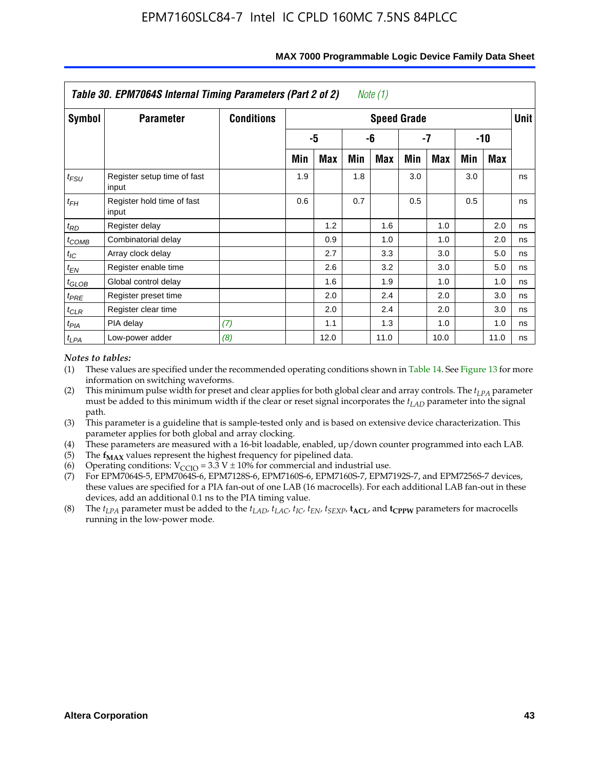| Table 30. EPM7064S Internal Timing Parameters (Part 2 of 2) *Note (1)* | | | | | | | | | | | |
|---|---|---|---|---|---|---|---|---|---|---|---|
| Symbol | Parameter | Conditions | Speed Grade | | | | | | | | Unit |
| | | | -5 | | -6 | | -7 | | -10 | | |
| | | | Min | Max | Min | Max | Min | Max | Min | Max | |
| $t_{FSU}$ | Register setup time of fast input | | 1.9 | | 1.8 | | 3.0 | | 3.0 | | ns |
| $t_{FH}$ | Register hold time of fast input | | 0.6 | | 0.7 | | 0.5 | | 0.5 | | ns |
| $t_{RD}$ | Register delay | | | 1.2 | | 1.6 | | 1.0 | | 2.0 | ns |
| $t_{COMB}$ | Combinatorial delay | | | 0.9 | | 1.0 | | 1.0 | | 2.0 | ns |
| $t_{IC}$ | Array clock delay | | | 2.7 | | 3.3 | | 3.0 | | 5.0 | ns |
| $t_{EN}$ | Register enable time | | | 2.6 | | 3.2 | | 3.0 | | 5.0 | ns |
| $t_{GLOB}$ | Global control delay | | | 1.6 | | 1.9 | | 1.0 | | 1.0 | ns |
| $t_{PRE}$ | Register preset time | | | 2.0 | | 2.4 | | 2.0 | | 3.0 | ns |
| $t_{CLR}$ | Register clear time | | | 2.0 | | 2.4 | | 2.0 | | 3.0 | ns |
| $t_{PIA}$ | PIA delay | *(7)* | | 1.1 | | 1.3 | | 1.0 | | 1.0 | ns |
| $t_{LPA}$ | Low-power adder | *(8)* | | 12.0 | | 11.0 | | 10.0 | | 11.0 | ns |

*Notes to tables:*

(1) These values are specified under the recommended operating conditions shown in Table 14. See Figure 13 for more information on switching waveforms.

(2) This minimum pulse width for preset and clear applies for both global clear and array controls. The $t_{LPA}$ parameter must be added to this minimum width if the clear or reset signal incorporates the $t_{LAD}$ parameter into the signal path.

(3) This parameter is a guideline that is sample-tested only and is based on extensive device characterization. This parameter applies for both global and array clocking.

(4) These parameters are measured with a 16-bit loadable, enabled, up/down counter programmed into each LAB.

(5) The $\mathbf{f_{MAX}}$ values represent the highest frequency for pipelined data.

(6) Operating conditions: $V_{CCIO}$ = 3.3 V ± 10% for commercial and industrial use.

(7) For EPM7064S-5, EPM7064S-6, EPM7128S-6, EPM7160S-6, EPM7160S-7, EPM7192S-7, and EPM7256S-7 devices, these values are specified for a PIA fan-out of one LAB (16 macrocells). For each additional LAB fan-out in these devices, add an additional 0.1 ns to the PIA timing value.

(8) The $t_{LPA}$ parameter must be added to the $t_{LAD}$, $t_{LAC}$, $t_{IC}$, $t_{EN}$, $t_{SEXP}$, $\mathbf{t_{ACL}}$, and $\mathbf{t_{CPPW}}$ parameters for macrocells running in the low-power mode.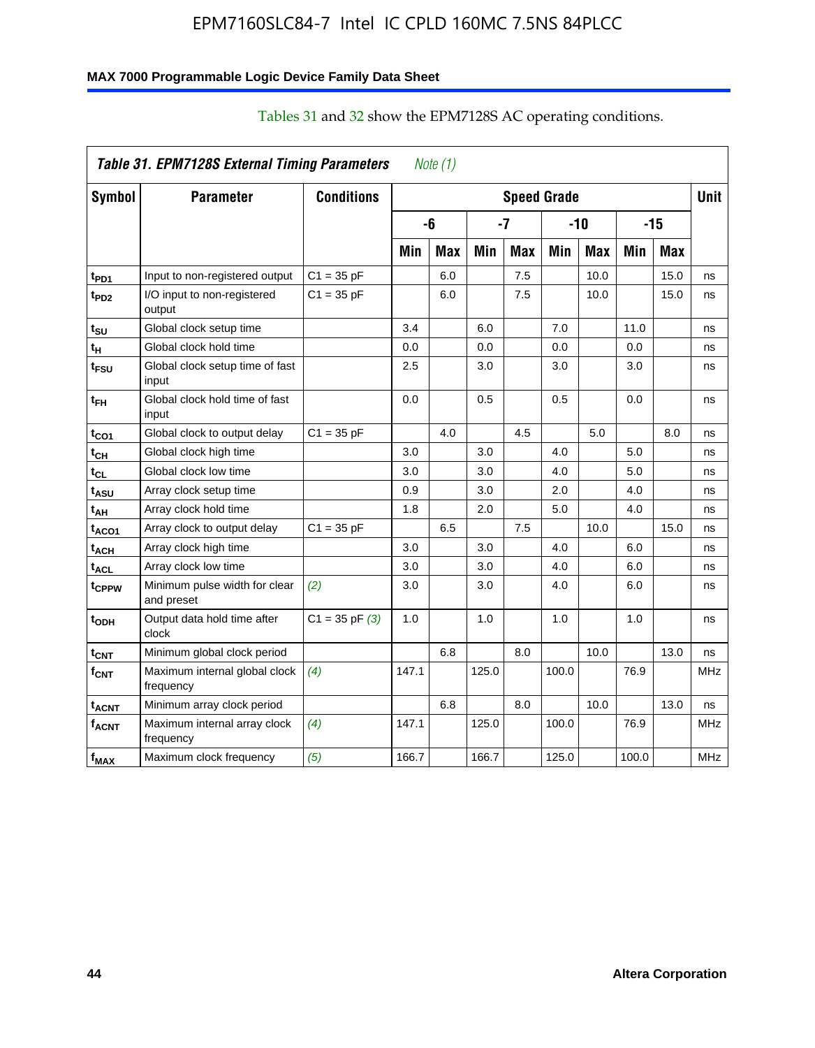Tables 31 and 32 show the EPM7128S AC operating conditions.

| *Table 31. EPM7128S External Timing Parameters* *Note (1)* | | | | | | | | | | | |
|---|---|---|---|---|---|---|---|---|---|---|---|
| **Symbol** | **Parameter** | **Conditions** | **Speed Grade** | | | | | | | | **Unit** |
| | | | **-6** | | **-7** | | **-10** | | **-15** | | |
| | | | **Min** | **Max** | **Min** | **Max** | **Min** | **Max** | **Min** | **Max** | |
| $t_{PD1}$ | Input to non-registered output | C1 = 35 pF | | 6.0 | | 7.5 | | 10.0 | | 15.0 | ns |
| $t_{PD2}$ | I/O input to non-registered output | C1 = 35 pF | | 6.0 | | 7.5 | | 10.0 | | 15.0 | ns |
| $t_{SU}$ | Global clock setup time | | 3.4 | | 6.0 | | 7.0 | | 11.0 | | ns |
| $t_{H}$ | Global clock hold time | | 0.0 | | 0.0 | | 0.0 | | 0.0 | | ns |
| $t_{FSU}$ | Global clock setup time of fast input | | 2.5 | | 3.0 | | 3.0 | | 3.0 | | ns |
| $t_{FH}$ | Global clock hold time of fast input | | 0.0 | | 0.5 | | 0.5 | | 0.0 | | ns |
| $t_{CO1}$ | Global clock to output delay | C1 = 35 pF | | 4.0 | | 4.5 | | 5.0 | | 8.0 | ns |
| $t_{CH}$ | Global clock high time | | 3.0 | | 3.0 | | 4.0 | | 5.0 | | ns |
| $t_{CL}$ | Global clock low time | | 3.0 | | 3.0 | | 4.0 | | 5.0 | | ns |
| $t_{ASU}$ | Array clock setup time | | 0.9 | | 3.0 | | 2.0 | | 4.0 | | ns |
| $t_{AH}$ | Array clock hold time | | 1.8 | | 2.0 | | 5.0 | | 4.0 | | ns |
| $t_{ACO1}$ | Array clock to output delay | C1 = 35 pF | | 6.5 | | 7.5 | | 10.0 | | 15.0 | ns |
| $t_{ACH}$ | Array clock high time | | 3.0 | | 3.0 | | 4.0 | | 6.0 | | ns |
| $t_{ACL}$ | Array clock low time | | 3.0 | | 3.0 | | 4.0 | | 6.0 | | ns |
| $t_{CPPW}$ | Minimum pulse width for clear and preset | *(2)* | 3.0 | | 3.0 | | 4.0 | | 6.0 | | ns |
| $t_{ODH}$ | Output data hold time after clock | C1 = 35 pF *(3)* | 1.0 | | 1.0 | | 1.0 | | 1.0 | | ns |
| $t_{CNT}$ | Minimum global clock period | | | 6.8 | | 8.0 | | 10.0 | | 13.0 | ns |
| $f_{CNT}$ | Maximum internal global clock frequency | *(4)* | 147.1 | | 125.0 | | 100.0 | | 76.9 | | MHz |
| $t_{ACNT}$ | Minimum array clock period | | | 6.8 | | 8.0 | | 10.0 | | 13.0 | ns |
| $f_{ACNT}$ | Maximum internal array clock frequency | *(4)* | 147.1 | | 125.0 | | 100.0 | | 76.9 | | MHz |
| $f_{MAX}$ | Maximum clock frequency | *(5)* | 166.7 | | 166.7 | | 125.0 | | 100.0 | | MHz |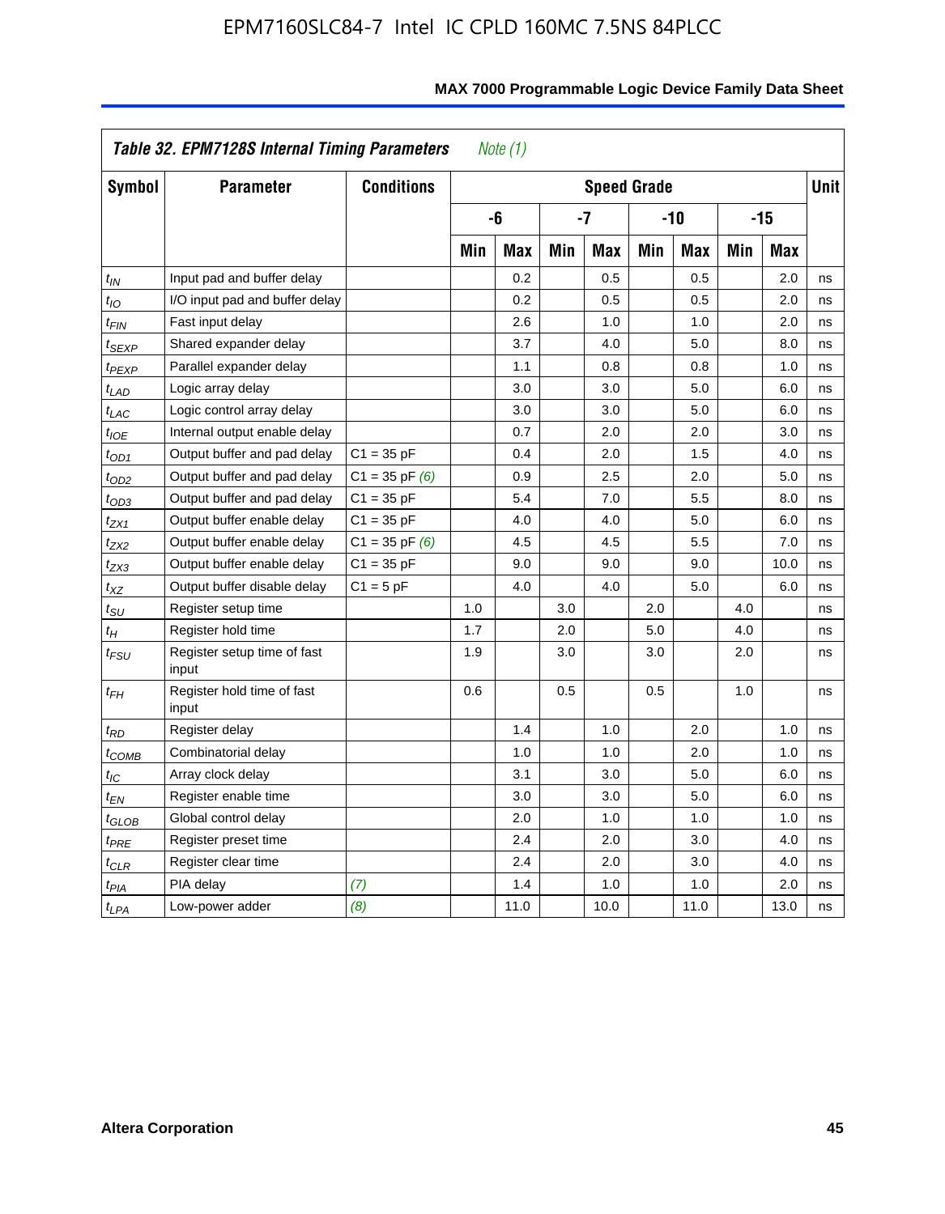**Table 32. EPM7128S Internal Timing Parameters** *Note (1)*

| Symbol | Parameter | Conditions | Speed Grade | | | | | | | | Unit |
|---|---|---|---|---|---|---|---|---|---|---|---|
| | | | -6 | | -7 | | -10 | | -15 | | |
| | | | Min | Max | Min | Max | Min | Max | Min | Max | |
| $t_{IN}$ | Input pad and buffer delay | | | 0.2 | | 0.5 | | 0.5 | | 2.0 | ns |
| $t_{IO}$ | I/O input pad and buffer delay | | | 0.2 | | 0.5 | | 0.5 | | 2.0 | ns |
| $t_{FIN}$ | Fast input delay | | | 2.6 | | 1.0 | | 1.0 | | 2.0 | ns |
| $t_{SEXP}$ | Shared expander delay | | | 3.7 | | 4.0 | | 5.0 | | 8.0 | ns |
| $t_{PEXP}$ | Parallel expander delay | | | 1.1 | | 0.8 | | 0.8 | | 1.0 | ns |
| $t_{LAD}$ | Logic array delay | | | 3.0 | | 3.0 | | 5.0 | | 6.0 | ns |
| $t_{LAC}$ | Logic control array delay | | | 3.0 | | 3.0 | | 5.0 | | 6.0 | ns |
| $t_{IOE}$ | Internal output enable delay | | | 0.7 | | 2.0 | | 2.0 | | 3.0 | ns |
| $t_{OD1}$ | Output buffer and pad delay | C1 = 35 pF | | 0.4 | | 2.0 | | 1.5 | | 4.0 | ns |
| $t_{OD2}$ | Output buffer and pad delay | C1 = 35 pF *(6)* | | 0.9 | | 2.5 | | 2.0 | | 5.0 | ns |
| $t_{OD3}$ | Output buffer and pad delay | C1 = 35 pF | | 5.4 | | 7.0 | | 5.5 | | 8.0 | ns |
| $t_{ZX1}$ | Output buffer enable delay | C1 = 35 pF | | 4.0 | | 4.0 | | 5.0 | | 6.0 | ns |
| $t_{ZX2}$ | Output buffer enable delay | C1 = 35 pF *(6)* | | 4.5 | | 4.5 | | 5.5 | | 7.0 | ns |
| $t_{ZX3}$ | Output buffer enable delay | C1 = 35 pF | | 9.0 | | 9.0 | | 9.0 | | 10.0 | ns |
| $t_{XZ}$ | Output buffer disable delay | C1 = 5 pF | | 4.0 | | 4.0 | | 5.0 | | 6.0 | ns |
| $t_{SU}$ | Register setup time | | 1.0 | | 3.0 | | 2.0 | | 4.0 | | ns |
| $t_{H}$ | Register hold time | | 1.7 | | 2.0 | | 5.0 | | 4.0 | | ns |
| $t_{FSU}$ | Register setup time of fast input | | 1.9 | | 3.0 | | 3.0 | | 2.0 | | ns |
| $t_{FH}$ | Register hold time of fast input | | 0.6 | | 0.5 | | 0.5 | | 1.0 | | ns |
| $t_{RD}$ | Register delay | | | 1.4 | | 1.0 | | 2.0 | | 1.0 | ns |
| $t_{COMB}$ | Combinatorial delay | | | 1.0 | | 1.0 | | 2.0 | | 1.0 | ns |
| $t_{IC}$ | Array clock delay | | | 3.1 | | 3.0 | | 5.0 | | 6.0 | ns |
| $t_{EN}$ | Register enable time | | | 3.0 | | 3.0 | | 5.0 | | 6.0 | ns |
| $t_{GLOB}$ | Global control delay | | | 2.0 | | 1.0 | | 1.0 | | 1.0 | ns |
| $t_{PRE}$ | Register preset time | | | 2.4 | | 2.0 | | 3.0 | | 4.0 | ns |
| $t_{CLR}$ | Register clear time | | | 2.4 | | 2.0 | | 3.0 | | 4.0 | ns |
| $t_{PIA}$ | PIA delay | *(7)* | | 1.4 | | 1.0 | | 1.0 | | 2.0 | ns |
| $t_{LPA}$ | Low-power adder | *(8)* | | 11.0 | | 10.0 | | 11.0 | | 13.0 | ns |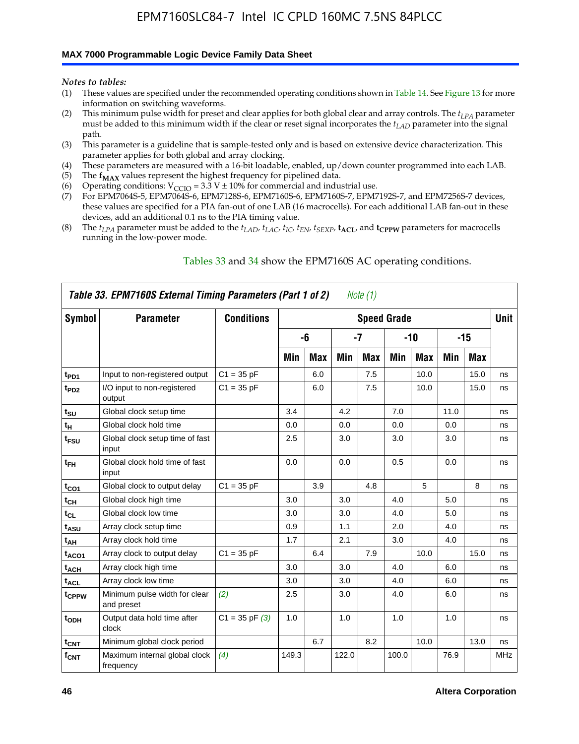*Notes to tables:*

(1) These values are specified under the recommended operating conditions shown in Table 14. See Figure 13 for more information on switching waveforms.
(2) This minimum pulse width for preset and clear applies for both global clear and array controls. The $t_{LPA}$ parameter must be added to this minimum width if the clear or reset signal incorporates the $t_{LAD}$ parameter into the signal path.
(3) This parameter is a guideline that is sample-tested only and is based on extensive device characterization. This parameter applies for both global and array clocking.
(4) These parameters are measured with a 16-bit loadable, enabled, up/down counter programmed into each LAB.
(5) The $\mathbf{f_{MAX}}$ values represent the highest frequency for pipelined data.
(6) Operating conditions: $V_{CCIO}$ = 3.3 V ± 10% for commercial and industrial use.
(7) For EPM7064S-5, EPM7064S-6, EPM7128S-6, EPM7160S-6, EPM7160S-7, EPM7192S-7, and EPM7256S-7 devices, these values are specified for a PIA fan-out of one LAB (16 macrocells). For each additional LAB fan-out in these devices, add an additional 0.1 ns to the PIA timing value.
(8) The $t_{LPA}$ parameter must be added to the $t_{LAD}$, $t_{LAC}$, $t_{IC}$, $t_{EN}$, $t_{SEXP}$, $\mathbf{t_{ACL}}$, and $\mathbf{t_{CPPW}}$ parameters for macrocells running in the low-power mode.

Tables 33 and 34 show the EPM7160S AC operating conditions.

**Table 33. EPM7160S External Timing Parameters (Part 1 of 2)** *Note (1)*

| Symbol | Parameter | Conditions | Speed Grade | | | | | | | | Unit |
|---|---|---|---|---|---|---|---|---|---|---|---|
| | | | -6 | | -7 | | -10 | | -15 | | |
| | | | Min | Max | Min | Max | Min | Max | Min | Max | |
| $t_{PD1}$ | Input to non-registered output | C1 = 35 pF | | 6.0 | | 7.5 | | 10.0 | | 15.0 | ns |
| $t_{PD2}$ | I/O input to non-registered output | C1 = 35 pF | | 6.0 | | 7.5 | | 10.0 | | 15.0 | ns |
| $t_{SU}$ | Global clock setup time | | 3.4 | | 4.2 | | 7.0 | | 11.0 | | ns |
| $t_{H}$ | Global clock hold time | | 0.0 | | 0.0 | | 0.0 | | 0.0 | | ns |
| $t_{FSU}$ | Global clock setup time of fast input | | 2.5 | | 3.0 | | 3.0 | | 3.0 | | ns |
| $t_{FH}$ | Global clock hold time of fast input | | 0.0 | | 0.0 | | 0.5 | | 0.0 | | ns |
| $t_{CO1}$ | Global clock to output delay | C1 = 35 pF | | 3.9 | | 4.8 | | 5 | | 8 | ns |
| $t_{CH}$ | Global clock high time | | 3.0 | | 3.0 | | 4.0 | | 5.0 | | ns |
| $t_{CL}$ | Global clock low time | | 3.0 | | 3.0 | | 4.0 | | 5.0 | | ns |
| $t_{ASU}$ | Array clock setup time | | 0.9 | | 1.1 | | 2.0 | | 4.0 | | ns |
| $t_{AH}$ | Array clock hold time | | 1.7 | | 2.1 | | 3.0 | | 4.0 | | ns |
| $t_{ACO1}$ | Array clock to output delay | C1 = 35 pF | | 6.4 | | 7.9 | | 10.0 | | 15.0 | ns |
| $t_{ACH}$ | Array clock high time | | 3.0 | | 3.0 | | 4.0 | | 6.0 | | ns |
| $t_{ACL}$ | Array clock low time | | 3.0 | | 3.0 | | 4.0 | | 6.0 | | ns |
| $t_{CPPW}$ | Minimum pulse width for clear and preset | *(2)* | 2.5 | | 3.0 | | 4.0 | | 6.0 | | ns |
| $t_{ODH}$ | Output data hold time after clock | C1 = 35 pF *(3)* | 1.0 | | 1.0 | | 1.0 | | 1.0 | | ns |
| $t_{CNT}$ | Minimum global clock period | | | 6.7 | | 8.2 | | 10.0 | | 13.0 | ns |
| $f_{CNT}$ | Maximum internal global clock frequency | *(4)* | 149.3 | | 122.0 | | 100.0 | | 76.9 | | MHz |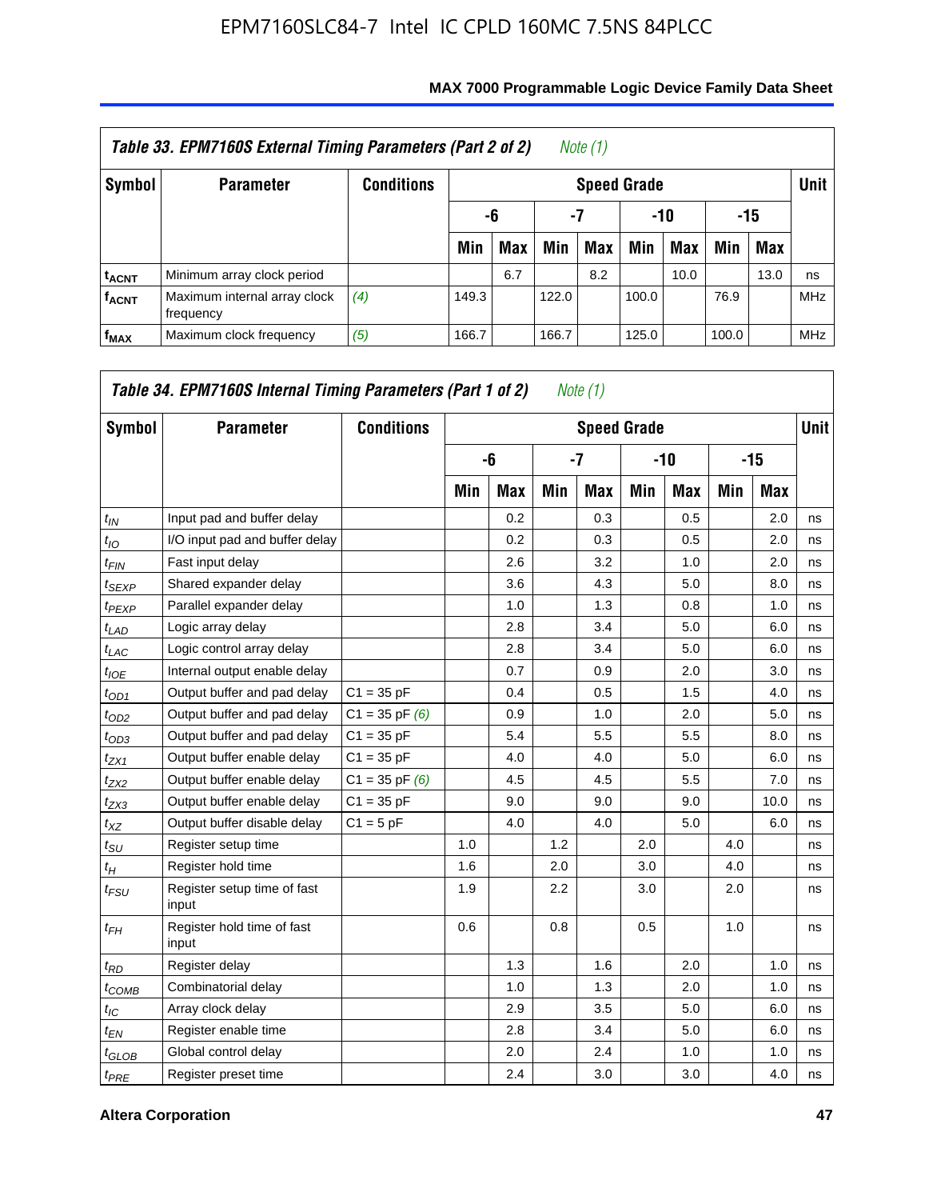Table 33. EPM7160S External Timing Parameters (Part 2 of 2) *Note (1)*

| Symbol | Parameter | Conditions | Speed Grade | | | | | | | | Unit |
|---|---|---|---|---|---|---|---|---|---|---|---|
| | | | -6 | | -7 | | -10 | | -15 | | |
| | | | Min | Max | Min | Max | Min | Max | Min | Max | |
| $t_{ACNT}$ | Minimum array clock period | | | 6.7 | | 8.2 | | 10.0 | | 13.0 | ns |
| $f_{ACNT}$ | Maximum internal array clock frequency | *(4)* | 149.3 | | 122.0 | | 100.0 | | 76.9 | | MHz |
| $f_{MAX}$ | Maximum clock frequency | *(5)* | 166.7 | | 166.7 | | 125.0 | | 100.0 | | MHz |

Table 34. EPM7160S Internal Timing Parameters (Part 1 of 2) *Note (1)*

| Symbol | Parameter | Conditions | Speed Grade | | | | | | | | Unit |
|---|---|---|---|---|---|---|---|---|---|---|---|
| | | | -6 | | -7 | | -10 | | -15 | | |
| | | | Min | Max | Min | Max | Min | Max | Min | Max | |
| $t_{IN}$ | Input pad and buffer delay | | | 0.2 | | 0.3 | | 0.5 | | 2.0 | ns |
| $t_{IO}$ | I/O input pad and buffer delay | | | 0.2 | | 0.3 | | 0.5 | | 2.0 | ns |
| $t_{FIN}$ | Fast input delay | | | 2.6 | | 3.2 | | 1.0 | | 2.0 | ns |
| $t_{SEXP}$ | Shared expander delay | | | 3.6 | | 4.3 | | 5.0 | | 8.0 | ns |
| $t_{PEXP}$ | Parallel expander delay | | | 1.0 | | 1.3 | | 0.8 | | 1.0 | ns |
| $t_{LAD}$ | Logic array delay | | | 2.8 | | 3.4 | | 5.0 | | 6.0 | ns |
| $t_{LAC}$ | Logic control array delay | | | 2.8 | | 3.4 | | 5.0 | | 6.0 | ns |
| $t_{IOE}$ | Internal output enable delay | | | 0.7 | | 0.9 | | 2.0 | | 3.0 | ns |
| $t_{OD1}$ | Output buffer and pad delay | C1 = 35 pF | | 0.4 | | 0.5 | | 1.5 | | 4.0 | ns |
| $t_{OD2}$ | Output buffer and pad delay | C1 = 35 pF *(6)* | | 0.9 | | 1.0 | | 2.0 | | 5.0 | ns |
| $t_{OD3}$ | Output buffer and pad delay | C1 = 35 pF | | 5.4 | | 5.5 | | 5.5 | | 8.0 | ns |
| $t_{ZX1}$ | Output buffer enable delay | C1 = 35 pF | | 4.0 | | 4.0 | | 5.0 | | 6.0 | ns |
| $t_{ZX2}$ | Output buffer enable delay | C1 = 35 pF *(6)* | | 4.5 | | 4.5 | | 5.5 | | 7.0 | ns |
| $t_{ZX3}$ | Output buffer enable delay | C1 = 35 pF | | 9.0 | | 9.0 | | 9.0 | | 10.0 | ns |
| $t_{XZ}$ | Output buffer disable delay | C1 = 5 pF | | 4.0 | | 4.0 | | 5.0 | | 6.0 | ns |
| $t_{SU}$ | Register setup time | | 1.0 | | 1.2 | | 2.0 | | 4.0 | | ns |
| $t_{H}$ | Register hold time | | 1.6 | | 2.0 | | 3.0 | | 4.0 | | ns |
| $t_{FSU}$ | Register setup time of fast input | | 1.9 | | 2.2 | | 3.0 | | 2.0 | | ns |
| $t_{FH}$ | Register hold time of fast input | | 0.6 | | 0.8 | | 0.5 | | 1.0 | | ns |
| $t_{RD}$ | Register delay | | | 1.3 | | 1.6 | | 2.0 | | 1.0 | ns |
| $t_{COMB}$ | Combinatorial delay | | | 1.0 | | 1.3 | | 2.0 | | 1.0 | ns |
| $t_{IC}$ | Array clock delay | | | 2.9 | | 3.5 | | 5.0 | | 6.0 | ns |
| $t_{EN}$ | Register enable time | | | 2.8 | | 3.4 | | 5.0 | | 6.0 | ns |
| $t_{GLOB}$ | Global control delay | | | 2.0 | | 2.4 | | 1.0 | | 1.0 | ns |
| $t_{PRE}$ | Register preset time | | | 2.4 | | 3.0 | | 3.0 | | 4.0 | ns |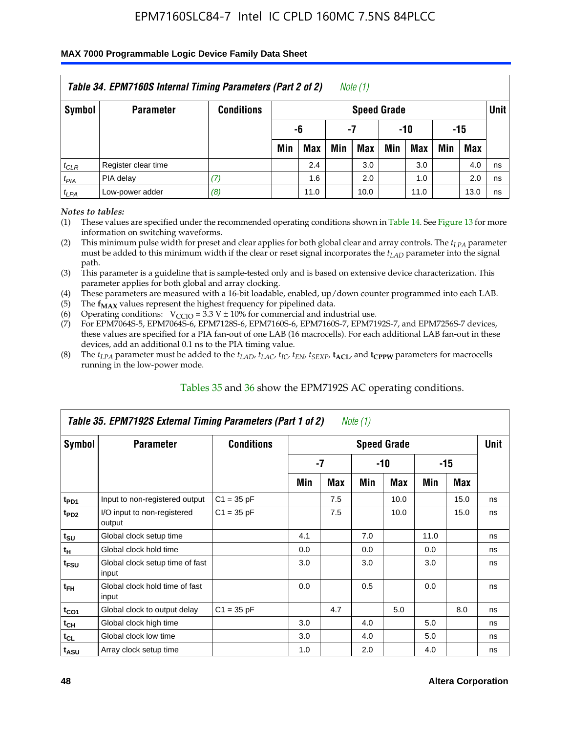# MAX 7000 Programmable Logic Device Family Data Sheet

*Table 34. EPM7160S Internal Timing Parameters (Part 2 of 2) Note (1)*

| Symbol | Parameter | Conditions | Speed Grade | | | | | | | | Unit |
|---|---|---|---|---|---|---|---|---|---|---|---|
| | | | -6 | | -7 | | -10 | | -15 | | |
| | | | Min | Max | Min | Max | Min | Max | Min | Max | |
| $t_{CLR}$ | Register clear time | | | 2.4 | | 3.0 | | 3.0 | | 4.0 | ns |
| $t_{PIA}$ | PIA delay | (7) | | 1.6 | | 2.0 | | 1.0 | | 2.0 | ns |
| $t_{LPA}$ | Low-power adder | (8) | | 11.0 | | 10.0 | | 11.0 | | 13.0 | ns |

*Notes to tables:*

(1) These values are specified under the recommended operating conditions shown in Table 14. See Figure 13 for more information on switching waveforms.

(2) This minimum pulse width for preset and clear applies for both global clear and array controls. The $t_{LPA}$ parameter must be added to this minimum width if the clear or reset signal incorporates the $t_{LAD}$ parameter into the signal path.

(3) This parameter is a guideline that is sample-tested only and is based on extensive device characterization. This parameter applies for both global and array clocking.

(4) These parameters are measured with a 16-bit loadable, enabled, up/down counter programmed into each LAB.

(5) The $\mathbf{f_{MAX}}$ values represent the highest frequency for pipelined data.

(6) Operating conditions: $V_{CCIO} = 3.3\text{ V} \pm 10\%$ for commercial and industrial use.

(7) For EPM7064S-5, EPM7064S-6, EPM7128S-6, EPM7160S-6, EPM7160S-7, EPM7192S-7, and EPM7256S-7 devices, these values are specified for a PIA fan-out of one LAB (16 macrocells). For each additional LAB fan-out in these devices, add an additional 0.1 ns to the PIA timing value.

(8) The $t_{LPA}$ parameter must be added to the $t_{LAD}$, $t_{LAC}$, $t_{IC}$, $t_{EN}$, $t_{SEXP}$, $\mathbf{t_{ACL}}$, and $\mathbf{t_{CPPW}}$ parameters for macrocells running in the low-power mode.

Tables 35 and 36 show the EPM7192S AC operating conditions.

*Table 35. EPM7192S External Timing Parameters (Part 1 of 2) Note (1)*

| Symbol | Parameter | Conditions | Speed Grade | | | | | | Unit |
|---|---|---|---|---|---|---|---|---|---|
| | | | -7 | | -10 | | -15 | | |
| | | | Min | Max | Min | Max | Min | Max | |
| $t_{PD1}$ | Input to non-registered output | C1 = 35 pF | | 7.5 | | 10.0 | | 15.0 | ns |
| $t_{PD2}$ | I/O input to non-registered output | C1 = 35 pF | | 7.5 | | 10.0 | | 15.0 | ns |
| $t_{SU}$ | Global clock setup time | | 4.1 | | 7.0 | | 11.0 | | ns |
| $t_{H}$ | Global clock hold time | | 0.0 | | 0.0 | | 0.0 | | ns |
| $t_{FSU}$ | Global clock setup time of fast input | | 3.0 | | 3.0 | | 3.0 | | ns |
| $t_{FH}$ | Global clock hold time of fast input | | 0.0 | | 0.5 | | 0.0 | | ns |
| $t_{CO1}$ | Global clock to output delay | C1 = 35 pF | | 4.7 | | 5.0 | | 8.0 | ns |
| $t_{CH}$ | Global clock high time | | 3.0 | | 4.0 | | 5.0 | | ns |
| $t_{CL}$ | Global clock low time | | 3.0 | | 4.0 | | 5.0 | | ns |
| $t_{ASU}$ | Array clock setup time | | 1.0 | | 2.0 | | 4.0 | | ns |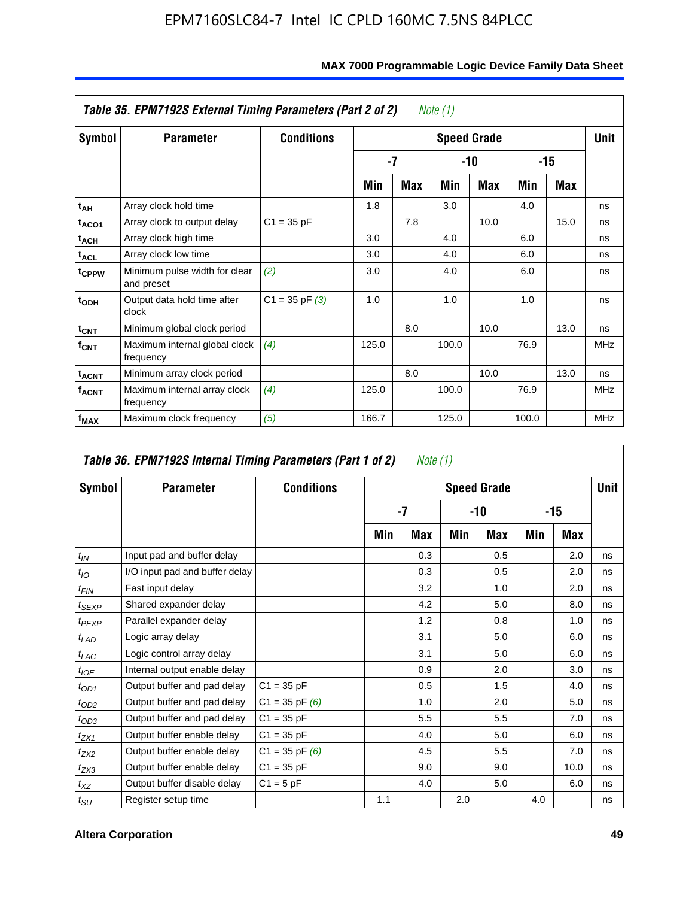**Table 35. EPM7192S External Timing Parameters (Part 2 of 2)** *Note (1)*

| Symbol | Parameter | Conditions | Speed Grade | | | | | | Unit |
|---|---|---|---|---|---|---|---|---|---|
| | | | -7 | | -10 | | -15 | | |
| | | | Min | Max | Min | Max | Min | Max | |
| $t_{AH}$ | Array clock hold time | | 1.8 | | 3.0 | | 4.0 | | ns |
| $t_{ACO1}$ | Array clock to output delay | C1 = 35 pF | | 7.8 | | 10.0 | | 15.0 | ns |
| $t_{ACH}$ | Array clock high time | | 3.0 | | 4.0 | | 6.0 | | ns |
| $t_{ACL}$ | Array clock low time | | 3.0 | | 4.0 | | 6.0 | | ns |
| $t_{CPPW}$ | Minimum pulse width for clear and preset | *(2)* | 3.0 | | 4.0 | | 6.0 | | ns |
| $t_{ODH}$ | Output data hold time after clock | C1 = 35 pF *(3)* | 1.0 | | 1.0 | | 1.0 | | ns |
| $t_{CNT}$ | Minimum global clock period | | | 8.0 | | 10.0 | | 13.0 | ns |
| $f_{CNT}$ | Maximum internal global clock frequency | *(4)* | 125.0 | | 100.0 | | 76.9 | | MHz |
| $t_{ACNT}$ | Minimum array clock period | | | 8.0 | | 10.0 | | 13.0 | ns |
| $f_{ACNT}$ | Maximum internal array clock frequency | *(4)* | 125.0 | | 100.0 | | 76.9 | | MHz |
| $f_{MAX}$ | Maximum clock frequency | *(5)* | 166.7 | | 125.0 | | 100.0 | | MHz |

**Table 36. EPM7192S Internal Timing Parameters (Part 1 of 2)** *Note (1)*

| Symbol | Parameter | Conditions | Speed Grade | | | | | | Unit |
|---|---|---|---|---|---|---|---|---|---|
| | | | -7 | | -10 | | -15 | | |
| | | | Min | Max | Min | Max | Min | Max | |
| $t_{IN}$ | Input pad and buffer delay | | | 0.3 | | 0.5 | | 2.0 | ns |
| $t_{IO}$ | I/O input pad and buffer delay | | | 0.3 | | 0.5 | | 2.0 | ns |
| $t_{FIN}$ | Fast input delay | | | 3.2 | | 1.0 | | 2.0 | ns |
| $t_{SEXP}$ | Shared expander delay | | | 4.2 | | 5.0 | | 8.0 | ns |
| $t_{PEXP}$ | Parallel expander delay | | | 1.2 | | 0.8 | | 1.0 | ns |
| $t_{LAD}$ | Logic array delay | | | 3.1 | | 5.0 | | 6.0 | ns |
| $t_{LAC}$ | Logic control array delay | | | 3.1 | | 5.0 | | 6.0 | ns |
| $t_{IOE}$ | Internal output enable delay | | | 0.9 | | 2.0 | | 3.0 | ns |
| $t_{OD1}$ | Output buffer and pad delay | C1 = 35 pF | | 0.5 | | 1.5 | | 4.0 | ns |
| $t_{OD2}$ | Output buffer and pad delay | C1 = 35 pF *(6)* | | 1.0 | | 2.0 | | 5.0 | ns |
| $t_{OD3}$ | Output buffer and pad delay | C1 = 35 pF | | 5.5 | | 5.5 | | 7.0 | ns |
| $t_{ZX1}$ | Output buffer enable delay | C1 = 35 pF | | 4.0 | | 5.0 | | 6.0 | ns |
| $t_{ZX2}$ | Output buffer enable delay | C1 = 35 pF *(6)* | | 4.5 | | 5.5 | | 7.0 | ns |
| $t_{ZX3}$ | Output buffer enable delay | C1 = 35 pF | | 9.0 | | 9.0 | | 10.0 | ns |
| $t_{XZ}$ | Output buffer disable delay | C1 = 5 pF | | 4.0 | | 5.0 | | 6.0 | ns |
| $t_{SU}$ | Register setup time | | 1.1 | | 2.0 | | 4.0 | | ns |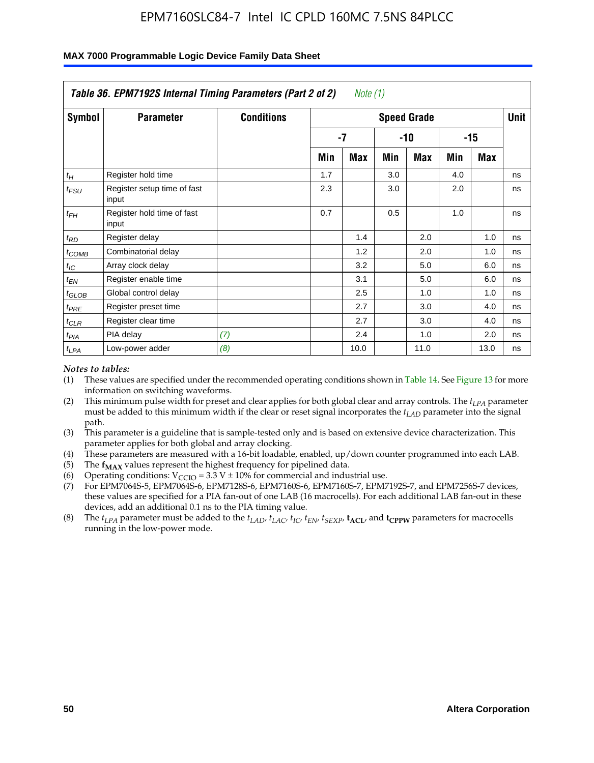| *Table 36. EPM7192S Internal Timing Parameters (Part 2 of 2)* *Note (1)* | | | | | | | | | |
|---|---|---|---|---|---|---|---|---|---|
| Symbol | Parameter | Conditions | Speed Grade | | | | | | Unit |
| | | | -7 | | -10 | | -15 | | |
| | | | Min | Max | Min | Max | Min | Max | |
| $t_H$ | Register hold time | | 1.7 | | 3.0 | | 4.0 | | ns |
| $t_{FSU}$ | Register setup time of fast input | | 2.3 | | 3.0 | | 2.0 | | ns |
| $t_{FH}$ | Register hold time of fast input | | 0.7 | | 0.5 | | 1.0 | | ns |
| $t_{RD}$ | Register delay | | | 1.4 | | 2.0 | | 1.0 | ns |
| $t_{COMB}$ | Combinatorial delay | | | 1.2 | | 2.0 | | 1.0 | ns |
| $t_{IC}$ | Array clock delay | | | 3.2 | | 5.0 | | 6.0 | ns |
| $t_{EN}$ | Register enable time | | | 3.1 | | 5.0 | | 6.0 | ns |
| $t_{GLOB}$ | Global control delay | | | 2.5 | | 1.0 | | 1.0 | ns |
| $t_{PRE}$ | Register preset time | | | 2.7 | | 3.0 | | 4.0 | ns |
| $t_{CLR}$ | Register clear time | | | 2.7 | | 3.0 | | 4.0 | ns |
| $t_{PIA}$ | PIA delay | *(7)* | | 2.4 | | 1.0 | | 2.0 | ns |
| $t_{LPA}$ | Low-power adder | *(8)* | | 10.0 | | 11.0 | | 13.0 | ns |

*Notes to tables:*

(1) These values are specified under the recommended operating conditions shown in Table 14. See Figure 13 for more information on switching waveforms.

(2) This minimum pulse width for preset and clear applies for both global clear and array controls. The $t_{LPA}$ parameter must be added to this minimum width if the clear or reset signal incorporates the $t_{LAD}$ parameter into the signal path.

(3) This parameter is a guideline that is sample-tested only and is based on extensive device characterization. This parameter applies for both global and array clocking.

(4) These parameters are measured with a 16-bit loadable, enabled, up/down counter programmed into each LAB.

(5) The **f<sub></sub>**$f_{MAX}$ values represent the highest frequency for pipelined data.

(6) Operating conditions: $V_{CCIO} = 3.3 \text{ V} \pm 10\%$ for commercial and industrial use.

(7) For EPM7064S-5, EPM7064S-6, EPM7128S-6, EPM7160S-6, EPM7160S-7, EPM7192S-7, and EPM7256S-7 devices, these values are specified for a PIA fan-out of one LAB (16 macrocells). For each additional LAB fan-out in these devices, add an additional 0.1 ns to the PIA timing value.

(8) The $t_{LPA}$ parameter must be added to the $t_{LAD}$, $t_{LAC}$, $t_{IC}$, $t_{EN}$, $t_{SEXP}$, $t_{ACL}$, and $t_{CPPW}$ parameters for macrocells running in the low-power mode.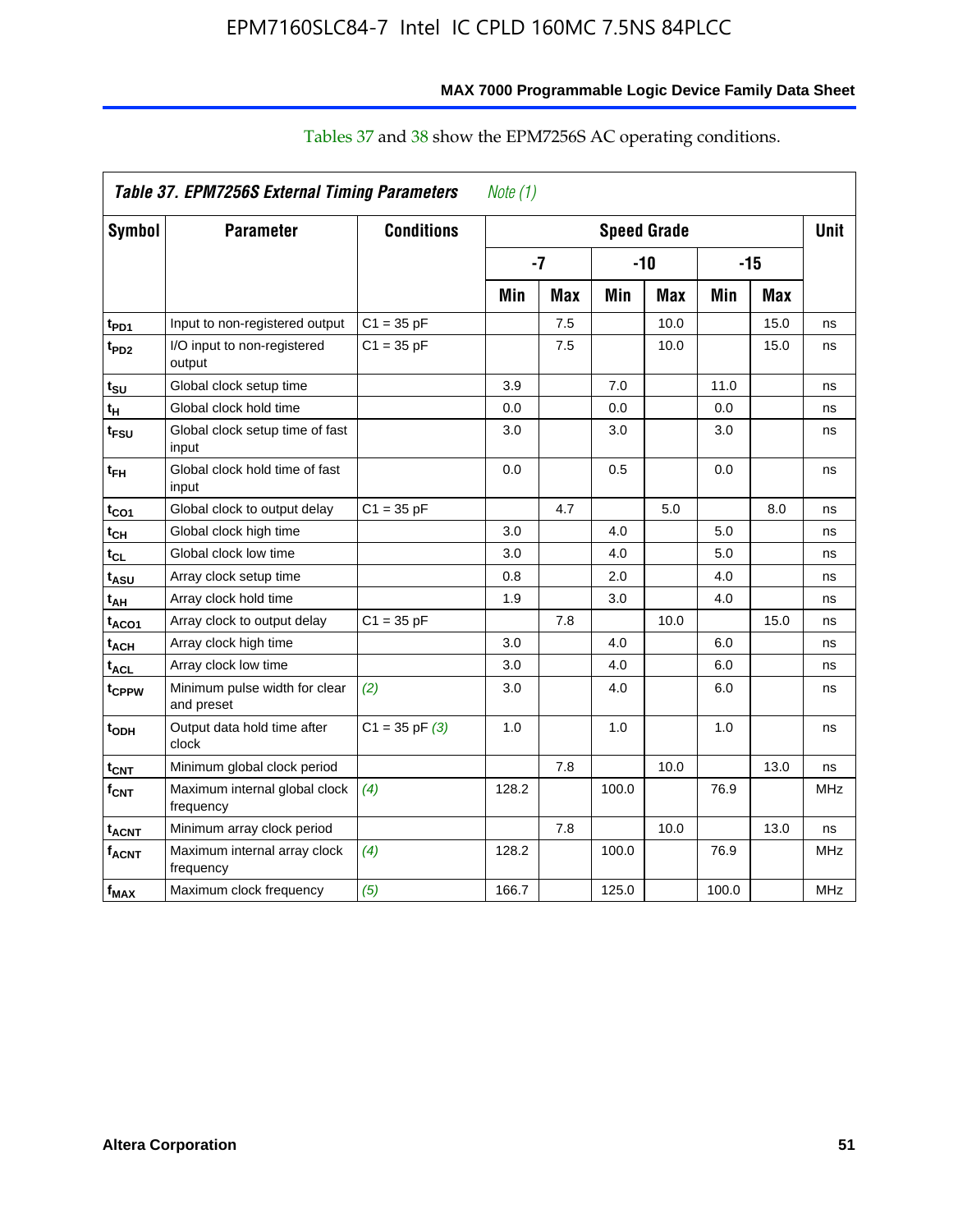Tables 37 and 38 show the EPM7256S AC operating conditions.

| *Table 37. EPM7256S External Timing Parameters* *Note (1)* | | | | | | | | | |
|---|---|---|---|---|---|---|---|---|---|
| **Symbol** | **Parameter** | **Conditions** | **Speed Grade** | | | | | | **Unit** |
| | | | **-7** | | **-10** | | **-15** | | |
| | | | **Min** | **Max** | **Min** | **Max** | **Min** | **Max** | |
| $t_{PD1}$ | Input to non-registered output | C1 = 35 pF | | 7.5 | | 10.0 | | 15.0 | ns |
| $t_{PD2}$ | I/O input to non-registered output | C1 = 35 pF | | 7.5 | | 10.0 | | 15.0 | ns |
| $t_{SU}$ | Global clock setup time | | 3.9 | | 7.0 | | 11.0 | | ns |
| $t_{H}$ | Global clock hold time | | 0.0 | | 0.0 | | 0.0 | | ns |
| $t_{FSU}$ | Global clock setup time of fast input | | 3.0 | | 3.0 | | 3.0 | | ns |
| $t_{FH}$ | Global clock hold time of fast input | | 0.0 | | 0.5 | | 0.0 | | ns |
| $t_{CO1}$ | Global clock to output delay | C1 = 35 pF | | 4.7 | | 5.0 | | 8.0 | ns |
| $t_{CH}$ | Global clock high time | | 3.0 | | 4.0 | | 5.0 | | ns |
| $t_{CL}$ | Global clock low time | | 3.0 | | 4.0 | | 5.0 | | ns |
| $t_{ASU}$ | Array clock setup time | | 0.8 | | 2.0 | | 4.0 | | ns |
| $t_{AH}$ | Array clock hold time | | 1.9 | | 3.0 | | 4.0 | | ns |
| $t_{ACO1}$ | Array clock to output delay | C1 = 35 pF | | 7.8 | | 10.0 | | 15.0 | ns |
| $t_{ACH}$ | Array clock high time | | 3.0 | | 4.0 | | 6.0 | | ns |
| $t_{ACL}$ | Array clock low time | | 3.0 | | 4.0 | | 6.0 | | ns |
| $t_{CPPW}$ | Minimum pulse width for clear and preset | *(2)* | 3.0 | | 4.0 | | 6.0 | | ns |
| $t_{ODH}$ | Output data hold time after clock | C1 = 35 pF *(3)* | 1.0 | | 1.0 | | 1.0 | | ns |
| $t_{CNT}$ | Minimum global clock period | | | 7.8 | | 10.0 | | 13.0 | ns |
| $f_{CNT}$ | Maximum internal global clock frequency | *(4)* | 128.2 | | 100.0 | | 76.9 | | MHz |
| $t_{ACNT}$ | Minimum array clock period | | | 7.8 | | 10.0 | | 13.0 | ns |
| $f_{ACNT}$ | Maximum internal array clock frequency | *(4)* | 128.2 | | 100.0 | | 76.9 | | MHz |
| $f_{MAX}$ | Maximum clock frequency | *(5)* | 166.7 | | 125.0 | | 100.0 | | MHz |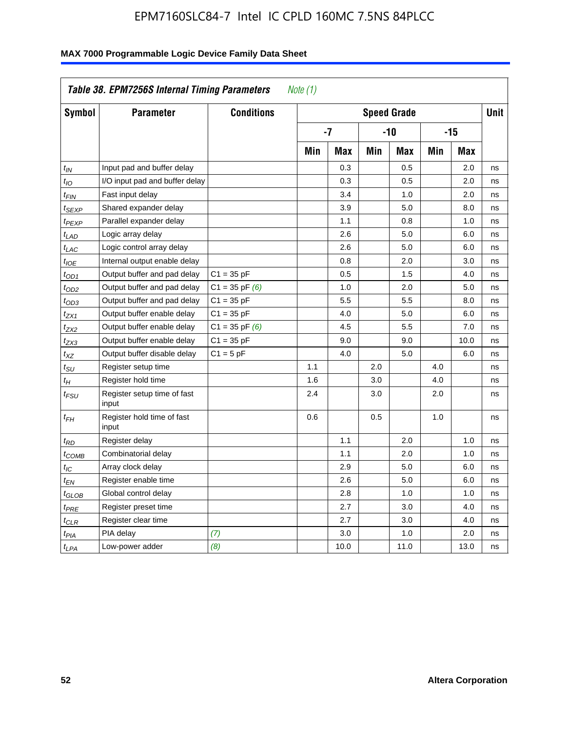| *Table 38. EPM7256S Internal Timing Parameters* *Note (1)* | | | | | | | | | |
|---|---|---|---|---|---|---|---|---|---|
| **Symbol** | **Parameter** | **Conditions** | **Speed Grade** | | | | | | **Unit** |
| | | | **-7** | | **-10** | | **-15** | | |
| | | | **Min** | **Max** | **Min** | **Max** | **Min** | **Max** | |
| $t_{IN}$ | Input pad and buffer delay | | | 0.3 | | 0.5 | | 2.0 | ns |
| $t_{IO}$ | I/O input pad and buffer delay | | | 0.3 | | 0.5 | | 2.0 | ns |
| $t_{FIN}$ | Fast input delay | | | 3.4 | | 1.0 | | 2.0 | ns |
| $t_{SEXP}$ | Shared expander delay | | | 3.9 | | 5.0 | | 8.0 | ns |
| $t_{PEXP}$ | Parallel expander delay | | | 1.1 | | 0.8 | | 1.0 | ns |
| $t_{LAD}$ | Logic array delay | | | 2.6 | | 5.0 | | 6.0 | ns |
| $t_{LAC}$ | Logic control array delay | | | 2.6 | | 5.0 | | 6.0 | ns |
| $t_{IOE}$ | Internal output enable delay | | | 0.8 | | 2.0 | | 3.0 | ns |
| $t_{OD1}$ | Output buffer and pad delay | C1 = 35 pF | | 0.5 | | 1.5 | | 4.0 | ns |
| $t_{OD2}$ | Output buffer and pad delay | C1 = 35 pF *(6)* | | 1.0 | | 2.0 | | 5.0 | ns |
| $t_{OD3}$ | Output buffer and pad delay | C1 = 35 pF | | 5.5 | | 5.5 | | 8.0 | ns |
| $t_{ZX1}$ | Output buffer enable delay | C1 = 35 pF | | 4.0 | | 5.0 | | 6.0 | ns |
| $t_{ZX2}$ | Output buffer enable delay | C1 = 35 pF *(6)* | | 4.5 | | 5.5 | | 7.0 | ns |
| $t_{ZX3}$ | Output buffer enable delay | C1 = 35 pF | | 9.0 | | 9.0 | | 10.0 | ns |
| $t_{XZ}$ | Output buffer disable delay | C1 = 5 pF | | 4.0 | | 5.0 | | 6.0 | ns |
| $t_{SU}$ | Register setup time | | 1.1 | | 2.0 | | 4.0 | | ns |
| $t_{H}$ | Register hold time | | 1.6 | | 3.0 | | 4.0 | | ns |
| $t_{FSU}$ | Register setup time of fast input | | 2.4 | | 3.0 | | 2.0 | | ns |
| $t_{FH}$ | Register hold time of fast input | | 0.6 | | 0.5 | | 1.0 | | ns |
| $t_{RD}$ | Register delay | | | 1.1 | | 2.0 | | 1.0 | ns |
| $t_{COMB}$ | Combinatorial delay | | | 1.1 | | 2.0 | | 1.0 | ns |
| $t_{IC}$ | Array clock delay | | | 2.9 | | 5.0 | | 6.0 | ns |
| $t_{EN}$ | Register enable time | | | 2.6 | | 5.0 | | 6.0 | ns |
| $t_{GLOB}$ | Global control delay | | | 2.8 | | 1.0 | | 1.0 | ns |
| $t_{PRE}$ | Register preset time | | | 2.7 | | 3.0 | | 4.0 | ns |
| $t_{CLR}$ | Register clear time | | | 2.7 | | 3.0 | | 4.0 | ns |
| $t_{PIA}$ | PIA delay | *(7)* | | 3.0 | | 1.0 | | 2.0 | ns |
| $t_{LPA}$ | Low-power adder | *(8)* | | 10.0 | | 11.0 | | 13.0 | ns |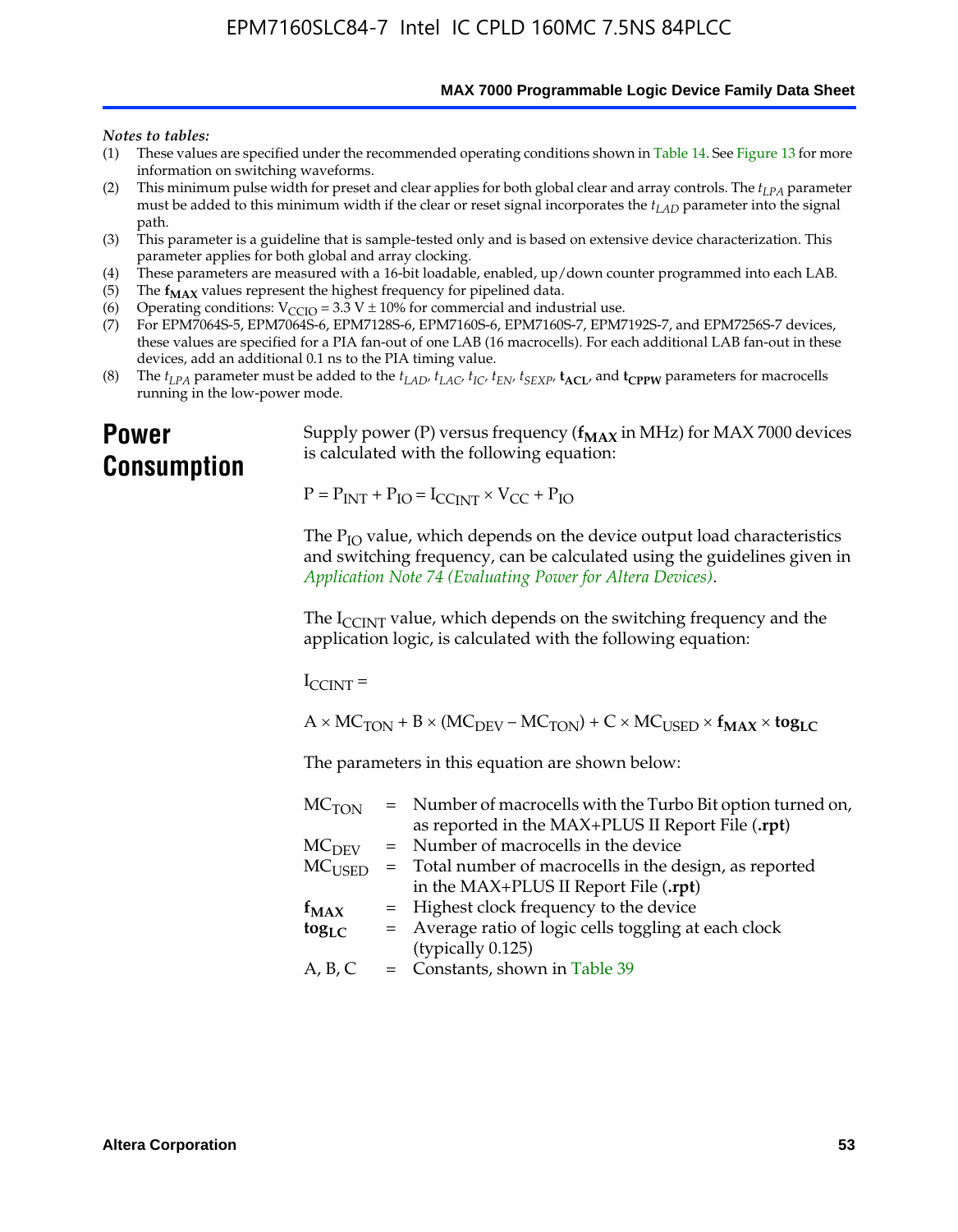*Notes to tables:*

(1) These values are specified under the recommended operating conditions shown in Table 14. See Figure 13 for more information on switching waveforms.

(2) This minimum pulse width for preset and clear applies for both global clear and array controls. The $t_{LPA}$ parameter must be added to this minimum width if the clear or reset signal incorporates the $t_{LAD}$ parameter into the signal path.

(3) This parameter is a guideline that is sample-tested only and is based on extensive device characterization. This parameter applies for both global and array clocking.

(4) These parameters are measured with a 16-bit loadable, enabled, up/down counter programmed into each LAB.

(5) The $\mathbf{f_{MAX}}$ values represent the highest frequency for pipelined data.

(6) Operating conditions: $V_{CCIO} = 3.3\ V \pm 10\%$ for commercial and industrial use.

(7) For EPM7064S-5, EPM7064S-6, EPM7128S-6, EPM7160S-6, EPM7160S-7, EPM7192S-7, and EPM7256S-7 devices, these values are specified for a PIA fan-out of one LAB (16 macrocells). For each additional LAB fan-out in these devices, add an additional 0.1 ns to the PIA timing value.

(8) The $t_{LPA}$ parameter must be added to the $t_{LAD}$, $t_{LAC}$, $t_{IC}$, $t_{EN}$, $t_{SEXP}$, $\mathbf{t_{ACL}}$, and $\mathbf{t_{CPPW}}$ parameters for macrocells running in the low-power mode.

## Power Consumption

Supply power (P) versus frequency ($\mathbf{f_{MAX}}$ in MHz) for MAX 7000 devices is calculated with the following equation:

$$P = P_{INT} + P_{IO} = I_{CCINT} \times V_{CC} + P_{IO}$$

The $P_{IO}$ value, which depends on the device output load characteristics and switching frequency, can be calculated using the guidelines given in *Application Note 74 (Evaluating Power for Altera Devices)*.

The $I_{CCINT}$ value, which depends on the switching frequency and the application logic, is calculated with the following equation:

$$I_{CCINT} =$$

$$A \times MC_{TON} + B \times (MC_{DEV} - MC_{TON}) + C \times MC_{USED} \times \mathbf{f_{MAX}} \times \mathbf{tog_{LC}}$$

The parameters in this equation are shown below:

| | | |
|---|---|---|
| $MC_{TON}$ | = | Number of macrocells with the Turbo Bit option turned on, as reported in the MAX+PLUS II Report File (**.rpt**) |
| $MC_{DEV}$ | = | Number of macrocells in the device |
| $MC_{USED}$ | = | Total number of macrocells in the design, as reported in the MAX+PLUS II Report File (**.rpt**) |
| $\mathbf{f_{MAX}}$ | = | Highest clock frequency to the device |
| $\mathbf{tog_{LC}}$ | = | Average ratio of logic cells toggling at each clock (typically 0.125) |
| A, B, C | = | Constants, shown in Table 39 |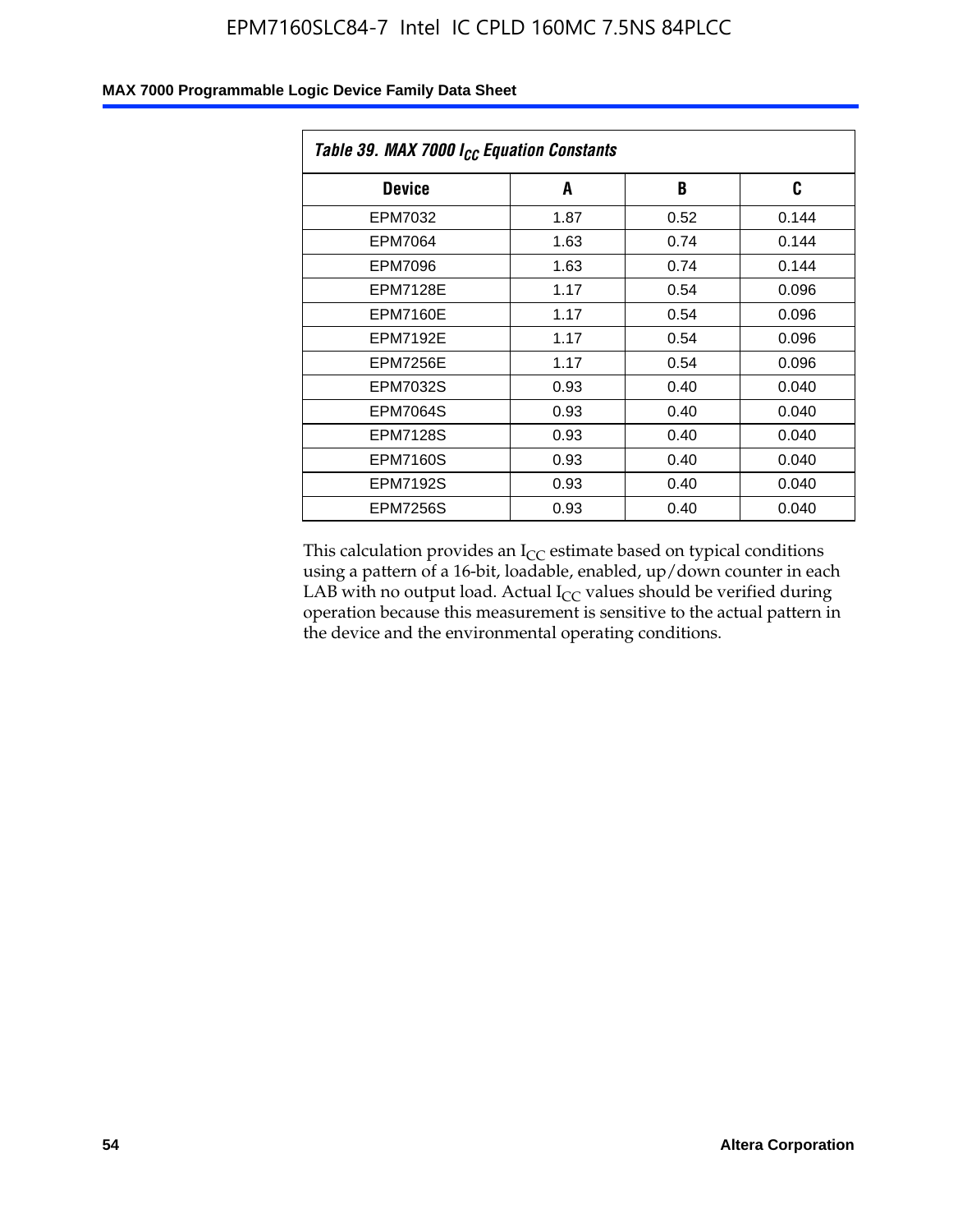Table 39. MAX 7000 $I_{CC}$ Equation Constants

| Device | A | B | C |
|---|---|---|---|
| EPM7032 | 1.87 | 0.52 | 0.144 |
| EPM7064 | 1.63 | 0.74 | 0.144 |
| EPM7096 | 1.63 | 0.74 | 0.144 |
| EPM7128E | 1.17 | 0.54 | 0.096 |
| EPM7160E | 1.17 | 0.54 | 0.096 |
| EPM7192E | 1.17 | 0.54 | 0.096 |
| EPM7256E | 1.17 | 0.54 | 0.096 |
| EPM7032S | 0.93 | 0.40 | 0.040 |
| EPM7064S | 0.93 | 0.40 | 0.040 |
| EPM7128S | 0.93 | 0.40 | 0.040 |
| EPM7160S | 0.93 | 0.40 | 0.040 |
| EPM7192S | 0.93 | 0.40 | 0.040 |
| EPM7256S | 0.93 | 0.40 | 0.040 |

This calculation provides an $I_{CC}$ estimate based on typical conditions using a pattern of a 16-bit, loadable, enabled, up/down counter in each LAB with no output load. Actual $I_{CC}$ values should be verified during operation because this measurement is sensitive to the actual pattern in the device and the environmental operating conditions.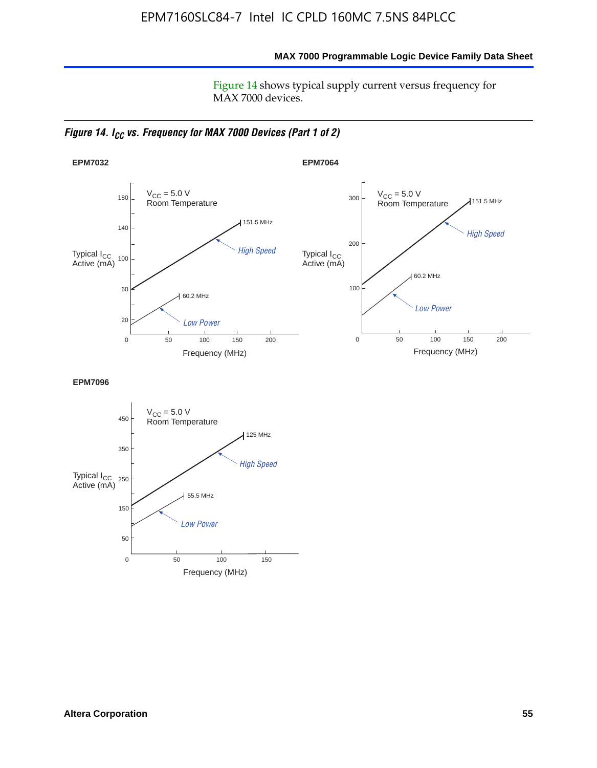Figure 14 shows typical supply current versus frequency for MAX 7000 devices.

*Figure 14. $I_{CC}$ vs. Frequency for MAX 7000 Devices (Part 1 of 2)*

**EPM7032**

$V_{CC}$ = 5.0 V
Room Temperature

Typical $I_{CC}$ Active (mA)

180, 140, 100, 60, 20

151.5 MHz — High Speed

60.2 MHz — Low Power

0, 50, 100, 150, 200

Frequency (MHz)

**EPM7064**

$V_{CC}$ = 5.0 V
Room Temperature

Typical $I_{CC}$ Active (mA)

300, 200, 100

151.5 MHz — High Speed

60.2 MHz — Low Power

0, 50, 100, 150, 200

Frequency (MHz)

**EPM7096**

$V_{CC}$ = 5.0 V
Room Temperature

Typical $I_{CC}$ Active (mA)

450, 350, 250, 150, 50

125 MHz — High Speed

55.5 MHz — Low Power

0, 50, 100, 150

Frequency (MHz)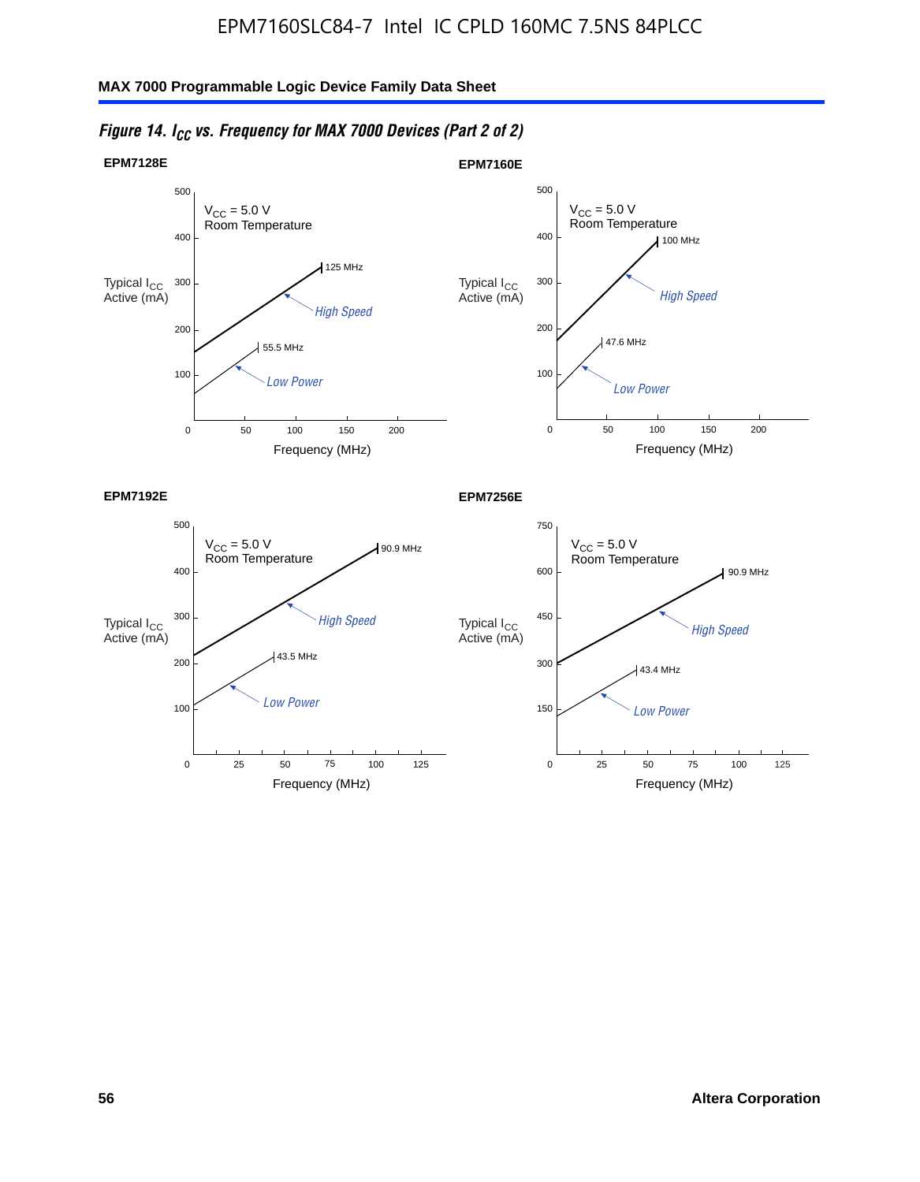*Figure 14. $I_{CC}$ vs. Frequency for MAX 7000 Devices (Part 2 of 2)*

**EPM7128E**

$V_{CC}$ = 5.0 V
Room Temperature

Typical $I_{CC}$ Active (mA)

125 MHz — *High Speed*

55.5 MHz — *Low Power*

Frequency (MHz)

**EPM7160E**

$V_{CC}$ = 5.0 V
Room Temperature

Typical $I_{CC}$ Active (mA)

100 MHz — *High Speed*

47.6 MHz — *Low Power*

Frequency (MHz)

**EPM7192E**

$V_{CC}$ = 5.0 V
Room Temperature

Typical $I_{CC}$ Active (mA)

90.9 MHz — *High Speed*

43.5 MHz — *Low Power*

Frequency (MHz)

**EPM7256E**

$V_{CC}$ = 5.0 V
Room Temperature

Typical $I_{CC}$ Active (mA)

90.9 MHz — *High Speed*

43.4 MHz — *Low Power*

Frequency (MHz)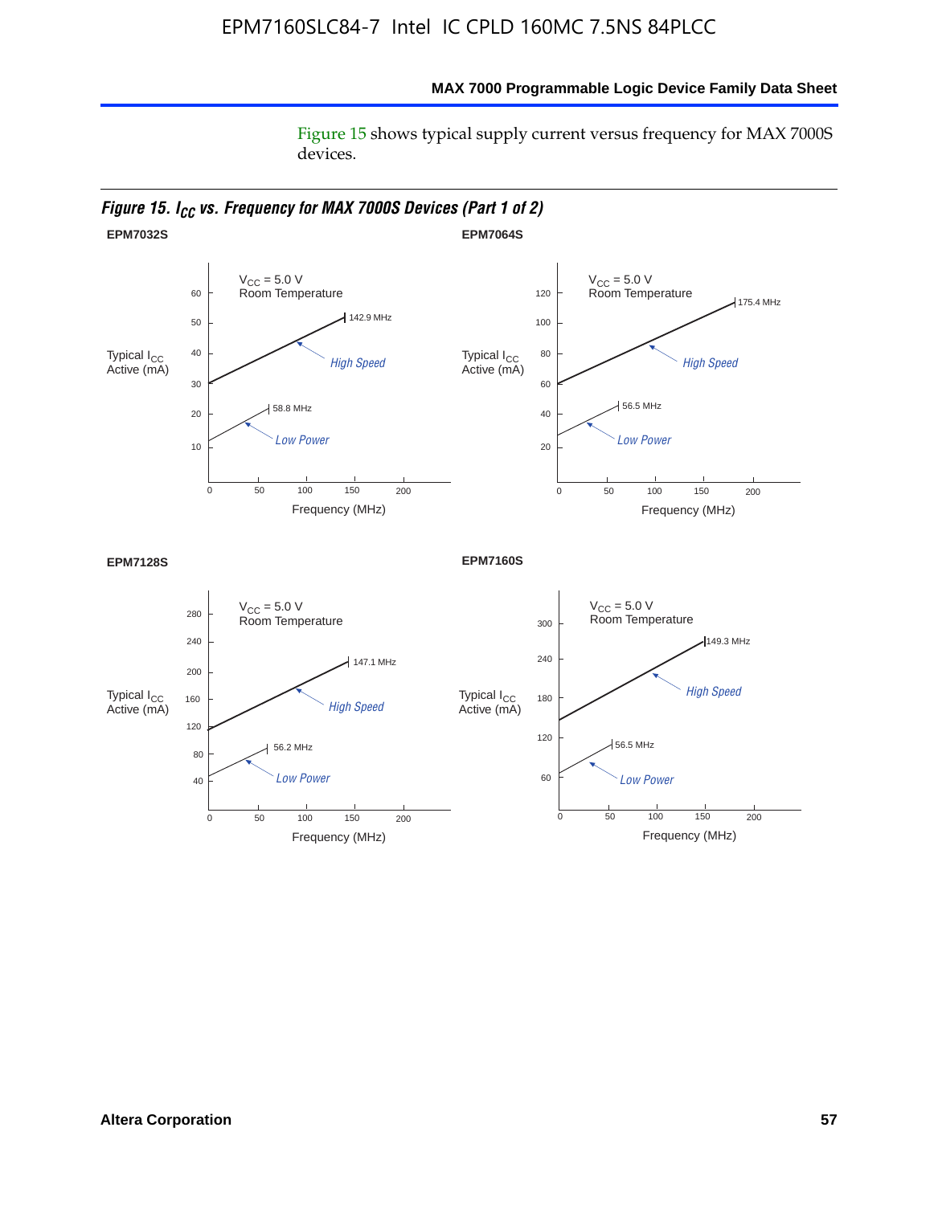Figure 15 shows typical supply current versus frequency for MAX 7000S devices.

*Figure 15. $I_{CC}$ vs. Frequency for MAX 7000S Devices (Part 1 of 2)*

**EPM7032S**

$V_{CC}$ = 5.0 V
Room Temperature

Typical $I_{CC}$ Active (mA)

High Speed — 142.9 MHz

Low Power — 58.8 MHz

Frequency (MHz)

**EPM7064S**

$V_{CC}$ = 5.0 V
Room Temperature

Typical $I_{CC}$ Active (mA)

High Speed — 175.4 MHz

Low Power — 56.5 MHz

Frequency (MHz)

**EPM7128S**

$V_{CC}$ = 5.0 V
Room Temperature

Typical $I_{CC}$ Active (mA)

High Speed — 147.1 MHz

Low Power — 56.2 MHz

Frequency (MHz)

**EPM7160S**

$V_{CC}$ = 5.0 V
Room Temperature

Typical $I_{CC}$ Active (mA)

High Speed — 149.3 MHz

Low Power — 56.5 MHz

Frequency (MHz)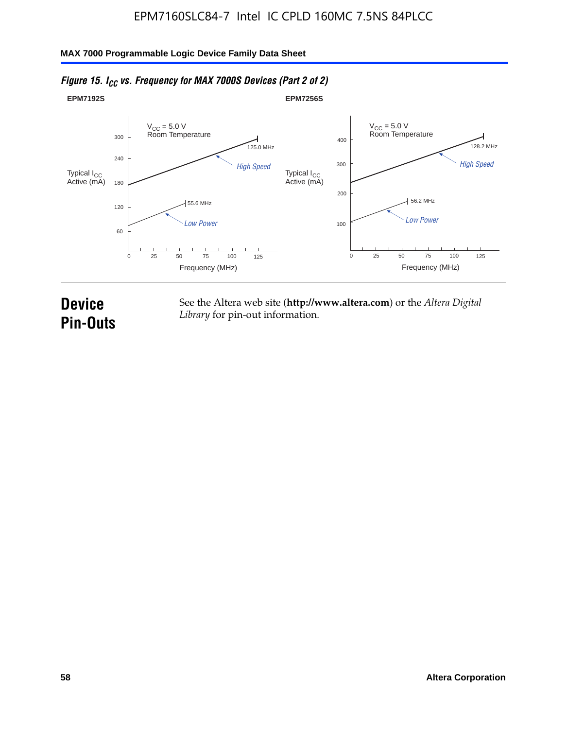*Figure 15. $I_{CC}$ vs. Frequency for MAX 7000S Devices (Part 2 of 2)*

**EPM7192S**

$V_{CC}$ = 5.0 V
Room Temperature

Typical $I_{CC}$ Active (mA)

High Speed: 125.0 MHz

Low Power: 55.6 MHz

Frequency (MHz)

**EPM7256S**

$V_{CC}$ = 5.0 V
Room Temperature

Typical $I_{CC}$ Active (mA)

High Speed: 128.2 MHz

Low Power: 56.2 MHz

Frequency (MHz)

# Device Pin-Outs

See the Altera web site (**http://www.altera.com**) or the *Altera Digital Library* for pin-out information.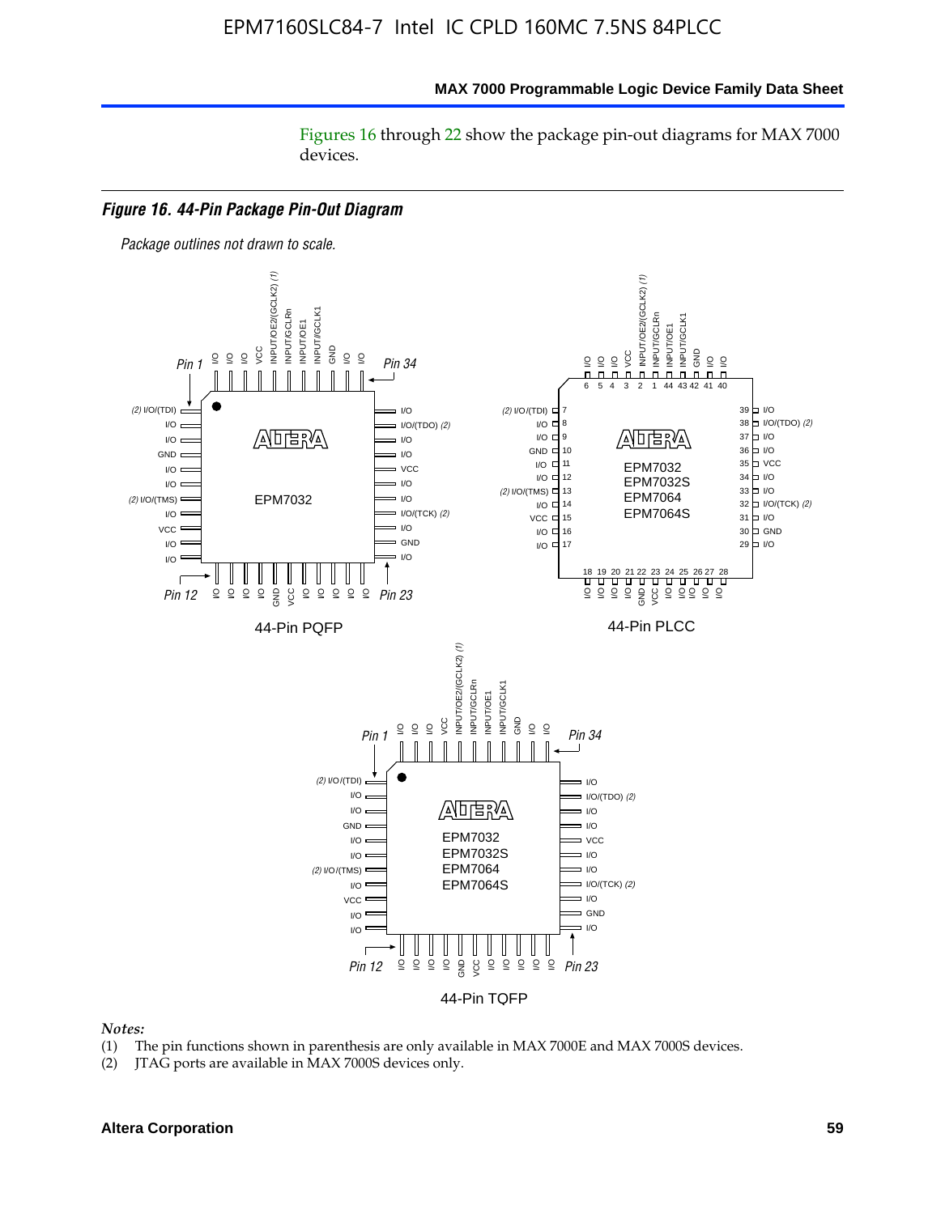Figures 16 through 22 show the package pin-out diagrams for MAX 7000 devices.

### *Figure 16. 44-Pin Package Pin-Out Diagram*

*Package outlines not drawn to scale.*

44-Pin PQFP

44-Pin PLCC

44-Pin TQFP

*Notes:*

(1) The pin functions shown in parenthesis are only available in MAX 7000E and MAX 7000S devices.

(2) JTAG ports are available in MAX 7000S devices only.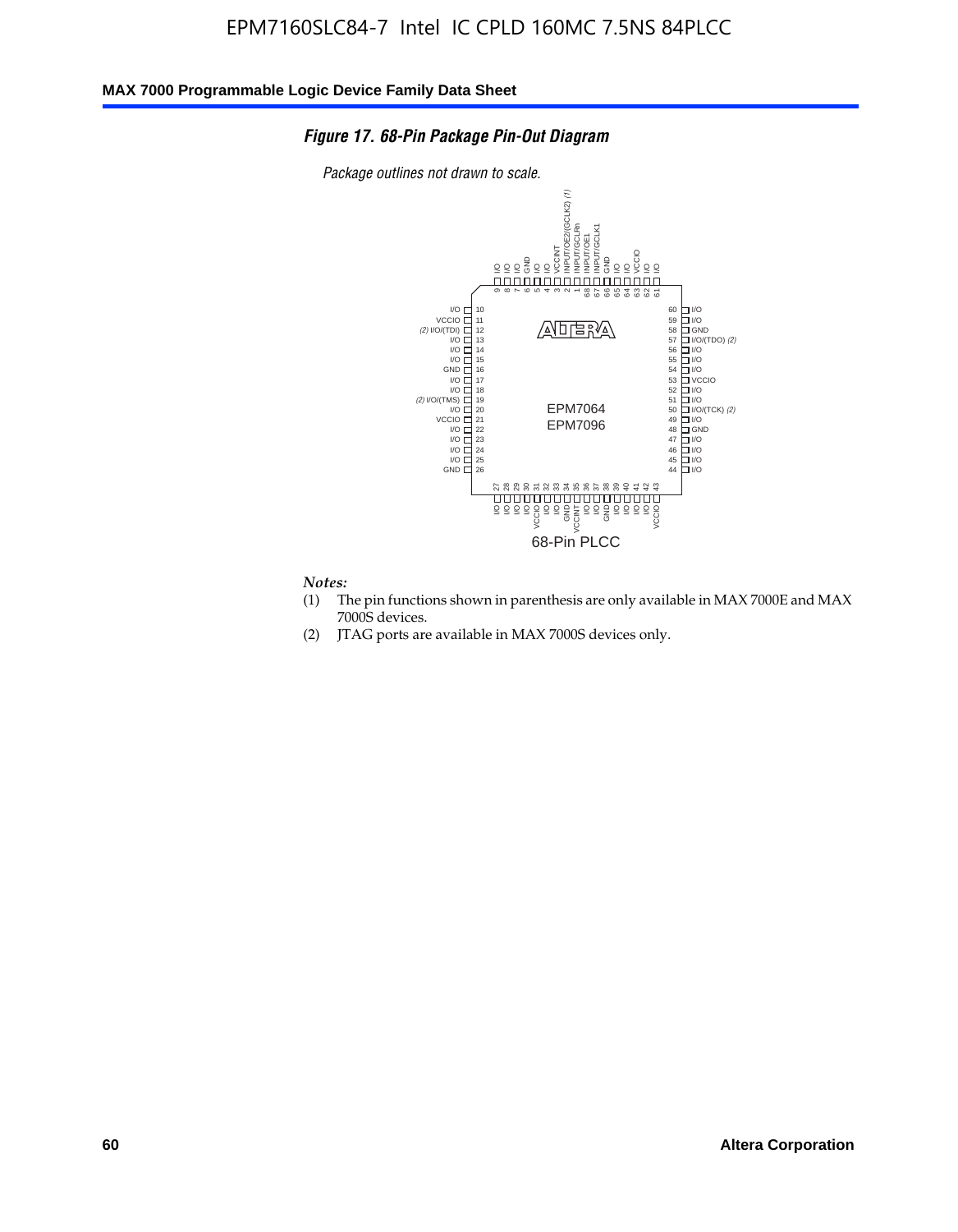*Figure 17. 68-Pin Package Pin-Out Diagram*

*Package outlines not drawn to scale.*

*Notes:*

(1) The pin functions shown in parenthesis are only available in MAX 7000E and MAX 7000S devices.

(2) JTAG ports are available in MAX 7000S devices only.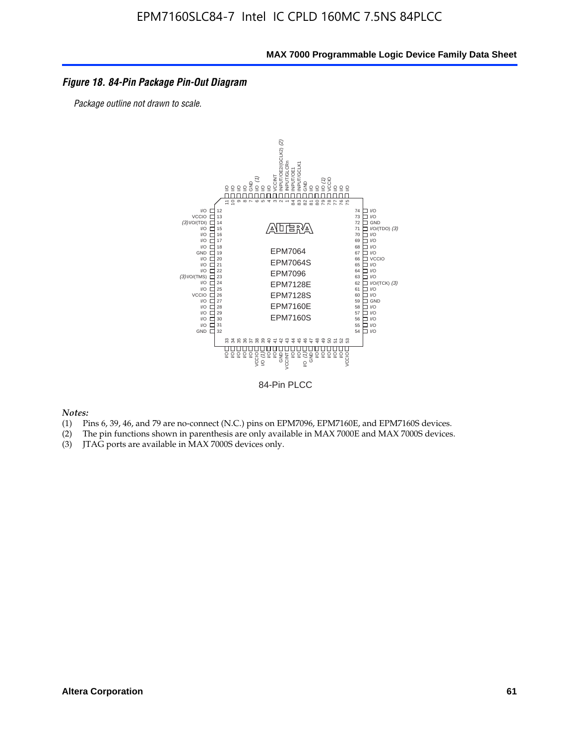### *Figure 18. 84-Pin Package Pin-Out Diagram*

*Package outline not drawn to scale.*

84-Pin PLCC

*Notes:*

(1) Pins 6, 39, 46, and 79 are no-connect (N.C.) pins on EPM7096, EPM7160E, and EPM7160S devices.
(2) The pin functions shown in parenthesis are only available in MAX 7000E and MAX 7000S devices.
(3) JTAG ports are available in MAX 7000S devices only.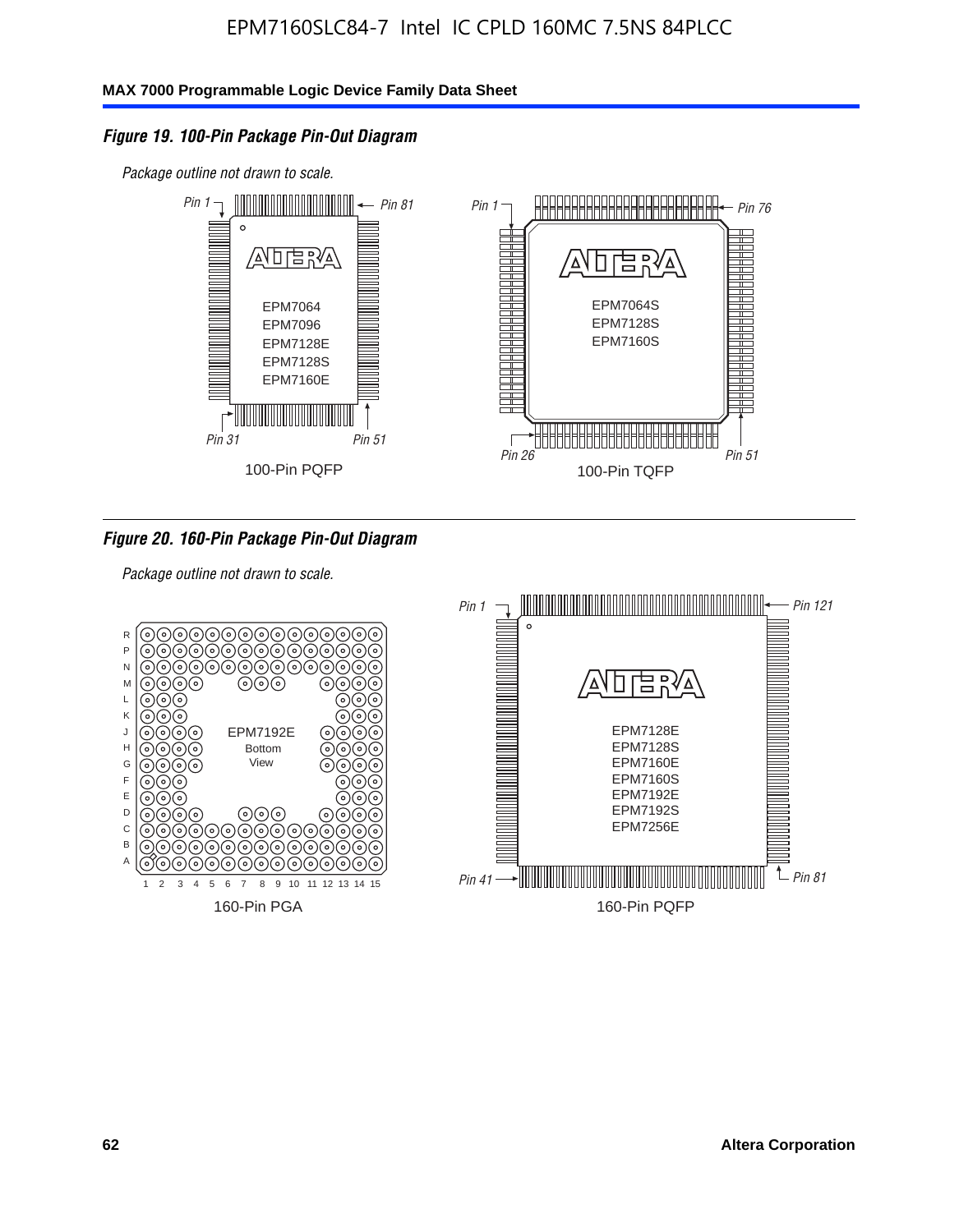*Figure 19. 100-Pin Package Pin-Out Diagram*

*Package outline not drawn to scale.*

Pin 1, Pin 81, Pin 31, Pin 51

EPM7064
EPM7096
EPM7128E
EPM7128S
EPM7160E

100-Pin PQFP

Pin 1, Pin 76, Pin 26, Pin 51

EPM7064S
EPM7128S
EPM7160S

100-Pin TQFP

*Figure 20. 160-Pin Package Pin-Out Diagram*

*Package outline not drawn to scale.*

EPM7192E
Bottom
View

160-Pin PGA

Pin 1, Pin 121, Pin 41, Pin 81

EPM7128E
EPM7128S
EPM7160E
EPM7160S
EPM7192E
EPM7192S
EPM7256E

160-Pin PQFP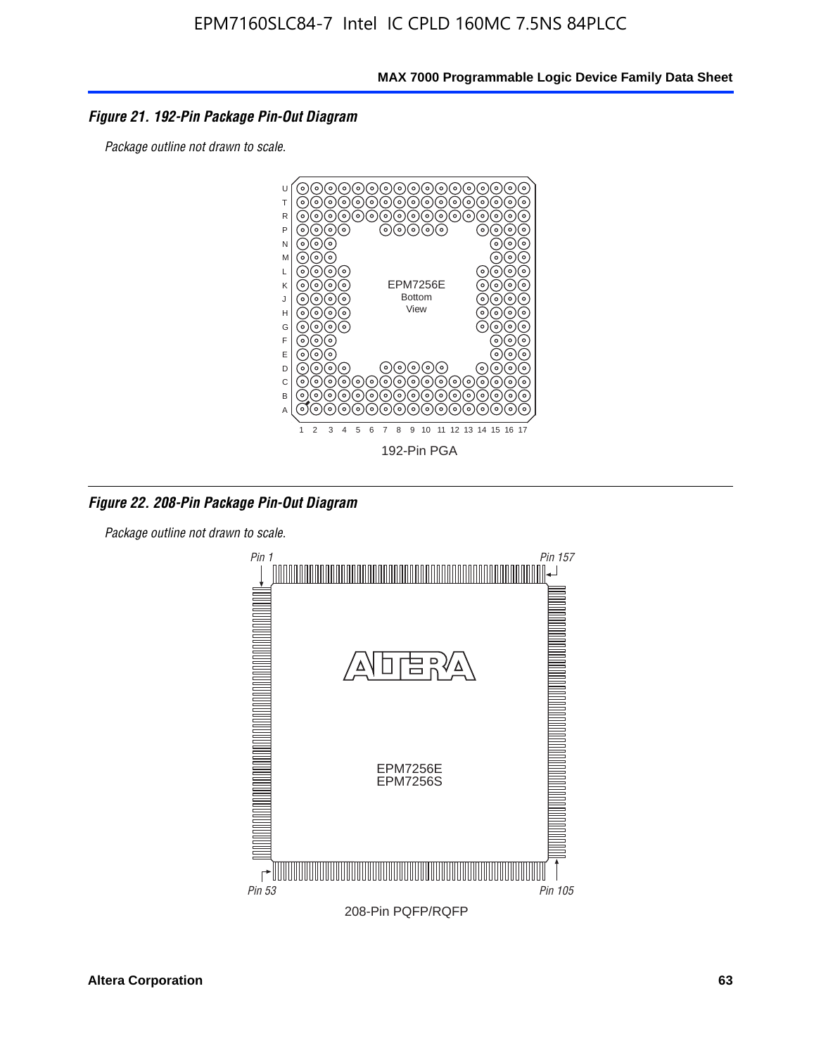### Figure 21. 192-Pin Package Pin-Out Diagram

*Package outline not drawn to scale.*

EPM7256E
Bottom
View

192-Pin PGA

### Figure 22. 208-Pin Package Pin-Out Diagram

*Package outline not drawn to scale.*

*Pin 1* *Pin 157*

EPM7256E
EPM7256S

*Pin 53* *Pin 105*

208-Pin PQFP/RQFP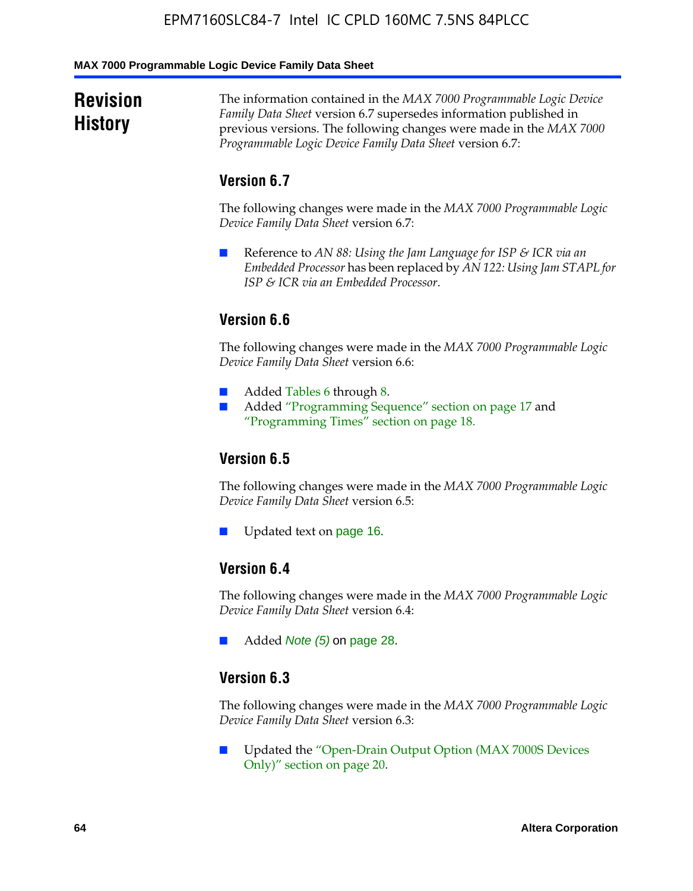# Revision History

The information contained in the *MAX 7000 Programmable Logic Device Family Data Sheet* version 6.7 supersedes information published in previous versions. The following changes were made in the *MAX 7000 Programmable Logic Device Family Data Sheet* version 6.7:

## Version 6.7

The following changes were made in the *MAX 7000 Programmable Logic Device Family Data Sheet* version 6.7:

- Reference to *AN 88: Using the Jam Language for ISP & ICR via an Embedded Processor* has been replaced by *AN 122: Using Jam STAPL for ISP & ICR via an Embedded Processor*.

## Version 6.6

The following changes were made in the *MAX 7000 Programmable Logic Device Family Data Sheet* version 6.6:

- Added Tables 6 through 8.
- Added "Programming Sequence" section on page 17 and "Programming Times" section on page 18.

## Version 6.5

The following changes were made in the *MAX 7000 Programmable Logic Device Family Data Sheet* version 6.5:

- Updated text on page 16.

## Version 6.4

The following changes were made in the *MAX 7000 Programmable Logic Device Family Data Sheet* version 6.4:

- Added *Note (5)* on page 28.

## Version 6.3

The following changes were made in the *MAX 7000 Programmable Logic Device Family Data Sheet* version 6.3:

- Updated the "Open-Drain Output Option (MAX 7000S Devices Only)" section on page 20.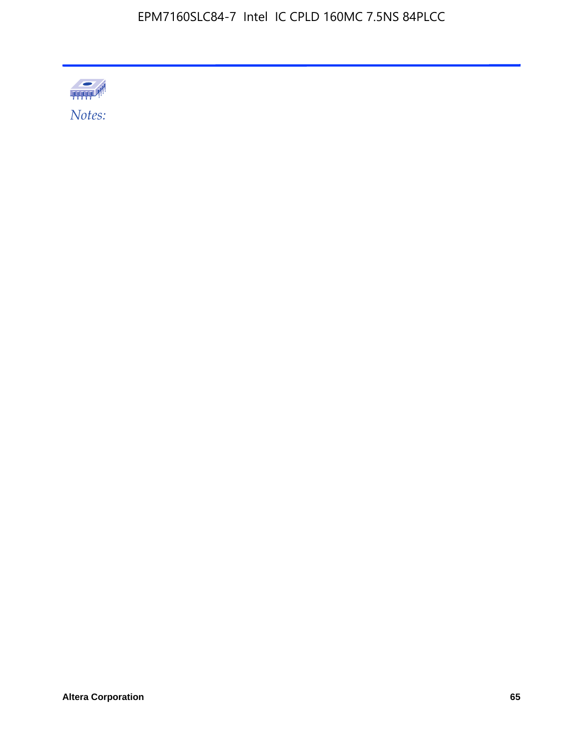*Notes:*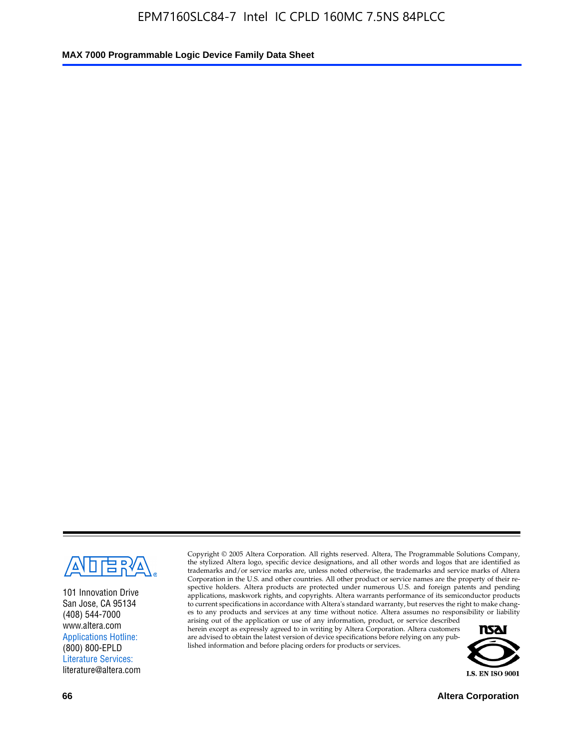101 Innovation Drive
San Jose, CA 95134
(408) 544-7000
www.altera.com
Applications Hotline:
(800) 800-EPLD
Literature Services:
literature@altera.com

Copyright © 2005 Altera Corporation. All rights reserved. Altera, The Programmable Solutions Company, the stylized Altera logo, specific device designations, and all other words and logos that are identified as trademarks and/or service marks are, unless noted otherwise, the trademarks and service marks of Altera Corporation in the U.S. and other countries. All other product or service names are the property of their respective holders. Altera products are protected under numerous U.S. and foreign patents and pending applications, maskwork rights, and copyrights. Altera warrants performance of its semiconductor products to current specifications in accordance with Altera's standard warranty, but reserves the right to make changes to any products and services at any time without notice. Altera assumes no responsibility or liability arising out of the application or use of any information, product, or service described herein except as expressly agreed to in writing by Altera Corporation. Altera customers are advised to obtain the latest version of device specifications before relying on any published information and before placing orders for products or services.

I.S. EN ISO 9001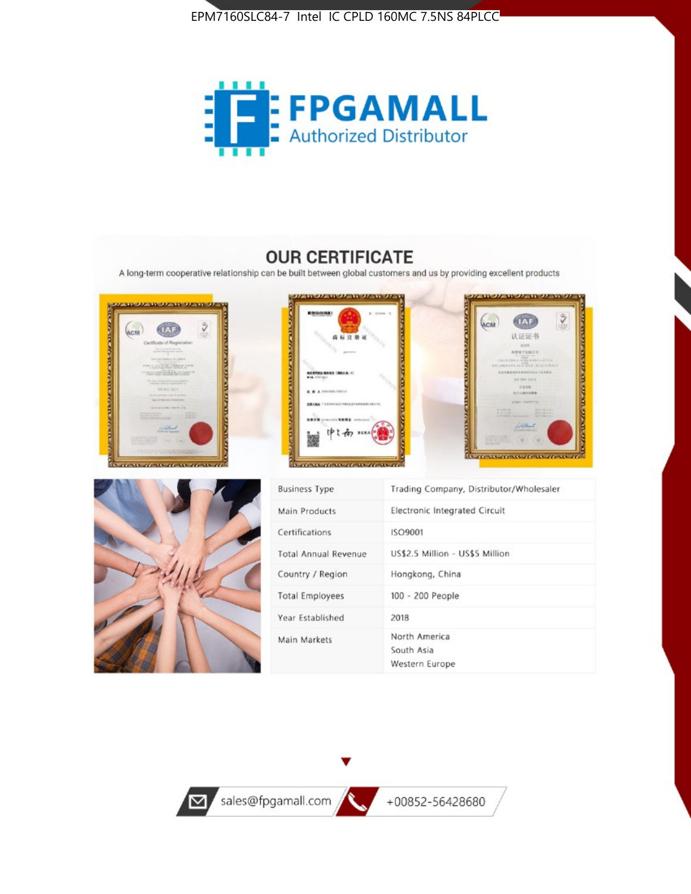FPGAMALL Authorized Distributor

## OUR CERTIFICATE

A long-term cooperative relationship can be built between global customers and us by providing excellent products

| | |
|---|---|
| Business Type | Trading Company, Distributor/Wholesaler |
| Main Products | Electronic Integrated Circuit |
| Certifications | ISO9001 |
| Total Annual Revenue | US$2.5 Million - US$5 Million |
| Country / Region | Hongkong, China |
| Total Employees | 100 - 200 People |
| Year Established | 2018 |
| Main Markets | North America<br>South Asia<br>Western Europe |

sales@fpgamall.com

+00852-56428680